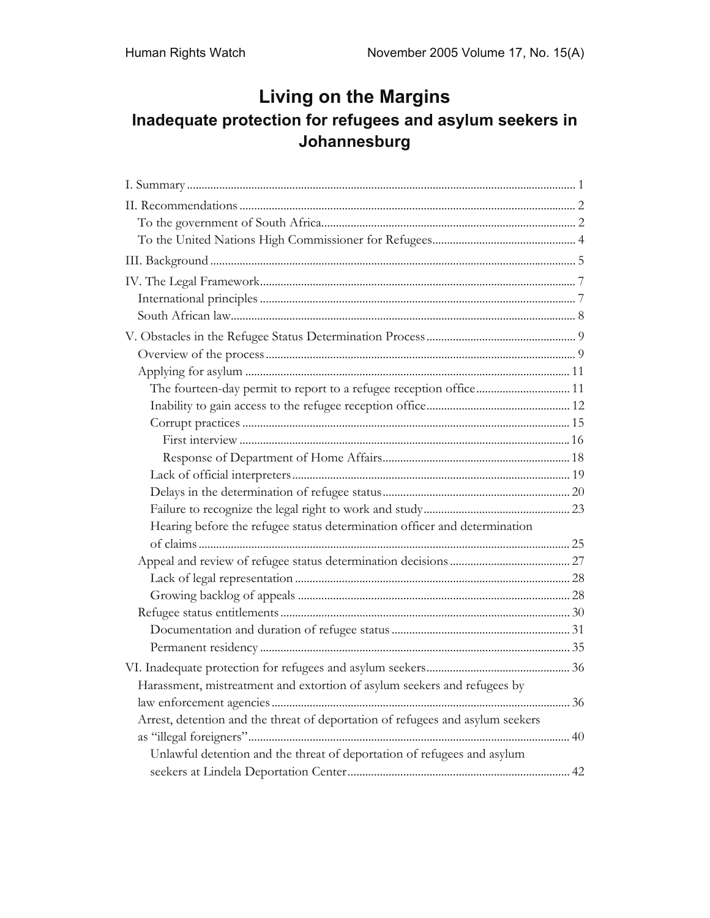# Living on the Margins

## Inadequate protection for refugees and asylum seekers in Johannesburg

I. Summary ... 1

II. Recommendations ... 2

- To the government of South Africa ... 2
- To the United Nations High Commissioner for Refugees ... 4

III. Background ... 5

IV. The Legal Framework ... 7

- International principles ... 7
- South African law ... 8

V. Obstacles in the Refugee Status Determination Process ... 9

- Overview of the process ... 9
- Applying for asylum ... 11
  - The fourteen-day permit to report to a refugee reception office ... 11
  - Inability to gain access to the refugee reception office ... 12
  - Corrupt practices ... 15
    - First interview ... 16
    - Response of Department of Home Affairs ... 18
  - Lack of official interpreters ... 19
  - Delays in the determination of refugee status ... 20
  - Failure to recognize the legal right to work and study ... 23
  - Hearing before the refugee status determination officer and determination of claims ... 25
- Appeal and review of refugee status determination decisions ... 27
  - Lack of legal representation ... 28
  - Growing backlog of appeals ... 28
- Refugee status entitlements ... 30
  - Documentation and duration of refugee status ... 31
  - Permanent residency ... 35

VI. Inadequate protection for refugees and asylum seekers ... 36

- Harassment, mistreatment and extortion of asylum seekers and refugees by law enforcement agencies ... 36
- Arrest, detention and the threat of deportation of refugees and asylum seekers as "illegal foreigners" ... 40
  - Unlawful detention and the threat of deportation of refugees and asylum seekers at Lindela Deportation Center ... 42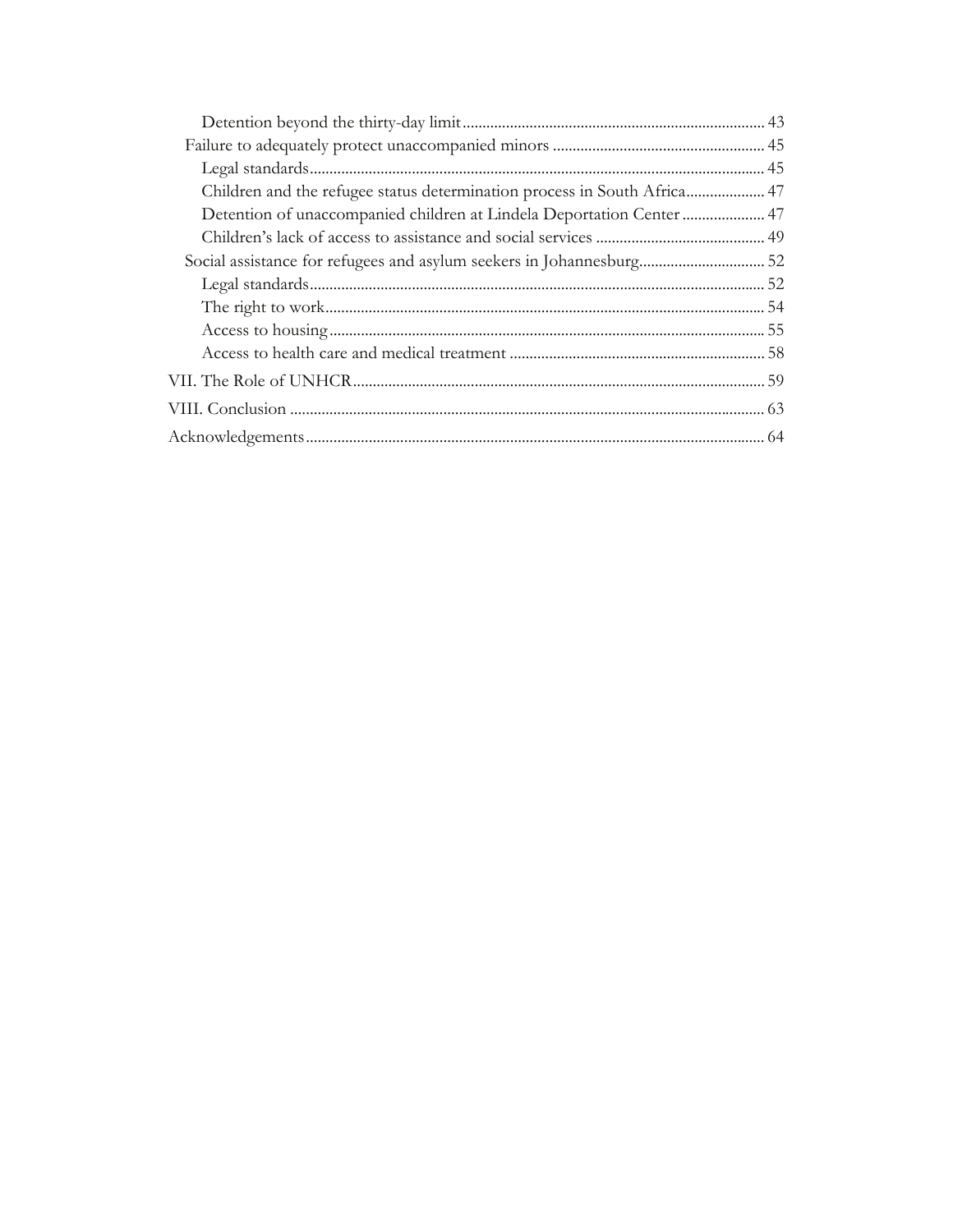- Detention beyond the thirty-day limit ........ 43
- Failure to adequately protect unaccompanied minors ........ 45
  - Legal standards ........ 45
  - Children and the refugee status determination process in South Africa ........ 47
  - Detention of unaccompanied children at Lindela Deportation Center ........ 47
  - Children's lack of access to assistance and social services ........ 49
- Social assistance for refugees and asylum seekers in Johannesburg ........ 52
  - Legal standards ........ 52
  - The right to work ........ 54
  - Access to housing ........ 55
  - Access to health care and medical treatment ........ 58

VII. The Role of UNHCR ........ 59

VIII. Conclusion ........ 63

Acknowledgements ........ 64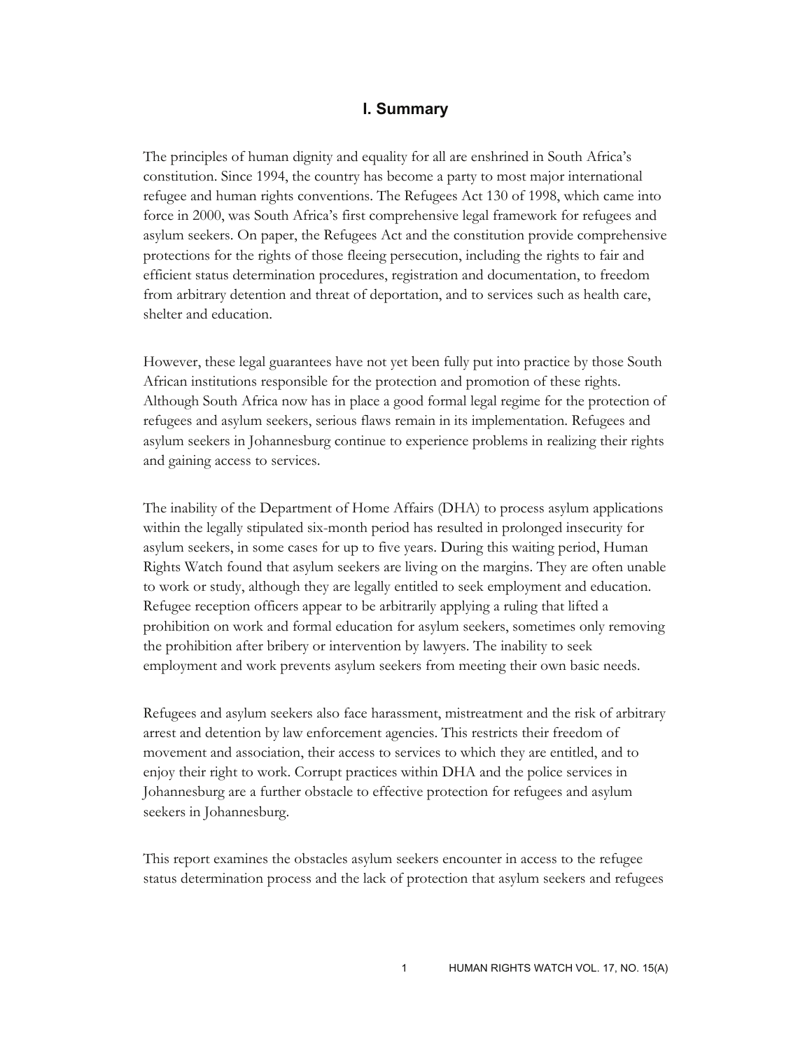# I. Summary

The principles of human dignity and equality for all are enshrined in South Africa's constitution. Since 1994, the country has become a party to most major international refugee and human rights conventions. The Refugees Act 130 of 1998, which came into force in 2000, was South Africa's first comprehensive legal framework for refugees and asylum seekers. On paper, the Refugees Act and the constitution provide comprehensive protections for the rights of those fleeing persecution, including the rights to fair and efficient status determination procedures, registration and documentation, to freedom from arbitrary detention and threat of deportation, and to services such as health care, shelter and education.

However, these legal guarantees have not yet been fully put into practice by those South African institutions responsible for the protection and promotion of these rights. Although South Africa now has in place a good formal legal regime for the protection of refugees and asylum seekers, serious flaws remain in its implementation. Refugees and asylum seekers in Johannesburg continue to experience problems in realizing their rights and gaining access to services.

The inability of the Department of Home Affairs (DHA) to process asylum applications within the legally stipulated six-month period has resulted in prolonged insecurity for asylum seekers, in some cases for up to five years. During this waiting period, Human Rights Watch found that asylum seekers are living on the margins. They are often unable to work or study, although they are legally entitled to seek employment and education. Refugee reception officers appear to be arbitrarily applying a ruling that lifted a prohibition on work and formal education for asylum seekers, sometimes only removing the prohibition after bribery or intervention by lawyers. The inability to seek employment and work prevents asylum seekers from meeting their own basic needs.

Refugees and asylum seekers also face harassment, mistreatment and the risk of arbitrary arrest and detention by law enforcement agencies. This restricts their freedom of movement and association, their access to services to which they are entitled, and to enjoy their right to work. Corrupt practices within DHA and the police services in Johannesburg are a further obstacle to effective protection for refugees and asylum seekers in Johannesburg.

This report examines the obstacles asylum seekers encounter in access to the refugee status determination process and the lack of protection that asylum seekers and refugees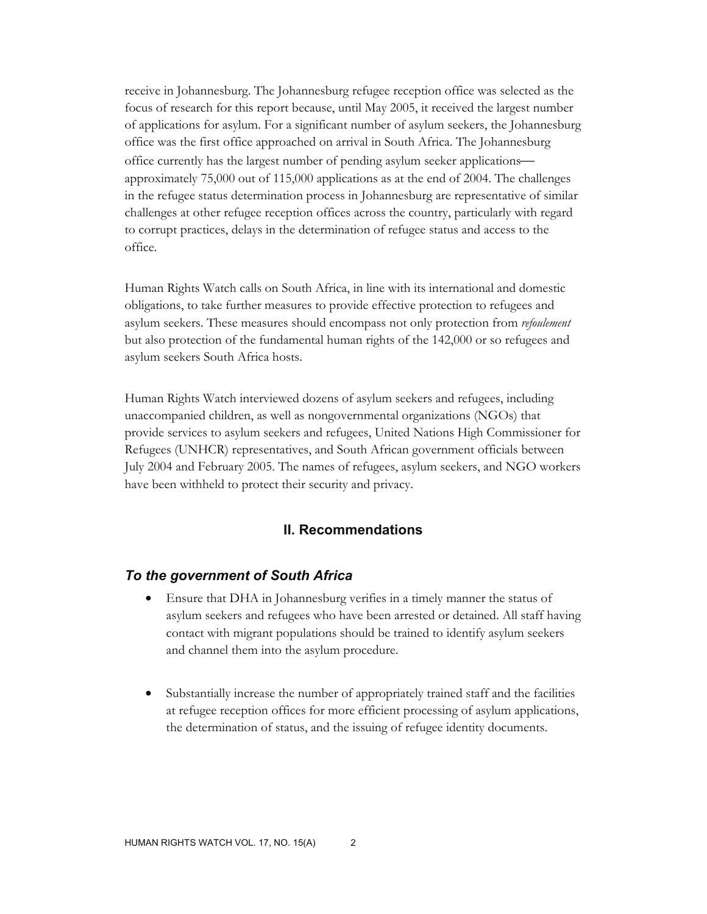receive in Johannesburg. The Johannesburg refugee reception office was selected as the focus of research for this report because, until May 2005, it received the largest number of applications for asylum. For a significant number of asylum seekers, the Johannesburg office was the first office approached on arrival in South Africa. The Johannesburg office currently has the largest number of pending asylum seeker applications—approximately 75,000 out of 115,000 applications as at the end of 2004. The challenges in the refugee status determination process in Johannesburg are representative of similar challenges at other refugee reception offices across the country, particularly with regard to corrupt practices, delays in the determination of refugee status and access to the office.

Human Rights Watch calls on South Africa, in line with its international and domestic obligations, to take further measures to provide effective protection to refugees and asylum seekers. These measures should encompass not only protection from *refoulement* but also protection of the fundamental human rights of the 142,000 or so refugees and asylum seekers South Africa hosts.

Human Rights Watch interviewed dozens of asylum seekers and refugees, including unaccompanied children, as well as nongovernmental organizations (NGOs) that provide services to asylum seekers and refugees, United Nations High Commissioner for Refugees (UNHCR) representatives, and South African government officials between July 2004 and February 2005. The names of refugees, asylum seekers, and NGO workers have been withheld to protect their security and privacy.

## II. Recommendations

### *To the government of South Africa*

- Ensure that DHA in Johannesburg verifies in a timely manner the status of asylum seekers and refugees who have been arrested or detained. All staff having contact with migrant populations should be trained to identify asylum seekers and channel them into the asylum procedure.

- Substantially increase the number of appropriately trained staff and the facilities at refugee reception offices for more efficient processing of asylum applications, the determination of status, and the issuing of refugee identity documents.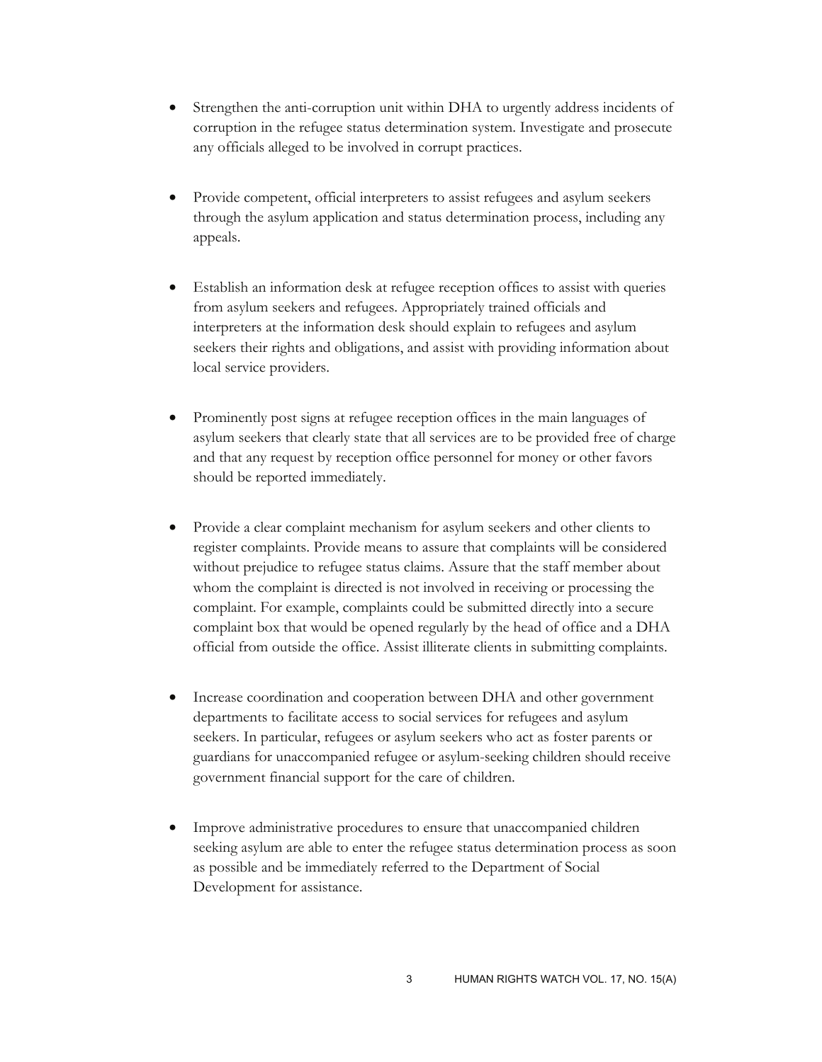- Strengthen the anti-corruption unit within DHA to urgently address incidents of corruption in the refugee status determination system. Investigate and prosecute any officials alleged to be involved in corrupt practices.

- Provide competent, official interpreters to assist refugees and asylum seekers through the asylum application and status determination process, including any appeals.

- Establish an information desk at refugee reception offices to assist with queries from asylum seekers and refugees. Appropriately trained officials and interpreters at the information desk should explain to refugees and asylum seekers their rights and obligations, and assist with providing information about local service providers.

- Prominently post signs at refugee reception offices in the main languages of asylum seekers that clearly state that all services are to be provided free of charge and that any request by reception office personnel for money or other favors should be reported immediately.

- Provide a clear complaint mechanism for asylum seekers and other clients to register complaints. Provide means to assure that complaints will be considered without prejudice to refugee status claims. Assure that the staff member about whom the complaint is directed is not involved in receiving or processing the complaint. For example, complaints could be submitted directly into a secure complaint box that would be opened regularly by the head of office and a DHA official from outside the office. Assist illiterate clients in submitting complaints.

- Increase coordination and cooperation between DHA and other government departments to facilitate access to social services for refugees and asylum seekers. In particular, refugees or asylum seekers who act as foster parents or guardians for unaccompanied refugee or asylum-seeking children should receive government financial support for the care of children.

- Improve administrative procedures to ensure that unaccompanied children seeking asylum are able to enter the refugee status determination process as soon as possible and be immediately referred to the Department of Social Development for assistance.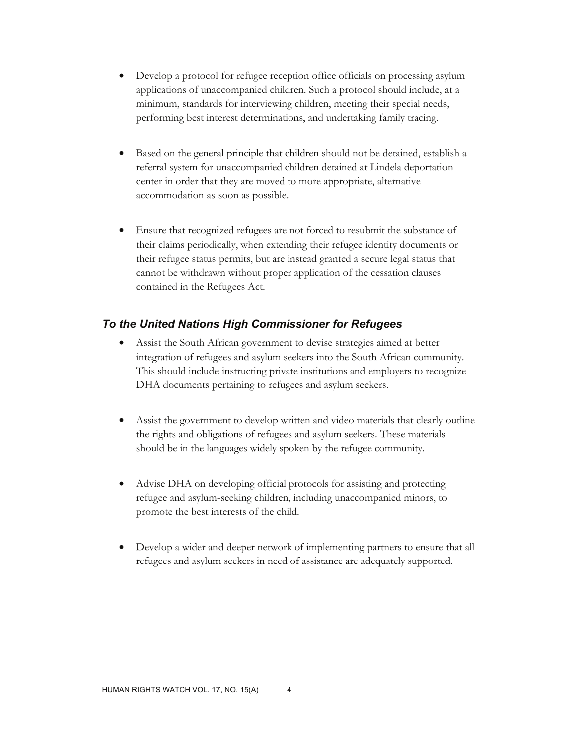- Develop a protocol for refugee reception office officials on processing asylum applications of unaccompanied children. Such a protocol should include, at a minimum, standards for interviewing children, meeting their special needs, performing best interest determinations, and undertaking family tracing.

- Based on the general principle that children should not be detained, establish a referral system for unaccompanied children detained at Lindela deportation center in order that they are moved to more appropriate, alternative accommodation as soon as possible.

- Ensure that recognized refugees are not forced to resubmit the substance of their claims periodically, when extending their refugee identity documents or their refugee status permits, but are instead granted a secure legal status that cannot be withdrawn without proper application of the cessation clauses contained in the Refugees Act.

### *To the United Nations High Commissioner for Refugees*

- Assist the South African government to devise strategies aimed at better integration of refugees and asylum seekers into the South African community. This should include instructing private institutions and employers to recognize DHA documents pertaining to refugees and asylum seekers.

- Assist the government to develop written and video materials that clearly outline the rights and obligations of refugees and asylum seekers. These materials should be in the languages widely spoken by the refugee community.

- Advise DHA on developing official protocols for assisting and protecting refugee and asylum-seeking children, including unaccompanied minors, to promote the best interests of the child.

- Develop a wider and deeper network of implementing partners to ensure that all refugees and asylum seekers in need of assistance are adequately supported.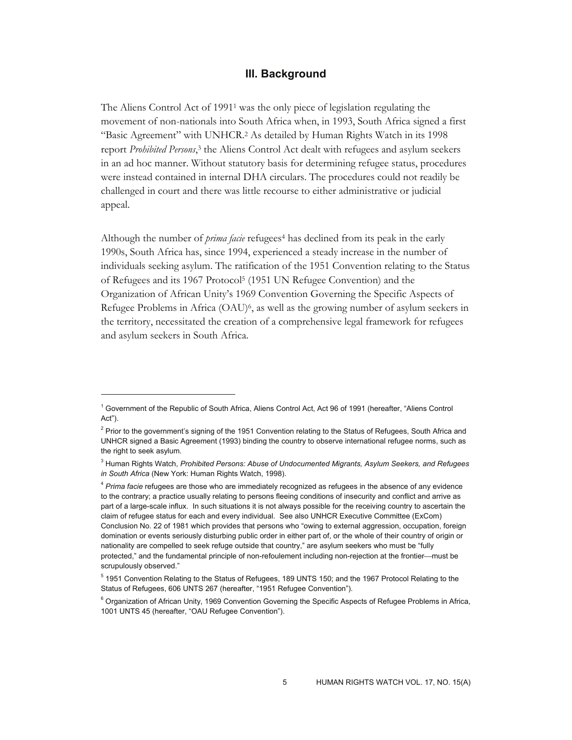## III. Background

The Aliens Control Act of 1991[1] was the only piece of legislation regulating the movement of non-nationals into South Africa when, in 1993, South Africa signed a first "Basic Agreement" with UNHCR.[2] As detailed by Human Rights Watch in its 1998 report *Prohibited Persons*,[3] the Aliens Control Act dealt with refugees and asylum seekers in an ad hoc manner. Without statutory basis for determining refugee status, procedures were instead contained in internal DHA circulars. The procedures could not readily be challenged in court and there was little recourse to either administrative or judicial appeal.

Although the number of *prima facie* refugees[4] has declined from its peak in the early 1990s, South Africa has, since 1994, experienced a steady increase in the number of individuals seeking asylum. The ratification of the 1951 Convention relating to the Status of Refugees and its 1967 Protocol[5] (1951 UN Refugee Convention) and the Organization of African Unity's 1969 Convention Governing the Specific Aspects of Refugee Problems in Africa (OAU)[6], as well as the growing number of asylum seekers in the territory, necessitated the creation of a comprehensive legal framework for refugees and asylum seekers in South Africa.

---

[1] Government of the Republic of South Africa, Aliens Control Act, Act 96 of 1991 (hereafter, "Aliens Control Act").

[2] Prior to the government's signing of the 1951 Convention relating to the Status of Refugees, South Africa and UNHCR signed a Basic Agreement (1993) binding the country to observe international refugee norms, such as the right to seek asylum.

[3] Human Rights Watch, *Prohibited Persons: Abuse of Undocumented Migrants, Asylum Seekers, and Refugees in South Africa* (New York: Human Rights Watch, 1998).

[4] *Prima facie* refugees are those who are immediately recognized as refugees in the absence of any evidence to the contrary; a practice usually relating to persons fleeing conditions of insecurity and conflict and arrive as part of a large-scale influx. In such situations it is not always possible for the receiving country to ascertain the claim of refugee status for each and every individual. See also UNHCR Executive Committee (ExCom) Conclusion No. 22 of 1981 which provides that persons who "owing to external aggression, occupation, foreign domination or events seriously disturbing public order in either part of, or the whole of their country of origin or nationality are compelled to seek refuge outside that country," are asylum seekers who must be "fully protected," and the fundamental principle of non-refoulement including non-rejection at the frontier—must be scrupulously observed."

[5] 1951 Convention Relating to the Status of Refugees, 189 UNTS 150; and the 1967 Protocol Relating to the Status of Refugees, 606 UNTS 267 (hereafter, "1951 Refugee Convention").

[6] Organization of African Unity, 1969 Convention Governing the Specific Aspects of Refugee Problems in Africa, 1001 UNTS 45 (hereafter, "OAU Refugee Convention").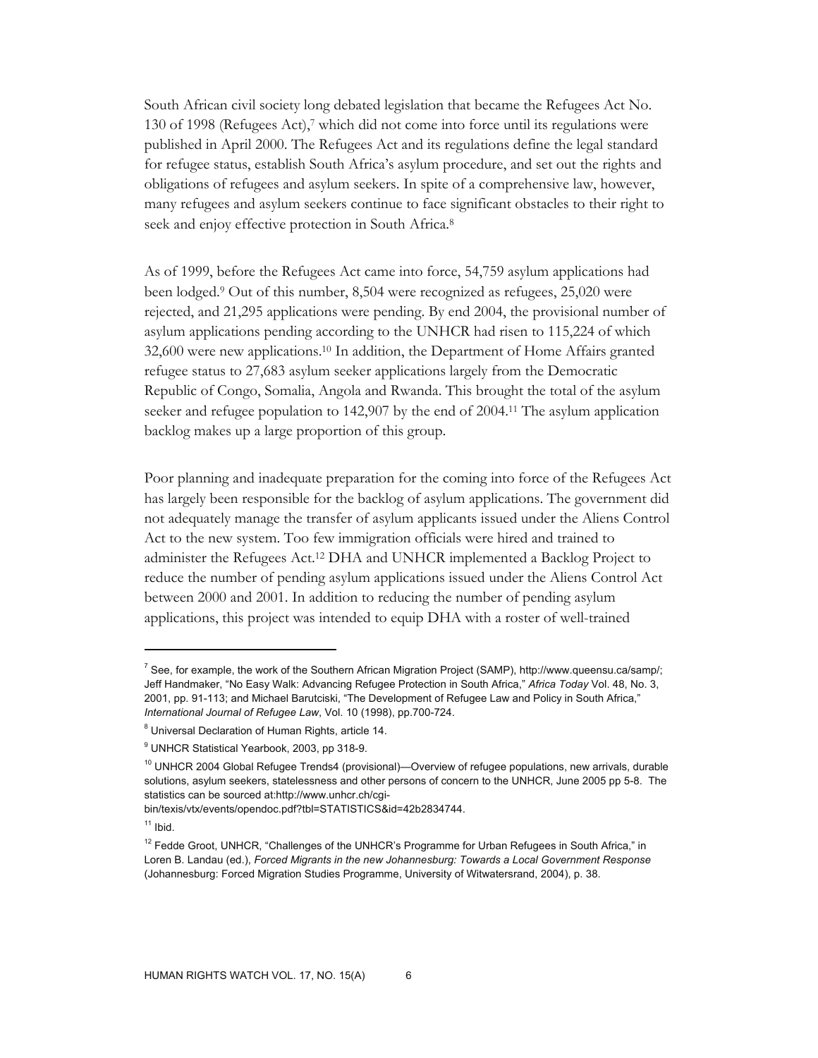South African civil society long debated legislation that became the Refugees Act No. 130 of 1998 (Refugees Act),[7] which did not come into force until its regulations were published in April 2000. The Refugees Act and its regulations define the legal standard for refugee status, establish South Africa's asylum procedure, and set out the rights and obligations of refugees and asylum seekers. In spite of a comprehensive law, however, many refugees and asylum seekers continue to face significant obstacles to their right to seek and enjoy effective protection in South Africa.[8]

As of 1999, before the Refugees Act came into force, 54,759 asylum applications had been lodged.[9] Out of this number, 8,504 were recognized as refugees, 25,020 were rejected, and 21,295 applications were pending. By end 2004, the provisional number of asylum applications pending according to the UNHCR had risen to 115,224 of which 32,600 were new applications.[10] In addition, the Department of Home Affairs granted refugee status to 27,683 asylum seeker applications largely from the Democratic Republic of Congo, Somalia, Angola and Rwanda. This brought the total of the asylum seeker and refugee population to 142,907 by the end of 2004.[11] The asylum application backlog makes up a large proportion of this group.

Poor planning and inadequate preparation for the coming into force of the Refugees Act has largely been responsible for the backlog of asylum applications. The government did not adequately manage the transfer of asylum applicants issued under the Aliens Control Act to the new system. Too few immigration officials were hired and trained to administer the Refugees Act.[12] DHA and UNHCR implemented a Backlog Project to reduce the number of pending asylum applications issued under the Aliens Control Act between 2000 and 2001. In addition to reducing the number of pending asylum applications, this project was intended to equip DHA with a roster of well-trained

---

[7] See, for example, the work of the Southern African Migration Project (SAMP), http://www.queensu.ca/samp/; Jeff Handmaker, "No Easy Walk: Advancing Refugee Protection in South Africa," *Africa Today* Vol. 48, No. 3, 2001, pp. 91-113; and Michael Barutciski, "The Development of Refugee Law and Policy in South Africa," *International Journal of Refugee Law*, Vol. 10 (1998), pp.700-724.

[8] Universal Declaration of Human Rights, article 14.

[9] UNHCR Statistical Yearbook, 2003, pp 318-9.

[10] UNHCR 2004 Global Refugee Trends4 (provisional)—Overview of refugee populations, new arrivals, durable solutions, asylum seekers, statelessness and other persons of concern to the UNHCR, June 2005 pp 5-8. The statistics can be sourced at:http://www.unhcr.ch/cgi-bin/texis/vtx/events/opendoc.pdf?tbl=STATISTICS&id=42b2834744.

[11] Ibid.

[12] Fedde Groot, UNHCR, "Challenges of the UNHCR's Programme for Urban Refugees in South Africa," in Loren B. Landau (ed.), *Forced Migrants in the new Johannesburg: Towards a Local Government Response* (Johannesburg: Forced Migration Studies Programme, University of Witwatersrand, 2004), p. 38.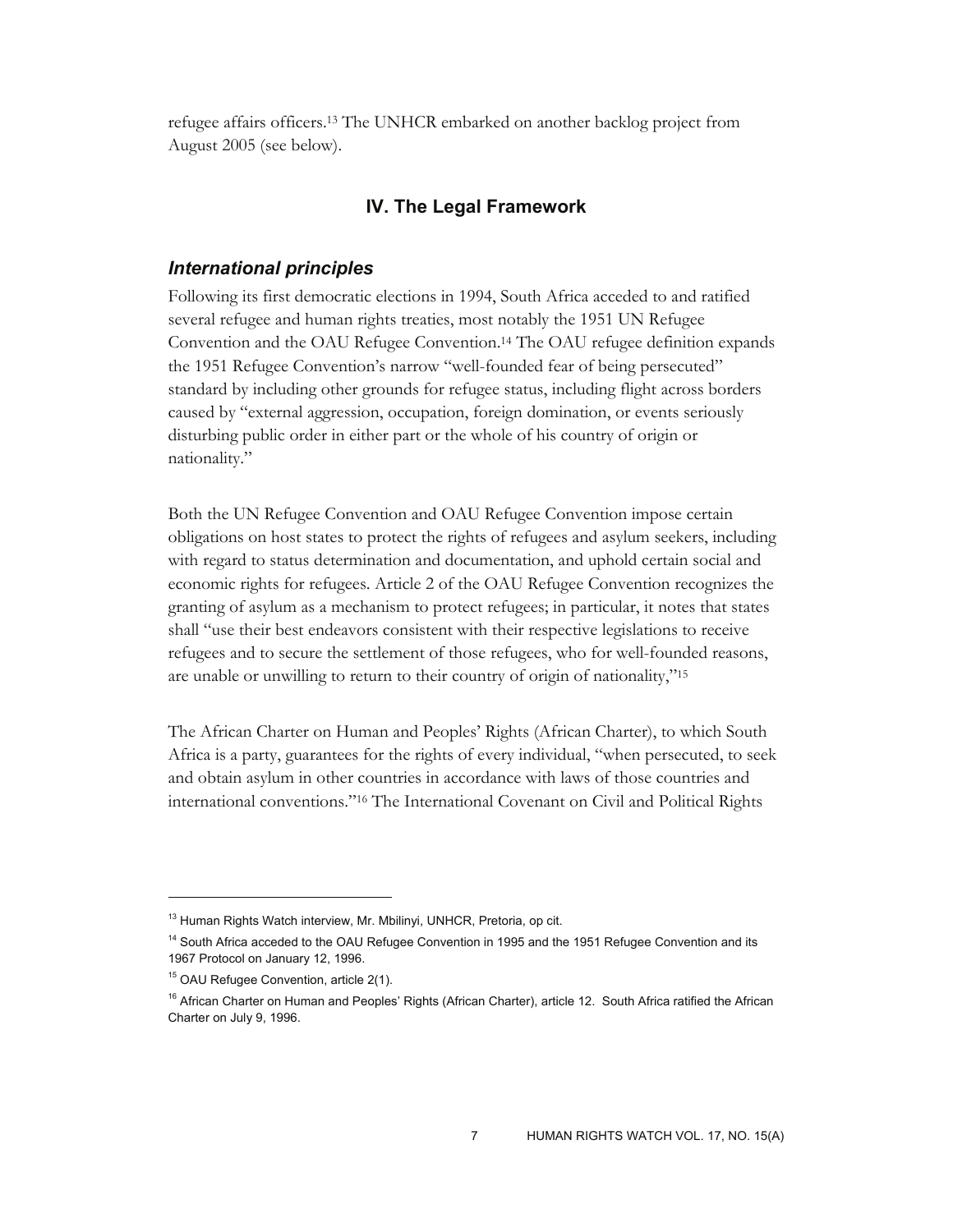refugee affairs officers.[13] The UNHCR embarked on another backlog project from August 2005 (see below).

## IV. The Legal Framework

### *International principles*

Following its first democratic elections in 1994, South Africa acceded to and ratified several refugee and human rights treaties, most notably the 1951 UN Refugee Convention and the OAU Refugee Convention.[14] The OAU refugee definition expands the 1951 Refugee Convention's narrow "well-founded fear of being persecuted" standard by including other grounds for refugee status, including flight across borders caused by "external aggression, occupation, foreign domination, or events seriously disturbing public order in either part or the whole of his country of origin or nationality."

Both the UN Refugee Convention and OAU Refugee Convention impose certain obligations on host states to protect the rights of refugees and asylum seekers, including with regard to status determination and documentation, and uphold certain social and economic rights for refugees. Article 2 of the OAU Refugee Convention recognizes the granting of asylum as a mechanism to protect refugees; in particular, it notes that states shall "use their best endeavors consistent with their respective legislations to receive refugees and to secure the settlement of those refugees, who for well-founded reasons, are unable or unwilling to return to their country of origin of nationality,"[15]

The African Charter on Human and Peoples' Rights (African Charter), to which South Africa is a party, guarantees for the rights of every individual, "when persecuted, to seek and obtain asylum in other countries in accordance with laws of those countries and international conventions."[16] The International Covenant on Civil and Political Rights

---

[13] Human Rights Watch interview, Mr. Mbilinyi, UNHCR, Pretoria, op cit.

[14] South Africa acceded to the OAU Refugee Convention in 1995 and the 1951 Refugee Convention and its 1967 Protocol on January 12, 1996.

[15] OAU Refugee Convention, article 2(1).

[16] African Charter on Human and Peoples' Rights (African Charter), article 12. South Africa ratified the African Charter on July 9, 1996.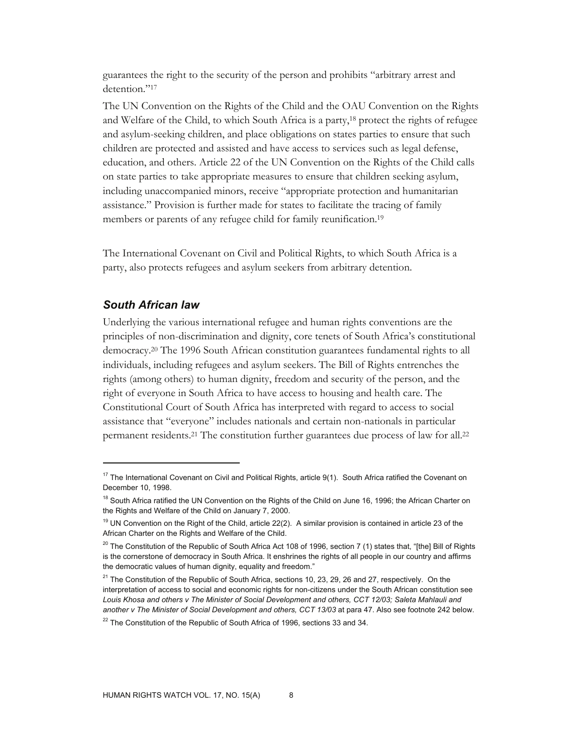guarantees the right to the security of the person and prohibits "arbitrary arrest and detention."[17]

The UN Convention on the Rights of the Child and the OAU Convention on the Rights and Welfare of the Child, to which South Africa is a party,[18] protect the rights of refugee and asylum-seeking children, and place obligations on states parties to ensure that such children are protected and assisted and have access to services such as legal defense, education, and others. Article 22 of the UN Convention on the Rights of the Child calls on state parties to take appropriate measures to ensure that children seeking asylum, including unaccompanied minors, receive "appropriate protection and humanitarian assistance." Provision is further made for states to facilitate the tracing of family members or parents of any refugee child for family reunification.[19]

The International Covenant on Civil and Political Rights, to which South Africa is a party, also protects refugees and asylum seekers from arbitrary detention.

### *South African law*

Underlying the various international refugee and human rights conventions are the principles of non-discrimination and dignity, core tenets of South Africa's constitutional democracy.[20] The 1996 South African constitution guarantees fundamental rights to all individuals, including refugees and asylum seekers. The Bill of Rights entrenches the rights (among others) to human dignity, freedom and security of the person, and the right of everyone in South Africa to have access to housing and health care. The Constitutional Court of South Africa has interpreted with regard to access to social assistance that "everyone" includes nationals and certain non-nationals in particular permanent residents.[21] The constitution further guarantees due process of law for all.[22]

---

[17] The International Covenant on Civil and Political Rights, article 9(1). South Africa ratified the Covenant on December 10, 1998.

[18] South Africa ratified the UN Convention on the Rights of the Child on June 16, 1996; the African Charter on the Rights and Welfare of the Child on January 7, 2000.

[19] UN Convention on the Right of the Child, article 22(2). A similar provision is contained in article 23 of the African Charter on the Rights and Welfare of the Child.

[20] The Constitution of the Republic of South Africa Act 108 of 1996, section 7 (1) states that, "[the] Bill of Rights is the cornerstone of democracy in South Africa. It enshrines the rights of all people in our country and affirms the democratic values of human dignity, equality and freedom."

[21] The Constitution of the Republic of South Africa, sections 10, 23, 29, 26 and 27, respectively. On the interpretation of access to social and economic rights for non-citizens under the South African constitution see *Louis Khosa and others v The Minister of Social Development and others, CCT 12/03; Saleta Mahlauli and another v The Minister of Social Development and others, CCT 13/03* at para 47. Also see footnote 242 below.

[22] The Constitution of the Republic of South Africa of 1996, sections 33 and 34.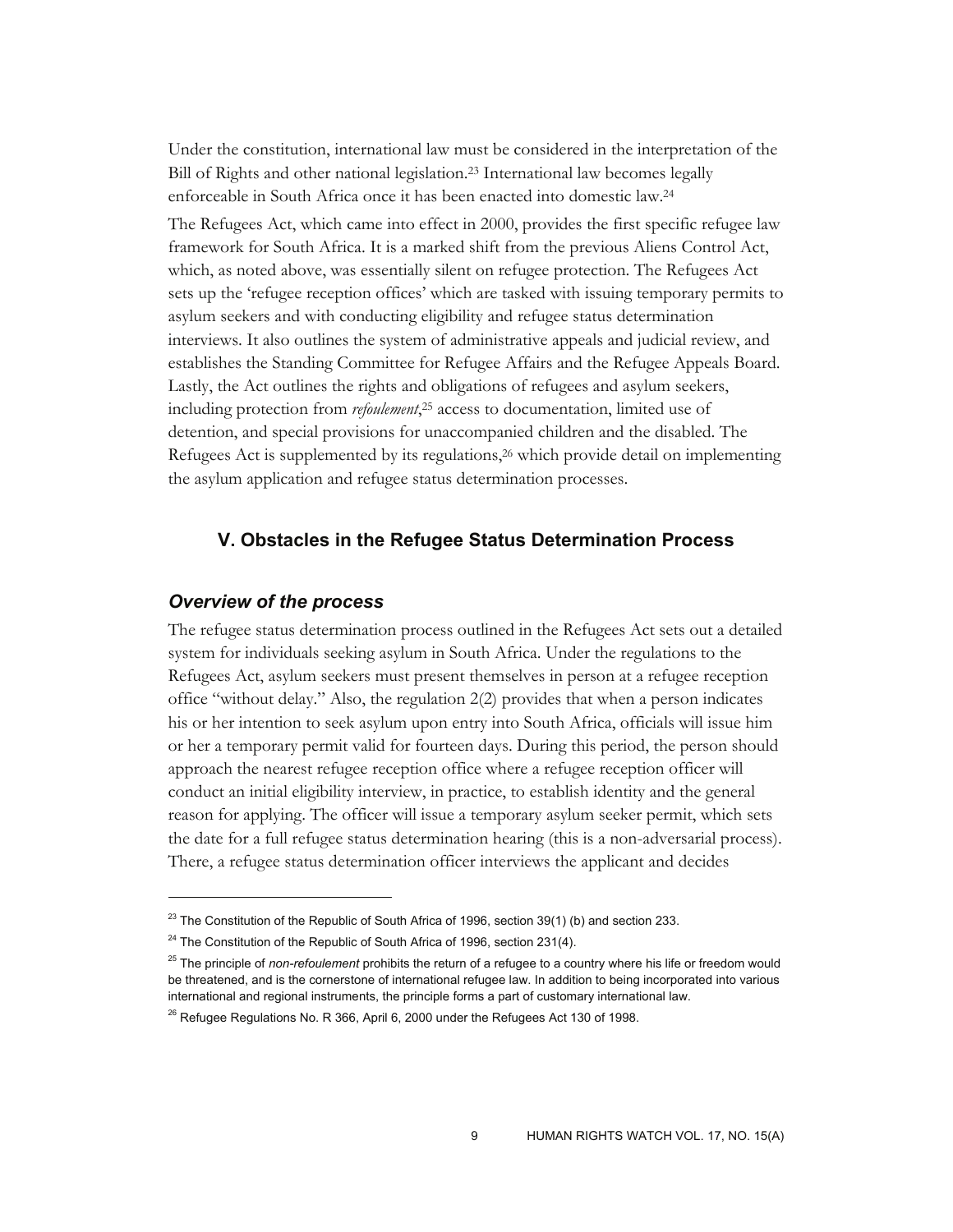Under the constitution, international law must be considered in the interpretation of the Bill of Rights and other national legislation.[23] International law becomes legally enforceable in South Africa once it has been enacted into domestic law.[24]

The Refugees Act, which came into effect in 2000, provides the first specific refugee law framework for South Africa. It is a marked shift from the previous Aliens Control Act, which, as noted above, was essentially silent on refugee protection. The Refugees Act sets up the 'refugee reception offices' which are tasked with issuing temporary permits to asylum seekers and with conducting eligibility and refugee status determination interviews. It also outlines the system of administrative appeals and judicial review, and establishes the Standing Committee for Refugee Affairs and the Refugee Appeals Board. Lastly, the Act outlines the rights and obligations of refugees and asylum seekers, including protection from *refoulement*,[25] access to documentation, limited use of detention, and special provisions for unaccompanied children and the disabled. The Refugees Act is supplemented by its regulations,[26] which provide detail on implementing the asylum application and refugee status determination processes.

## V. Obstacles in the Refugee Status Determination Process

### *Overview of the process*

The refugee status determination process outlined in the Refugees Act sets out a detailed system for individuals seeking asylum in South Africa. Under the regulations to the Refugees Act, asylum seekers must present themselves in person at a refugee reception office "without delay." Also, the regulation 2(2) provides that when a person indicates his or her intention to seek asylum upon entry into South Africa, officials will issue him or her a temporary permit valid for fourteen days. During this period, the person should approach the nearest refugee reception office where a refugee reception officer will conduct an initial eligibility interview, in practice, to establish identity and the general reason for applying. The officer will issue a temporary asylum seeker permit, which sets the date for a full refugee status determination hearing (this is a non-adversarial process). There, a refugee status determination officer interviews the applicant and decides

---

[23] The Constitution of the Republic of South Africa of 1996, section 39(1) (b) and section 233.

[24] The Constitution of the Republic of South Africa of 1996, section 231(4).

[25] The principle of *non-refoulement* prohibits the return of a refugee to a country where his life or freedom would be threatened, and is the cornerstone of international refugee law. In addition to being incorporated into various international and regional instruments, the principle forms a part of customary international law.

[26] Refugee Regulations No. R 366, April 6, 2000 under the Refugees Act 130 of 1998.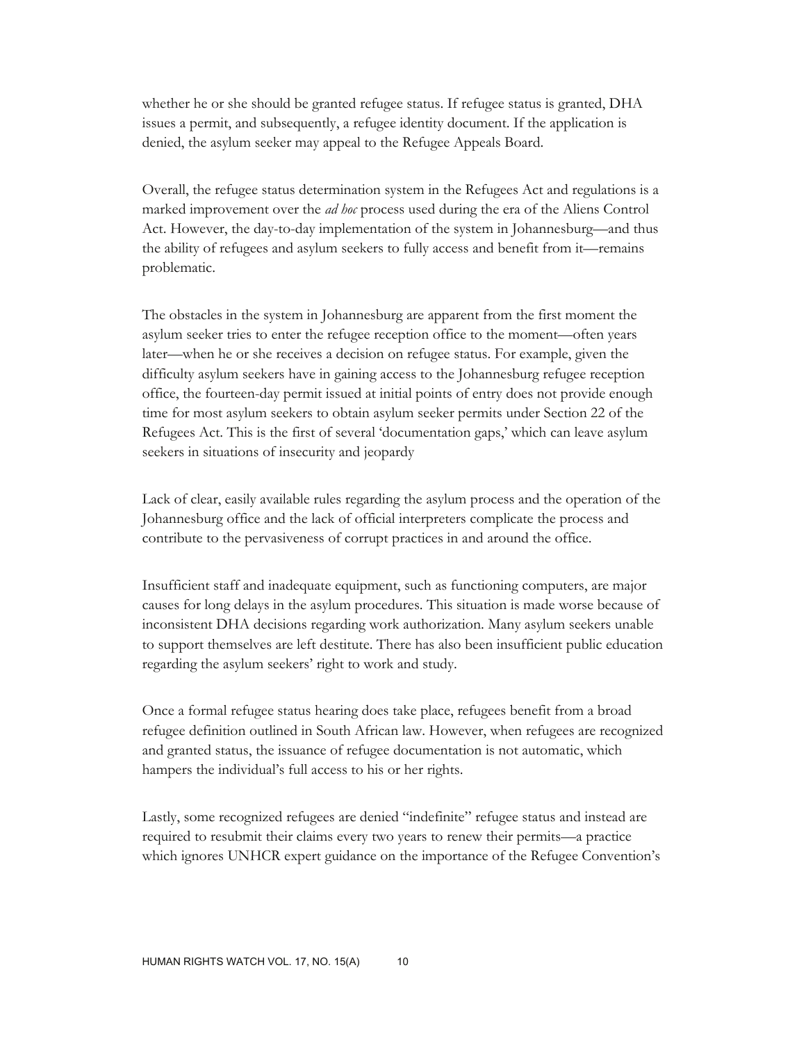whether he or she should be granted refugee status. If refugee status is granted, DHA issues a permit, and subsequently, a refugee identity document. If the application is denied, the asylum seeker may appeal to the Refugee Appeals Board.

Overall, the refugee status determination system in the Refugees Act and regulations is a marked improvement over the *ad hoc* process used during the era of the Aliens Control Act. However, the day-to-day implementation of the system in Johannesburg—and thus the ability of refugees and asylum seekers to fully access and benefit from it—remains problematic.

The obstacles in the system in Johannesburg are apparent from the first moment the asylum seeker tries to enter the refugee reception office to the moment—often years later—when he or she receives a decision on refugee status. For example, given the difficulty asylum seekers have in gaining access to the Johannesburg refugee reception office, the fourteen-day permit issued at initial points of entry does not provide enough time for most asylum seekers to obtain asylum seeker permits under Section 22 of the Refugees Act. This is the first of several 'documentation gaps,' which can leave asylum seekers in situations of insecurity and jeopardy

Lack of clear, easily available rules regarding the asylum process and the operation of the Johannesburg office and the lack of official interpreters complicate the process and contribute to the pervasiveness of corrupt practices in and around the office.

Insufficient staff and inadequate equipment, such as functioning computers, are major causes for long delays in the asylum procedures. This situation is made worse because of inconsistent DHA decisions regarding work authorization. Many asylum seekers unable to support themselves are left destitute. There has also been insufficient public education regarding the asylum seekers' right to work and study.

Once a formal refugee status hearing does take place, refugees benefit from a broad refugee definition outlined in South African law. However, when refugees are recognized and granted status, the issuance of refugee documentation is not automatic, which hampers the individual's full access to his or her rights.

Lastly, some recognized refugees are denied "indefinite" refugee status and instead are required to resubmit their claims every two years to renew their permits—a practice which ignores UNHCR expert guidance on the importance of the Refugee Convention's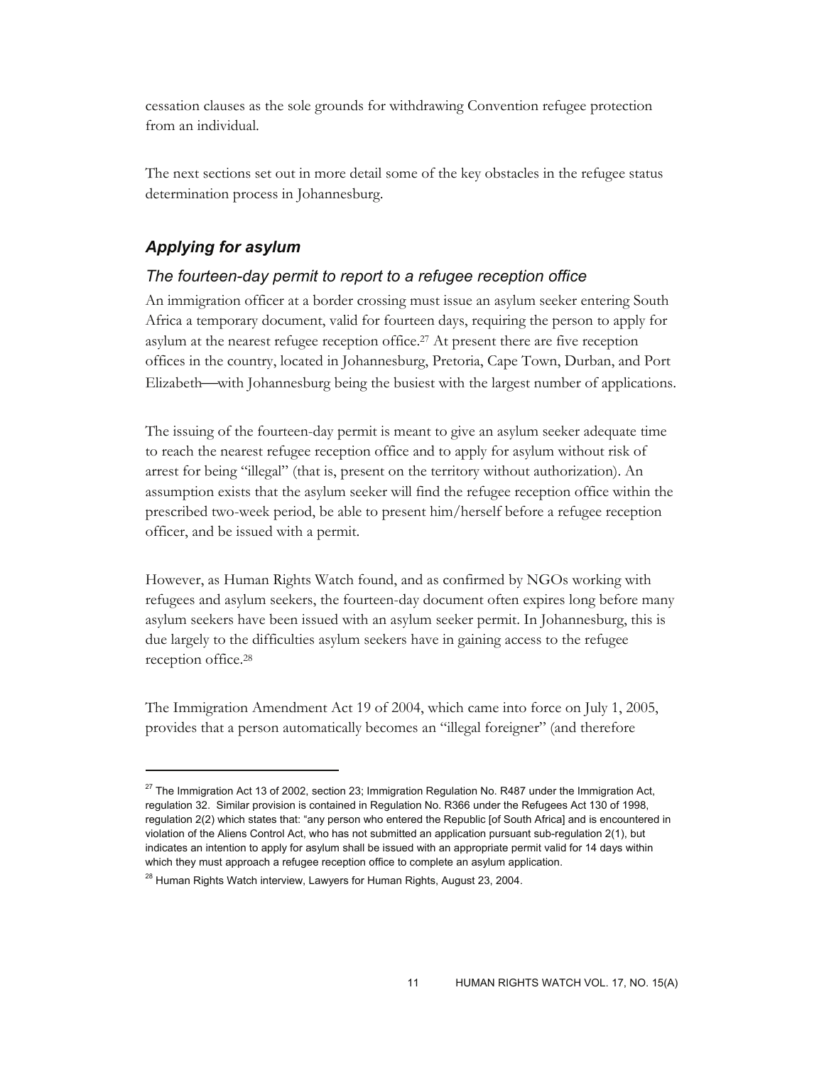cessation clauses as the sole grounds for withdrawing Convention refugee protection from an individual.

The next sections set out in more detail some of the key obstacles in the refugee status determination process in Johannesburg.

## *Applying for asylum*

### *The fourteen-day permit to report to a refugee reception office*

An immigration officer at a border crossing must issue an asylum seeker entering South Africa a temporary document, valid for fourteen days, requiring the person to apply for asylum at the nearest refugee reception office.[27] At present there are five reception offices in the country, located in Johannesburg, Pretoria, Cape Town, Durban, and Port Elizabeth—with Johannesburg being the busiest with the largest number of applications.

The issuing of the fourteen-day permit is meant to give an asylum seeker adequate time to reach the nearest refugee reception office and to apply for asylum without risk of arrest for being "illegal" (that is, present on the territory without authorization). An assumption exists that the asylum seeker will find the refugee reception office within the prescribed two-week period, be able to present him/herself before a refugee reception officer, and be issued with a permit.

However, as Human Rights Watch found, and as confirmed by NGOs working with refugees and asylum seekers, the fourteen-day document often expires long before many asylum seekers have been issued with an asylum seeker permit. In Johannesburg, this is due largely to the difficulties asylum seekers have in gaining access to the refugee reception office.[28]

The Immigration Amendment Act 19 of 2004, which came into force on July 1, 2005, provides that a person automatically becomes an "illegal foreigner" (and therefore

---

[27] The Immigration Act 13 of 2002, section 23; Immigration Regulation No. R487 under the Immigration Act, regulation 32. Similar provision is contained in Regulation No. R366 under the Refugees Act 130 of 1998, regulation 2(2) which states that: "any person who entered the Republic [of South Africa] and is encountered in violation of the Aliens Control Act, who has not submitted an application pursuant sub-regulation 2(1), but indicates an intention to apply for asylum shall be issued with an appropriate permit valid for 14 days within which they must approach a refugee reception office to complete an asylum application.

[28] Human Rights Watch interview, Lawyers for Human Rights, August 23, 2004.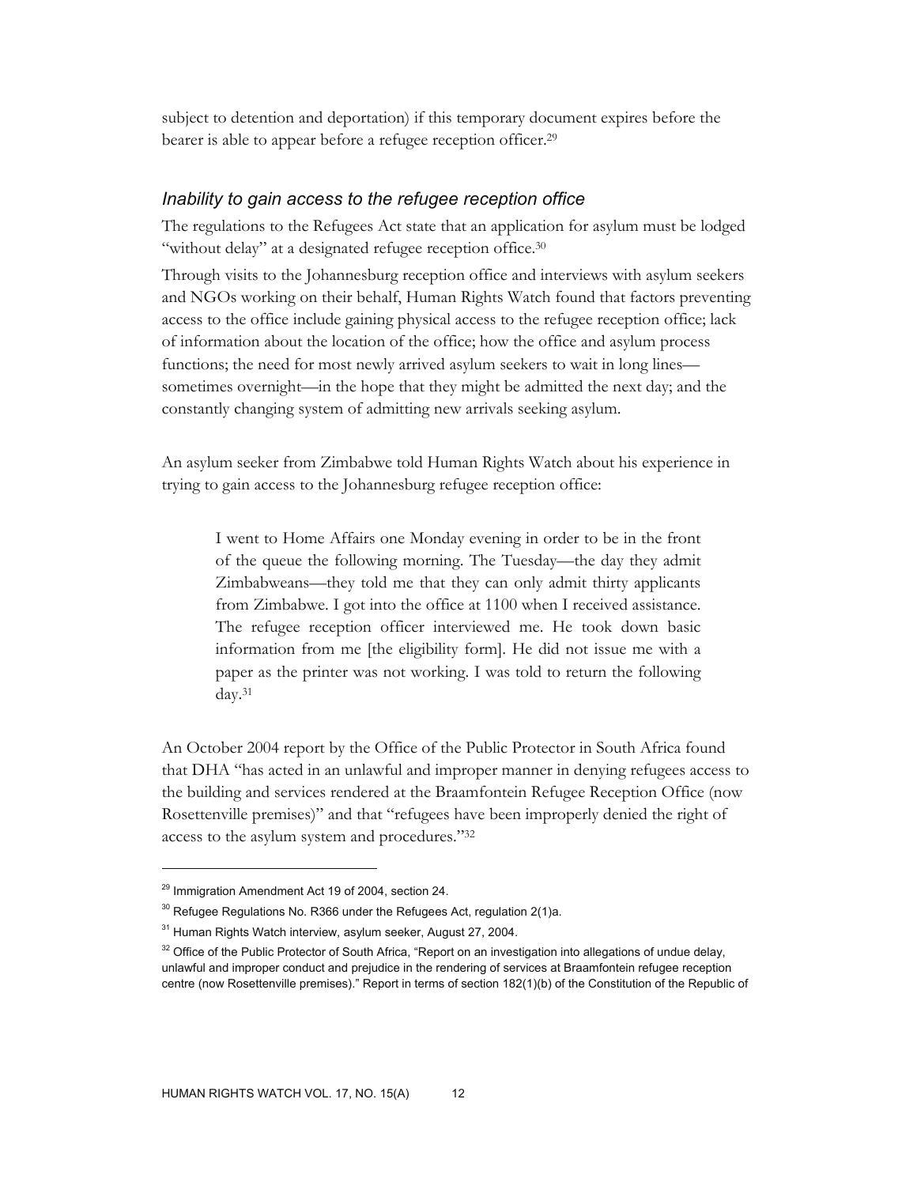subject to detention and deportation) if this temporary document expires before the bearer is able to appear before a refugee reception officer.[29]

### *Inability to gain access to the refugee reception office*

The regulations to the Refugees Act state that an application for asylum must be lodged "without delay" at a designated refugee reception office.[30]

Through visits to the Johannesburg reception office and interviews with asylum seekers and NGOs working on their behalf, Human Rights Watch found that factors preventing access to the office include gaining physical access to the refugee reception office; lack of information about the location of the office; how the office and asylum process functions; the need for most newly arrived asylum seekers to wait in long lines—sometimes overnight—in the hope that they might be admitted the next day; and the constantly changing system of admitting new arrivals seeking asylum.

An asylum seeker from Zimbabwe told Human Rights Watch about his experience in trying to gain access to the Johannesburg refugee reception office:

> I went to Home Affairs one Monday evening in order to be in the front of the queue the following morning. The Tuesday—the day they admit Zimbabweans—they told me that they can only admit thirty applicants from Zimbabwe. I got into the office at 1100 when I received assistance. The refugee reception officer interviewed me. He took down basic information from me [the eligibility form]. He did not issue me with a paper as the printer was not working. I was told to return the following day.[31]

An October 2004 report by the Office of the Public Protector in South Africa found that DHA "has acted in an unlawful and improper manner in denying refugees access to the building and services rendered at the Braamfontein Refugee Reception Office (now Rosettenville premises)" and that "refugees have been improperly denied the right of access to the asylum system and procedures."[32]

---

[29] Immigration Amendment Act 19 of 2004, section 24.

[30] Refugee Regulations No. R366 under the Refugees Act, regulation 2(1)a.

[31] Human Rights Watch interview, asylum seeker, August 27, 2004.

[32] Office of the Public Protector of South Africa, "Report on an investigation into allegations of undue delay, unlawful and improper conduct and prejudice in the rendering of services at Braamfontein refugee reception centre (now Rosettenville premises)." Report in terms of section 182(1)(b) of the Constitution of the Republic of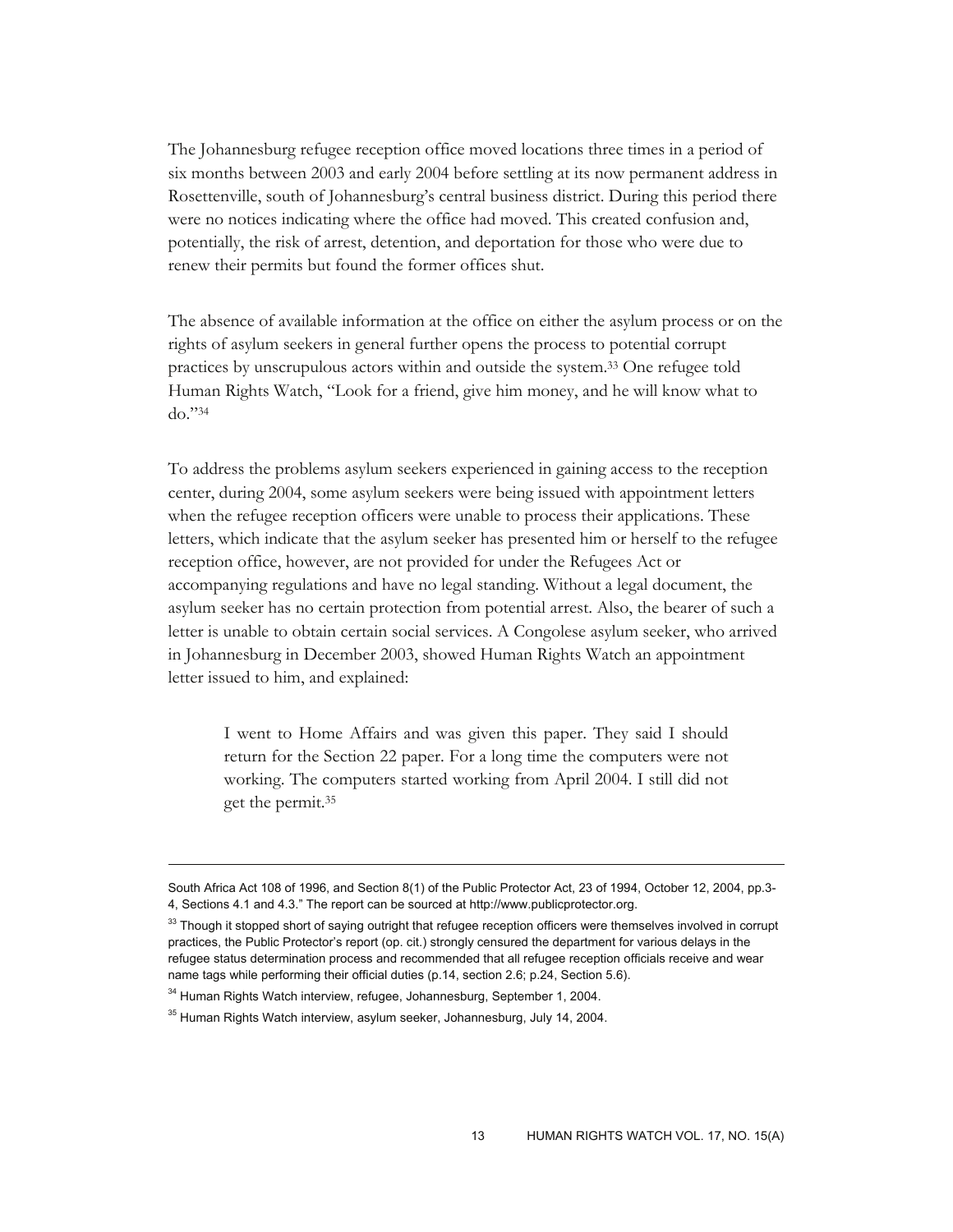The Johannesburg refugee reception office moved locations three times in a period of six months between 2003 and early 2004 before settling at its now permanent address in Rosettenville, south of Johannesburg's central business district. During this period there were no notices indicating where the office had moved. This created confusion and, potentially, the risk of arrest, detention, and deportation for those who were due to renew their permits but found the former offices shut.

The absence of available information at the office on either the asylum process or on the rights of asylum seekers in general further opens the process to potential corrupt practices by unscrupulous actors within and outside the system.[33] One refugee told Human Rights Watch, "Look for a friend, give him money, and he will know what to do."[34]

To address the problems asylum seekers experienced in gaining access to the reception center, during 2004, some asylum seekers were being issued with appointment letters when the refugee reception officers were unable to process their applications. These letters, which indicate that the asylum seeker has presented him or herself to the refugee reception office, however, are not provided for under the Refugees Act or accompanying regulations and have no legal standing. Without a legal document, the asylum seeker has no certain protection from potential arrest. Also, the bearer of such a letter is unable to obtain certain social services. A Congolese asylum seeker, who arrived in Johannesburg in December 2003, showed Human Rights Watch an appointment letter issued to him, and explained:

> I went to Home Affairs and was given this paper. They said I should return for the Section 22 paper. For a long time the computers were not working. The computers started working from April 2004. I still did not get the permit.[35]

---

South Africa Act 108 of 1996, and Section 8(1) of the Public Protector Act, 23 of 1994, October 12, 2004, pp.3-4, Sections 4.1 and 4.3." The report can be sourced at http://www.publicprotector.org.

[33] Though it stopped short of saying outright that refugee reception officers were themselves involved in corrupt practices, the Public Protector's report (op. cit.) strongly censured the department for various delays in the refugee status determination process and recommended that all refugee reception officials receive and wear name tags while performing their official duties (p.14, section 2.6; p.24, Section 5.6).

[34] Human Rights Watch interview, refugee, Johannesburg, September 1, 2004.

[35] Human Rights Watch interview, asylum seeker, Johannesburg, July 14, 2004.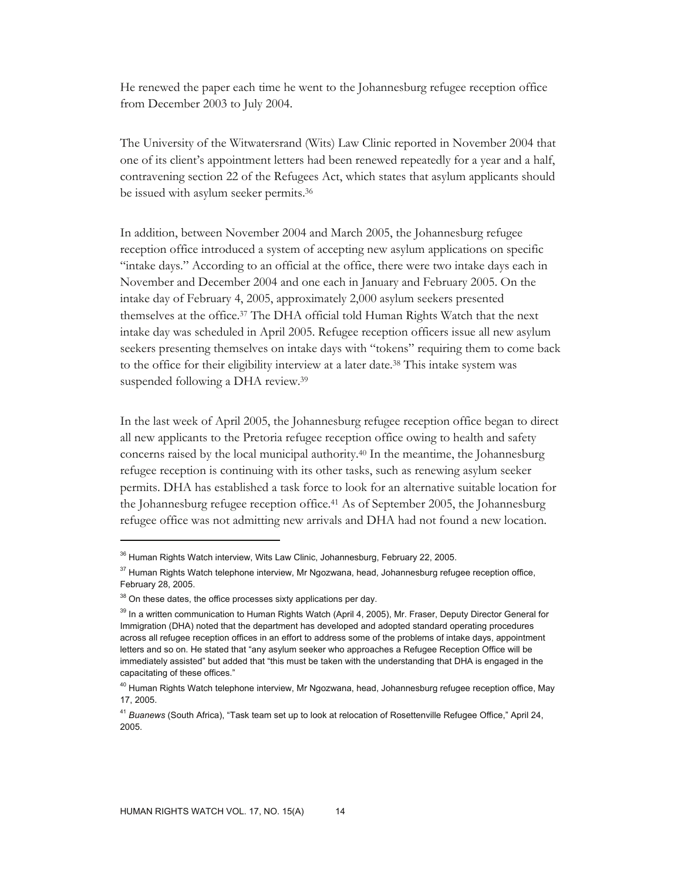He renewed the paper each time he went to the Johannesburg refugee reception office from December 2003 to July 2004.

The University of the Witwatersrand (Wits) Law Clinic reported in November 2004 that one of its client's appointment letters had been renewed repeatedly for a year and a half, contravening section 22 of the Refugees Act, which states that asylum applicants should be issued with asylum seeker permits.[36]

In addition, between November 2004 and March 2005, the Johannesburg refugee reception office introduced a system of accepting new asylum applications on specific "intake days." According to an official at the office, there were two intake days each in November and December 2004 and one each in January and February 2005. On the intake day of February 4, 2005, approximately 2,000 asylum seekers presented themselves at the office.[37] The DHA official told Human Rights Watch that the next intake day was scheduled in April 2005. Refugee reception officers issue all new asylum seekers presenting themselves on intake days with "tokens" requiring them to come back to the office for their eligibility interview at a later date.[38] This intake system was suspended following a DHA review.[39]

In the last week of April 2005, the Johannesburg refugee reception office began to direct all new applicants to the Pretoria refugee reception office owing to health and safety concerns raised by the local municipal authority.[40] In the meantime, the Johannesburg refugee reception is continuing with its other tasks, such as renewing asylum seeker permits. DHA has established a task force to look for an alternative suitable location for the Johannesburg refugee reception office.[41] As of September 2005, the Johannesburg refugee office was not admitting new arrivals and DHA had not found a new location.

---

[36] Human Rights Watch interview, Wits Law Clinic, Johannesburg, February 22, 2005.

[37] Human Rights Watch telephone interview, Mr Ngozwana, head, Johannesburg refugee reception office, February 28, 2005.

[38] On these dates, the office processes sixty applications per day.

[39] In a written communication to Human Rights Watch (April 4, 2005), Mr. Fraser, Deputy Director General for Immigration (DHA) noted that the department has developed and adopted standard operating procedures across all refugee reception offices in an effort to address some of the problems of intake days, appointment letters and so on. He stated that "any asylum seeker who approaches a Refugee Reception Office will be immediately assisted" but added that "this must be taken with the understanding that DHA is engaged in the capacitating of these offices."

[40] Human Rights Watch telephone interview, Mr Ngozwana, head, Johannesburg refugee reception office, May 17, 2005.

[41] *Buanews* (South Africa), "Task team set up to look at relocation of Rosettenville Refugee Office," April 24, 2005.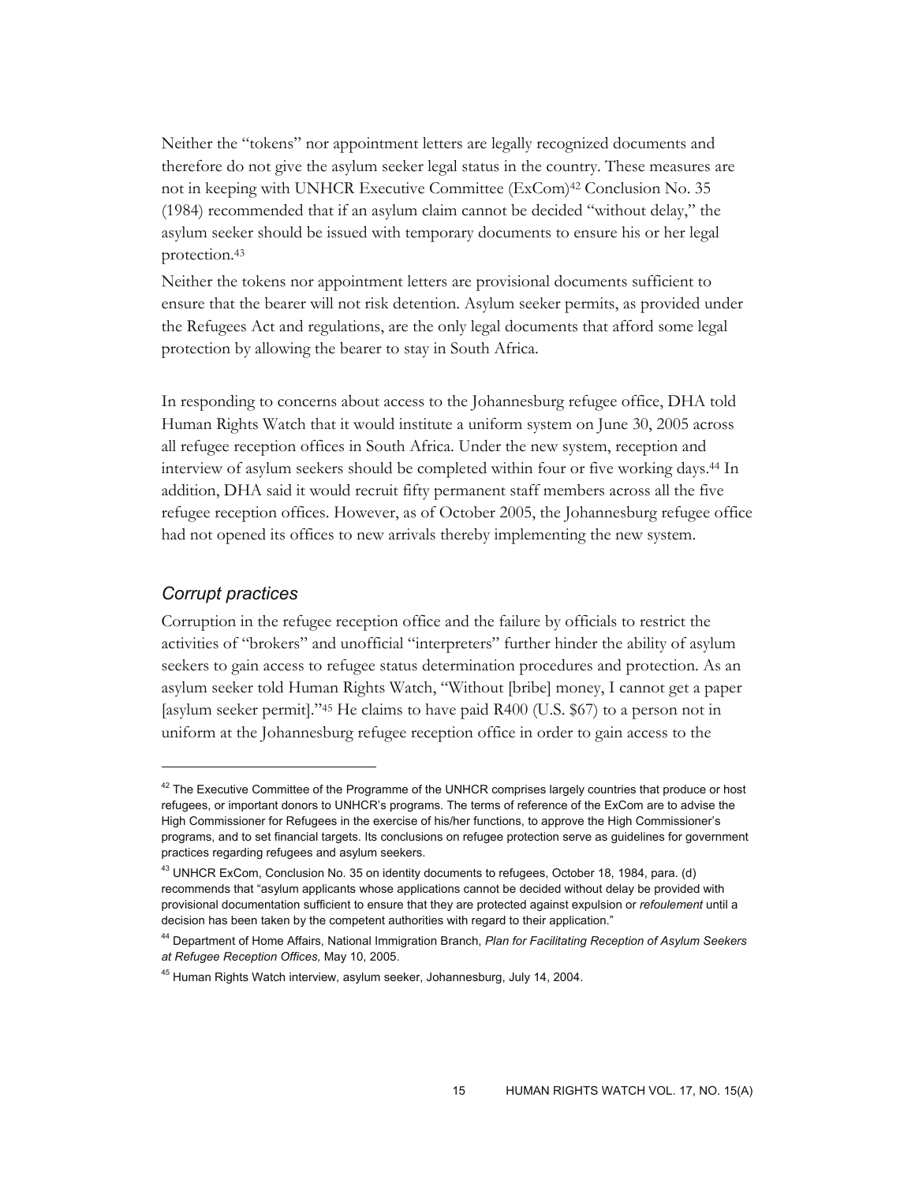Neither the "tokens" nor appointment letters are legally recognized documents and therefore do not give the asylum seeker legal status in the country. These measures are not in keeping with UNHCR Executive Committee (ExCom)[42] Conclusion No. 35 (1984) recommended that if an asylum claim cannot be decided "without delay," the asylum seeker should be issued with temporary documents to ensure his or her legal protection.[43]

Neither the tokens nor appointment letters are provisional documents sufficient to ensure that the bearer will not risk detention. Asylum seeker permits, as provided under the Refugees Act and regulations, are the only legal documents that afford some legal protection by allowing the bearer to stay in South Africa.

In responding to concerns about access to the Johannesburg refugee office, DHA told Human Rights Watch that it would institute a uniform system on June 30, 2005 across all refugee reception offices in South Africa. Under the new system, reception and interview of asylum seekers should be completed within four or five working days.[44] In addition, DHA said it would recruit fifty permanent staff members across all the five refugee reception offices. However, as of October 2005, the Johannesburg refugee office had not opened its offices to new arrivals thereby implementing the new system.

### *Corrupt practices*

Corruption in the refugee reception office and the failure by officials to restrict the activities of "brokers" and unofficial "interpreters" further hinder the ability of asylum seekers to gain access to refugee status determination procedures and protection. As an asylum seeker told Human Rights Watch, "Without [bribe] money, I cannot get a paper [asylum seeker permit]."[45] He claims to have paid R400 (U.S. $67) to a person not in uniform at the Johannesburg refugee reception office in order to gain access to the

---

[42] The Executive Committee of the Programme of the UNHCR comprises largely countries that produce or host refugees, or important donors to UNHCR's programs. The terms of reference of the ExCom are to advise the High Commissioner for Refugees in the exercise of his/her functions, to approve the High Commissioner's programs, and to set financial targets. Its conclusions on refugee protection serve as guidelines for government practices regarding refugees and asylum seekers.

[43] UNHCR ExCom, Conclusion No. 35 on identity documents to refugees, October 18, 1984, para. (d) recommends that "asylum applicants whose applications cannot be decided without delay be provided with provisional documentation sufficient to ensure that they are protected against expulsion or *refoulement* until a decision has been taken by the competent authorities with regard to their application."

[44] Department of Home Affairs, National Immigration Branch, *Plan for Facilitating Reception of Asylum Seekers at Refugee Reception Offices,* May 10, 2005.

[45] Human Rights Watch interview, asylum seeker, Johannesburg, July 14, 2004.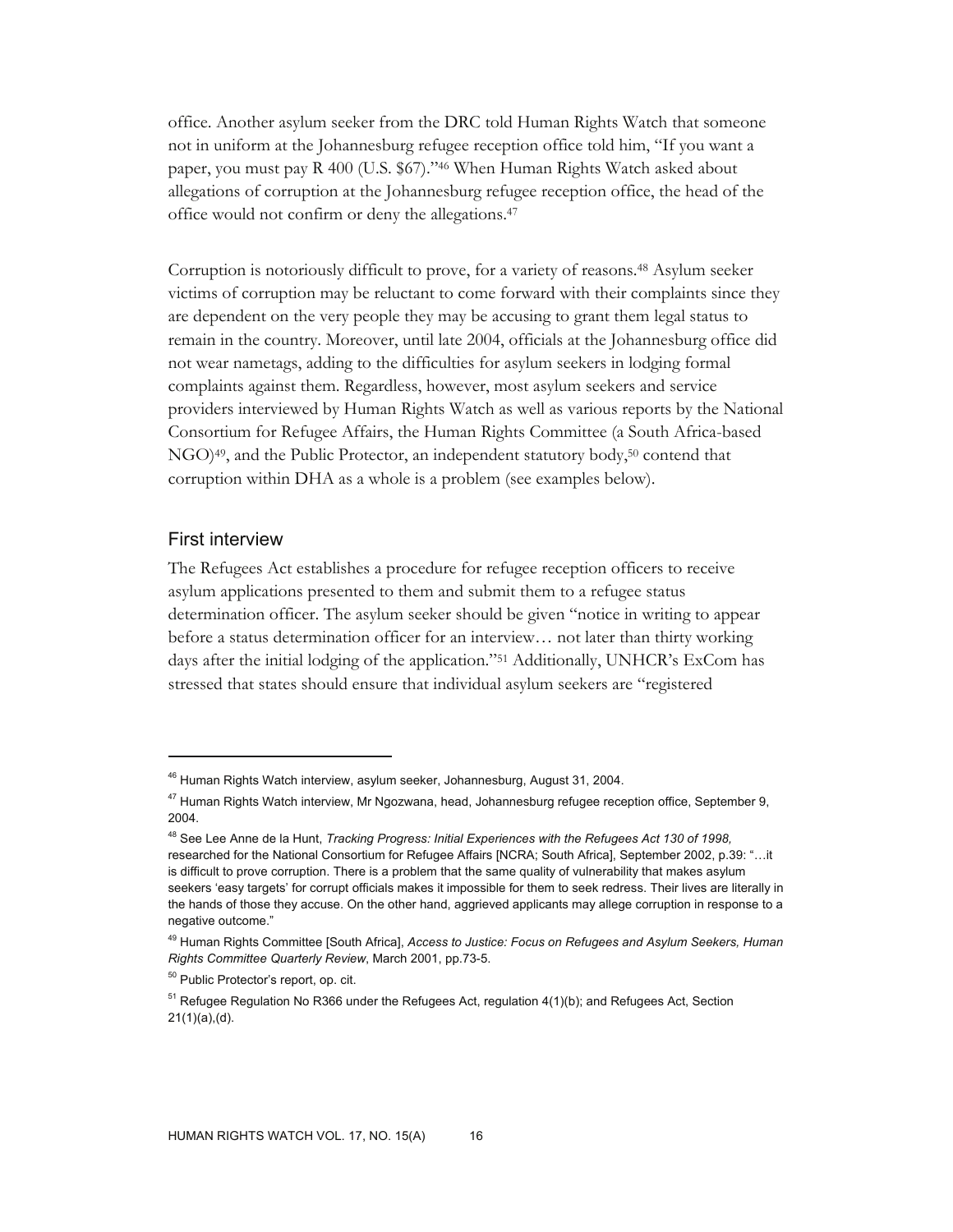office. Another asylum seeker from the DRC told Human Rights Watch that someone not in uniform at the Johannesburg refugee reception office told him, "If you want a paper, you must pay R 400 (U.S. $67)."[46] When Human Rights Watch asked about allegations of corruption at the Johannesburg refugee reception office, the head of the office would not confirm or deny the allegations.[47]

Corruption is notoriously difficult to prove, for a variety of reasons.[48] Asylum seeker victims of corruption may be reluctant to come forward with their complaints since they are dependent on the very people they may be accusing to grant them legal status to remain in the country. Moreover, until late 2004, officials at the Johannesburg office did not wear nametags, adding to the difficulties for asylum seekers in lodging formal complaints against them. Regardless, however, most asylum seekers and service providers interviewed by Human Rights Watch as well as various reports by the National Consortium for Refugee Affairs, the Human Rights Committee (a South Africa-based NGO)[49], and the Public Protector, an independent statutory body,[50] contend that corruption within DHA as a whole is a problem (see examples below).

## First interview

The Refugees Act establishes a procedure for refugee reception officers to receive asylum applications presented to them and submit them to a refugee status determination officer. The asylum seeker should be given "notice in writing to appear before a status determination officer for an interview… not later than thirty working days after the initial lodging of the application."[51] Additionally, UNHCR's ExCom has stressed that states should ensure that individual asylum seekers are "registered

---

[46] Human Rights Watch interview, asylum seeker, Johannesburg, August 31, 2004.

[47] Human Rights Watch interview, Mr Ngozwana, head, Johannesburg refugee reception office, September 9, 2004.

[48] See Lee Anne de la Hunt, *Tracking Progress: Initial Experiences with the Refugees Act 130 of 1998,* researched for the National Consortium for Refugee Affairs [NCRA; South Africa], September 2002, p.39: "…it is difficult to prove corruption. There is a problem that the same quality of vulnerability that makes asylum seekers 'easy targets' for corrupt officials makes it impossible for them to seek redress. Their lives are literally in the hands of those they accuse. On the other hand, aggrieved applicants may allege corruption in response to a negative outcome."

[49] Human Rights Committee [South Africa], *Access to Justice: Focus on Refugees and Asylum Seekers, Human Rights Committee Quarterly Review*, March 2001, pp.73-5.

[50] Public Protector's report, op. cit.

[51] Refugee Regulation No R366 under the Refugees Act, regulation 4(1)(b); and Refugees Act, Section 21(1)(a),(d).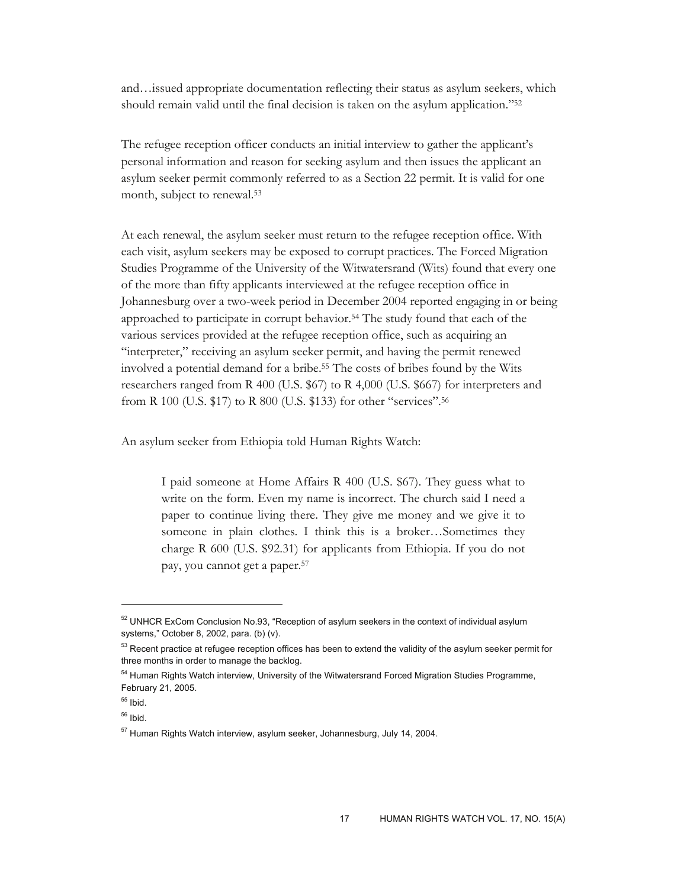and…issued appropriate documentation reflecting their status as asylum seekers, which should remain valid until the final decision is taken on the asylum application."[52]

The refugee reception officer conducts an initial interview to gather the applicant's personal information and reason for seeking asylum and then issues the applicant an asylum seeker permit commonly referred to as a Section 22 permit. It is valid for one month, subject to renewal.[53]

At each renewal, the asylum seeker must return to the refugee reception office. With each visit, asylum seekers may be exposed to corrupt practices. The Forced Migration Studies Programme of the University of the Witwatersrand (Wits) found that every one of the more than fifty applicants interviewed at the refugee reception office in Johannesburg over a two-week period in December 2004 reported engaging in or being approached to participate in corrupt behavior.[54] The study found that each of the various services provided at the refugee reception office, such as acquiring an "interpreter," receiving an asylum seeker permit, and having the permit renewed involved a potential demand for a bribe.[55] The costs of bribes found by the Wits researchers ranged from R 400 (U.S. $67) to R 4,000 (U.S. $667) for interpreters and from R 100 (U.S. $17) to R 800 (U.S. $133) for other "services".[56]

An asylum seeker from Ethiopia told Human Rights Watch:

> I paid someone at Home Affairs R 400 (U.S. $67). They guess what to write on the form. Even my name is incorrect. The church said I need a paper to continue living there. They give me money and we give it to someone in plain clothes. I think this is a broker…Sometimes they charge R 600 (U.S. $92.31) for applicants from Ethiopia. If you do not pay, you cannot get a paper.[57]

---

[52] UNHCR ExCom Conclusion No.93, "Reception of asylum seekers in the context of individual asylum systems," October 8, 2002, para. (b) (v).

[53] Recent practice at refugee reception offices has been to extend the validity of the asylum seeker permit for three months in order to manage the backlog.

[54] Human Rights Watch interview, University of the Witwatersrand Forced Migration Studies Programme, February 21, 2005.

[55] Ibid.

[56] Ibid.

[57] Human Rights Watch interview, asylum seeker, Johannesburg, July 14, 2004.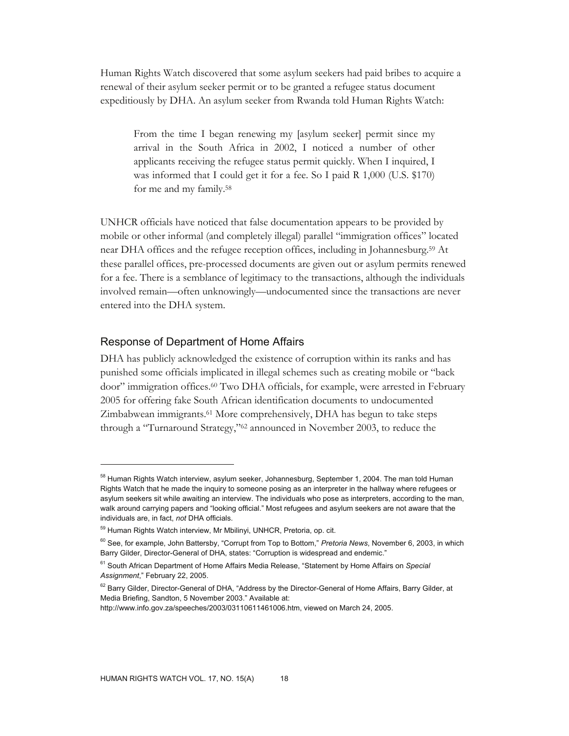Human Rights Watch discovered that some asylum seekers had paid bribes to acquire a renewal of their asylum seeker permit or to be granted a refugee status document expeditiously by DHA. An asylum seeker from Rwanda told Human Rights Watch:

> From the time I began renewing my [asylum seeker] permit since my arrival in the South Africa in 2002, I noticed a number of other applicants receiving the refugee status permit quickly. When I inquired, I was informed that I could get it for a fee. So I paid R 1,000 (U.S. $170) for me and my family.[58]

UNHCR officials have noticed that false documentation appears to be provided by mobile or other informal (and completely illegal) parallel "immigration offices" located near DHA offices and the refugee reception offices, including in Johannesburg.[59] At these parallel offices, pre-processed documents are given out or asylum permits renewed for a fee. There is a semblance of legitimacy to the transactions, although the individuals involved remain—often unknowingly—undocumented since the transactions are never entered into the DHA system.

## Response of Department of Home Affairs

DHA has publicly acknowledged the existence of corruption within its ranks and has punished some officials implicated in illegal schemes such as creating mobile or "back door" immigration offices.[60] Two DHA officials, for example, were arrested in February 2005 for offering fake South African identification documents to undocumented Zimbabwean immigrants.[61] More comprehensively, DHA has begun to take steps through a "Turnaround Strategy,"[62] announced in November 2003, to reduce the

---

[58] Human Rights Watch interview, asylum seeker, Johannesburg, September 1, 2004. The man told Human Rights Watch that he made the inquiry to someone posing as an interpreter in the hallway where refugees or asylum seekers sit while awaiting an interview. The individuals who pose as interpreters, according to the man, walk around carrying papers and "looking official." Most refugees and asylum seekers are not aware that the individuals are, in fact, *not* DHA officials.

[59] Human Rights Watch interview, Mr Mbilinyi, UNHCR, Pretoria, op. cit.

[60] See, for example, John Battersby, "Corrupt from Top to Bottom," *Pretoria News*, November 6, 2003, in which Barry Gilder, Director-General of DHA, states: "Corruption is widespread and endemic."

[61] South African Department of Home Affairs Media Release, "Statement by Home Affairs on *Special Assignment*," February 22, 2005.

[62] Barry Gilder, Director-General of DHA, "Address by the Director-General of Home Affairs, Barry Gilder, at Media Briefing, Sandton, 5 November 2003." Available at: http://www.info.gov.za/speeches/2003/03110611461006.htm, viewed on March 24, 2005.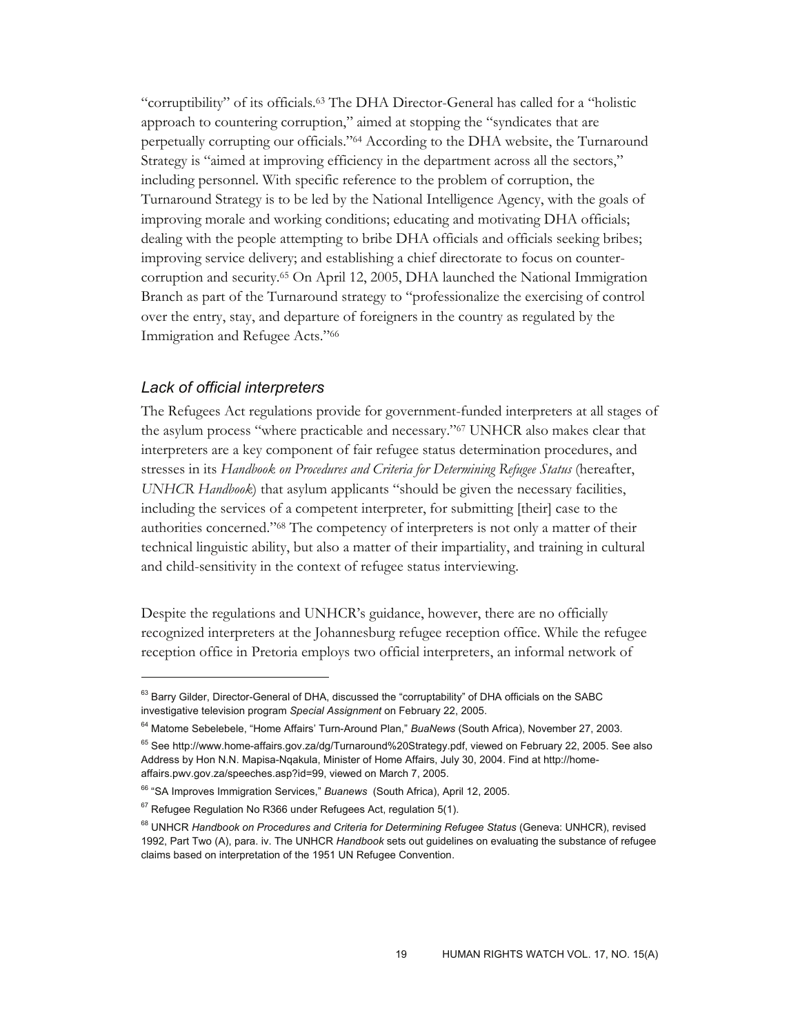"corruptibility" of its officials.[63] The DHA Director-General has called for a "holistic approach to countering corruption," aimed at stopping the "syndicates that are perpetually corrupting our officials."[64] According to the DHA website, the Turnaround Strategy is "aimed at improving efficiency in the department across all the sectors," including personnel. With specific reference to the problem of corruption, the Turnaround Strategy is to be led by the National Intelligence Agency, with the goals of improving morale and working conditions; educating and motivating DHA officials; dealing with the people attempting to bribe DHA officials and officials seeking bribes; improving service delivery; and establishing a chief directorate to focus on counter-corruption and security.[65] On April 12, 2005, DHA launched the National Immigration Branch as part of the Turnaround strategy to "professionalize the exercising of control over the entry, stay, and departure of foreigners in the country as regulated by the Immigration and Refugee Acts."[66]

### *Lack of official interpreters*

The Refugees Act regulations provide for government-funded interpreters at all stages of the asylum process "where practicable and necessary."[67] UNHCR also makes clear that interpreters are a key component of fair refugee status determination procedures, and stresses in its *Handbook on Procedures and Criteria for Determining Refugee Status* (hereafter, *UNHCR Handbook*) that asylum applicants "should be given the necessary facilities, including the services of a competent interpreter, for submitting [their] case to the authorities concerned."[68] The competency of interpreters is not only a matter of their technical linguistic ability, but also a matter of their impartiality, and training in cultural and child-sensitivity in the context of refugee status interviewing.

Despite the regulations and UNHCR's guidance, however, there are no officially recognized interpreters at the Johannesburg refugee reception office. While the refugee reception office in Pretoria employs two official interpreters, an informal network of

---

[63] Barry Gilder, Director-General of DHA, discussed the "corruptability" of DHA officials on the SABC investigative television program *Special Assignment* on February 22, 2005.

[64] Matome Sebelebele, "Home Affairs' Turn-Around Plan," *BuaNews* (South Africa), November 27, 2003.

[65] See http://www.home-affairs.gov.za/dg/Turnaround%20Strategy.pdf, viewed on February 22, 2005. See also Address by Hon N.N. Mapisa-Nqakula, Minister of Home Affairs, July 30, 2004. Find at http://home-affairs.pwv.gov.za/speeches.asp?id=99, viewed on March 7, 2005.

[66] "SA Improves Immigration Services," *Buanews* (South Africa), April 12, 2005.

[67] Refugee Regulation No R366 under Refugees Act, regulation 5(1).

[68] UNHCR *Handbook on Procedures and Criteria for Determining Refugee Status* (Geneva: UNHCR), revised 1992, Part Two (A), para. iv. The UNHCR *Handbook* sets out guidelines on evaluating the substance of refugee claims based on interpretation of the 1951 UN Refugee Convention.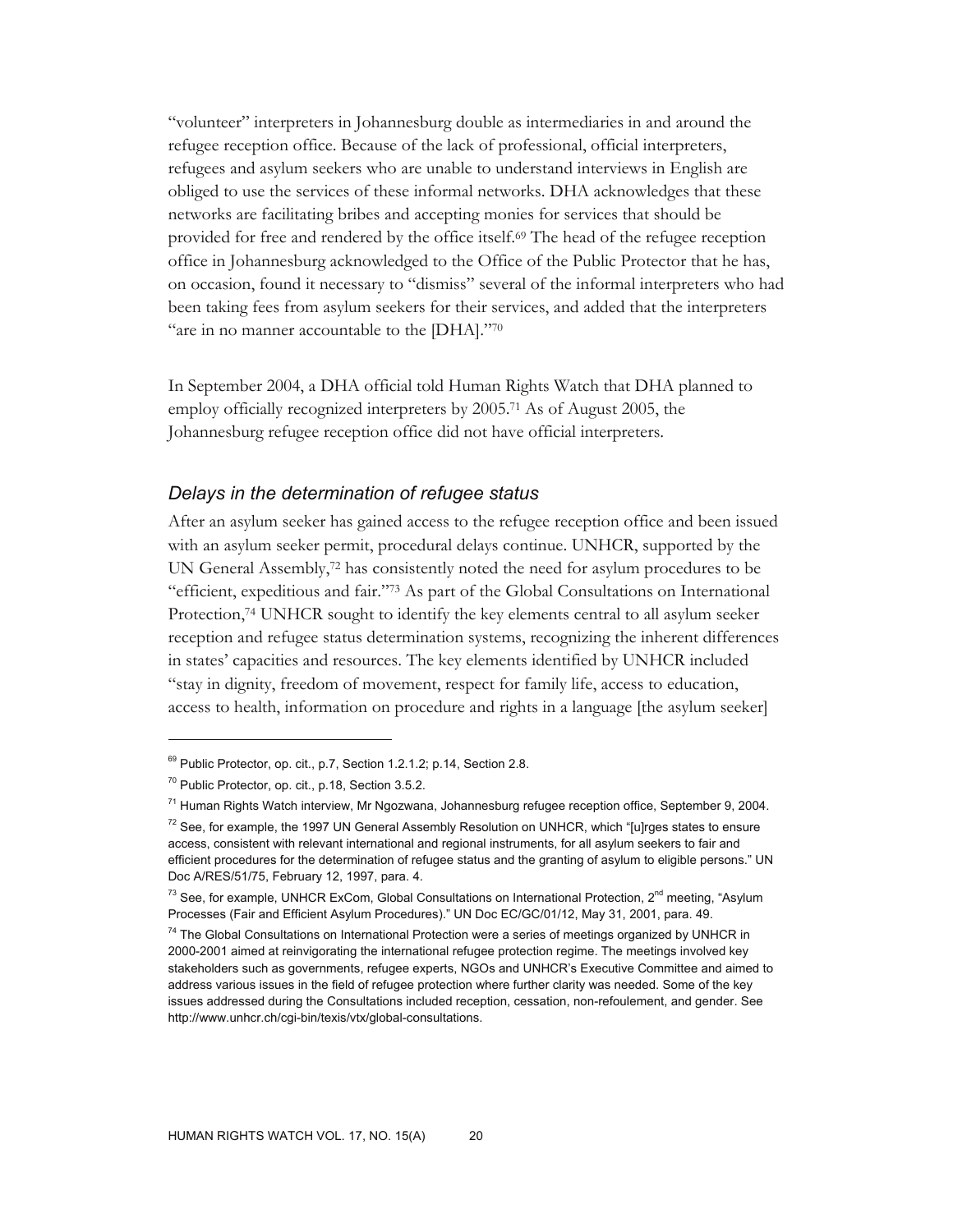"volunteer" interpreters in Johannesburg double as intermediaries in and around the refugee reception office. Because of the lack of professional, official interpreters, refugees and asylum seekers who are unable to understand interviews in English are obliged to use the services of these informal networks. DHA acknowledges that these networks are facilitating bribes and accepting monies for services that should be provided for free and rendered by the office itself.[69] The head of the refugee reception office in Johannesburg acknowledged to the Office of the Public Protector that he has, on occasion, found it necessary to "dismiss" several of the informal interpreters who had been taking fees from asylum seekers for their services, and added that the interpreters "are in no manner accountable to the [DHA]."[70]

In September 2004, a DHA official told Human Rights Watch that DHA planned to employ officially recognized interpreters by 2005.[71] As of August 2005, the Johannesburg refugee reception office did not have official interpreters.

### *Delays in the determination of refugee status*

After an asylum seeker has gained access to the refugee reception office and been issued with an asylum seeker permit, procedural delays continue. UNHCR, supported by the UN General Assembly,[72] has consistently noted the need for asylum procedures to be "efficient, expeditious and fair."[73] As part of the Global Consultations on International Protection,[74] UNHCR sought to identify the key elements central to all asylum seeker reception and refugee status determination systems, recognizing the inherent differences in states' capacities and resources. The key elements identified by UNHCR included "stay in dignity, freedom of movement, respect for family life, access to education, access to health, information on procedure and rights in a language [the asylum seeker]

---

[69] Public Protector, op. cit., p.7, Section 1.2.1.2; p.14, Section 2.8.

[70] Public Protector, op. cit., p.18, Section 3.5.2.

[71] Human Rights Watch interview, Mr Ngozwana, Johannesburg refugee reception office, September 9, 2004.

[72] See, for example, the 1997 UN General Assembly Resolution on UNHCR, which "[u]rges states to ensure access, consistent with relevant international and regional instruments, for all asylum seekers to fair and efficient procedures for the determination of refugee status and the granting of asylum to eligible persons." UN Doc A/RES/51/75, February 12, 1997, para. 4.

[73] See, for example, UNHCR ExCom, Global Consultations on International Protection, 2nd meeting, "Asylum Processes (Fair and Efficient Asylum Procedures)." UN Doc EC/GC/01/12, May 31, 2001, para. 49.

[74] The Global Consultations on International Protection were a series of meetings organized by UNHCR in 2000-2001 aimed at reinvigorating the international refugee protection regime. The meetings involved key stakeholders such as governments, refugee experts, NGOs and UNHCR's Executive Committee and aimed to address various issues in the field of refugee protection where further clarity was needed. Some of the key issues addressed during the Consultations included reception, cessation, non-refoulement, and gender. See http://www.unhcr.ch/cgi-bin/texis/vtx/global-consultations.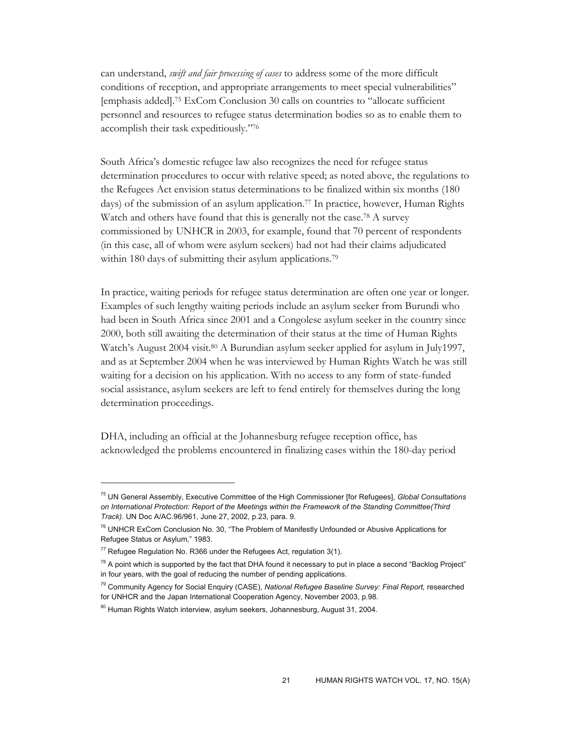can understand, *swift and fair processing of cases* to address some of the more difficult conditions of reception, and appropriate arrangements to meet special vulnerabilities" [emphasis added].[75] ExCom Conclusion 30 calls on countries to "allocate sufficient personnel and resources to refugee status determination bodies so as to enable them to accomplish their task expeditiously."[76]

South Africa's domestic refugee law also recognizes the need for refugee status determination procedures to occur with relative speed; as noted above, the regulations to the Refugees Act envision status determinations to be finalized within six months (180 days) of the submission of an asylum application.[77] In practice, however, Human Rights Watch and others have found that this is generally not the case.[78] A survey commissioned by UNHCR in 2003, for example, found that 70 percent of respondents (in this case, all of whom were asylum seekers) had not had their claims adjudicated within 180 days of submitting their asylum applications.[79]

In practice, waiting periods for refugee status determination are often one year or longer. Examples of such lengthy waiting periods include an asylum seeker from Burundi who had been in South Africa since 2001 and a Congolese asylum seeker in the country since 2000, both still awaiting the determination of their status at the time of Human Rights Watch's August 2004 visit.[80] A Burundian asylum seeker applied for asylum in July1997, and as at September 2004 when he was interviewed by Human Rights Watch he was still waiting for a decision on his application. With no access to any form of state-funded social assistance, asylum seekers are left to fend entirely for themselves during the long determination proceedings.

DHA, including an official at the Johannesburg refugee reception office, has acknowledged the problems encountered in finalizing cases within the 180-day period

---

[75] UN General Assembly, Executive Committee of the High Commissioner [for Refugees], *Global Consultations on International Protection: Report of the Meetings within the Framework of the Standing Committee(Third Track)*. UN Doc A/AC.96/961, June 27, 2002, p.23, para. 9.

[76] UNHCR ExCom Conclusion No. 30, "The Problem of Manifestly Unfounded or Abusive Applications for Refugee Status or Asylum," 1983.

[77] Refugee Regulation No. R366 under the Refugees Act, regulation 3(1).

[78] A point which is supported by the fact that DHA found it necessary to put in place a second "Backlog Project" in four years, with the goal of reducing the number of pending applications.

[79] Community Agency for Social Enquiry (CASE), *National Refugee Baseline Survey: Final Report,* researched for UNHCR and the Japan International Cooperation Agency, November 2003, p.98.

[80] Human Rights Watch interview, asylum seekers, Johannesburg, August 31, 2004.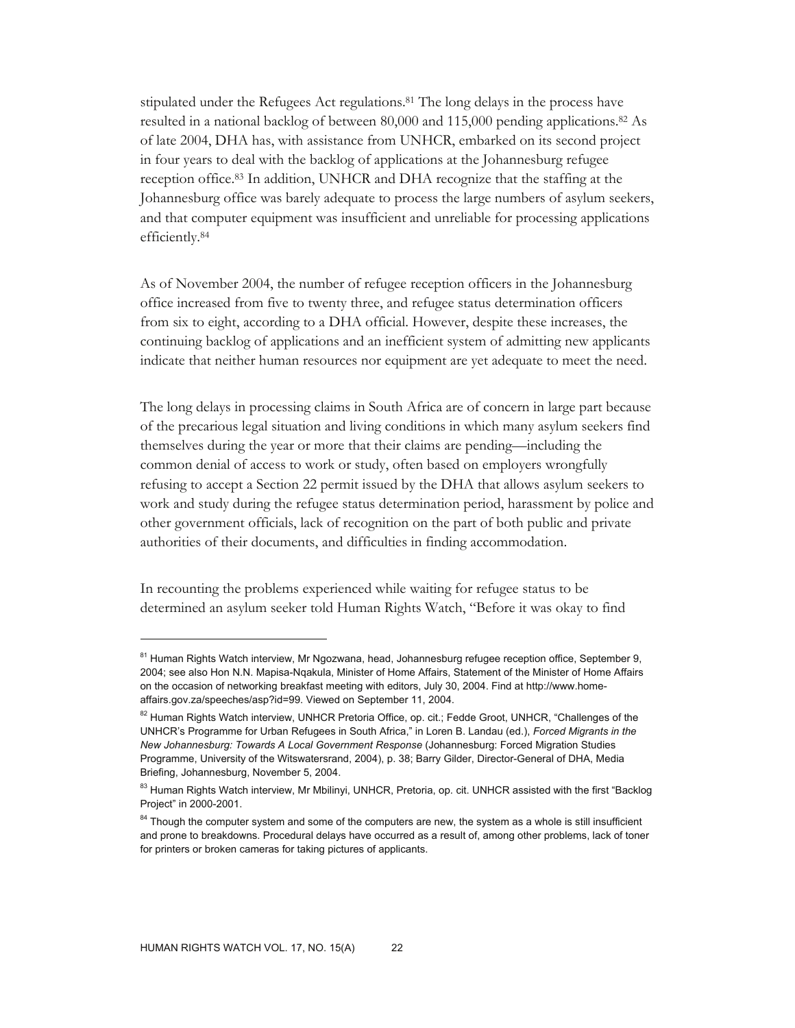stipulated under the Refugees Act regulations.[81] The long delays in the process have resulted in a national backlog of between 80,000 and 115,000 pending applications.[82] As of late 2004, DHA has, with assistance from UNHCR, embarked on its second project in four years to deal with the backlog of applications at the Johannesburg refugee reception office.[83] In addition, UNHCR and DHA recognize that the staffing at the Johannesburg office was barely adequate to process the large numbers of asylum seekers, and that computer equipment was insufficient and unreliable for processing applications efficiently.[84]

As of November 2004, the number of refugee reception officers in the Johannesburg office increased from five to twenty three, and refugee status determination officers from six to eight, according to a DHA official. However, despite these increases, the continuing backlog of applications and an inefficient system of admitting new applicants indicate that neither human resources nor equipment are yet adequate to meet the need.

The long delays in processing claims in South Africa are of concern in large part because of the precarious legal situation and living conditions in which many asylum seekers find themselves during the year or more that their claims are pending—including the common denial of access to work or study, often based on employers wrongfully refusing to accept a Section 22 permit issued by the DHA that allows asylum seekers to work and study during the refugee status determination period, harassment by police and other government officials, lack of recognition on the part of both public and private authorities of their documents, and difficulties in finding accommodation.

In recounting the problems experienced while waiting for refugee status to be determined an asylum seeker told Human Rights Watch, "Before it was okay to find

---

[81] Human Rights Watch interview, Mr Ngozwana, head, Johannesburg refugee reception office, September 9, 2004; see also Hon N.N. Mapisa-Nqakula, Minister of Home Affairs, Statement of the Minister of Home Affairs on the occasion of networking breakfast meeting with editors, July 30, 2004. Find at http://www.home-affairs.gov.za/speeches/asp?id=99. Viewed on September 11, 2004.

[82] Human Rights Watch interview, UNHCR Pretoria Office, op. cit.; Fedde Groot, UNHCR, "Challenges of the UNHCR's Programme for Urban Refugees in South Africa," in Loren B. Landau (ed.), *Forced Migrants in the New Johannesburg: Towards A Local Government Response* (Johannesburg: Forced Migration Studies Programme, University of the Witswatersrand, 2004), p. 38; Barry Gilder, Director-General of DHA, Media Briefing, Johannesburg, November 5, 2004.

[83] Human Rights Watch interview, Mr Mbilinyi, UNHCR, Pretoria, op. cit. UNHCR assisted with the first "Backlog Project" in 2000-2001.

[84] Though the computer system and some of the computers are new, the system as a whole is still insufficient and prone to breakdowns. Procedural delays have occurred as a result of, among other problems, lack of toner for printers or broken cameras for taking pictures of applicants.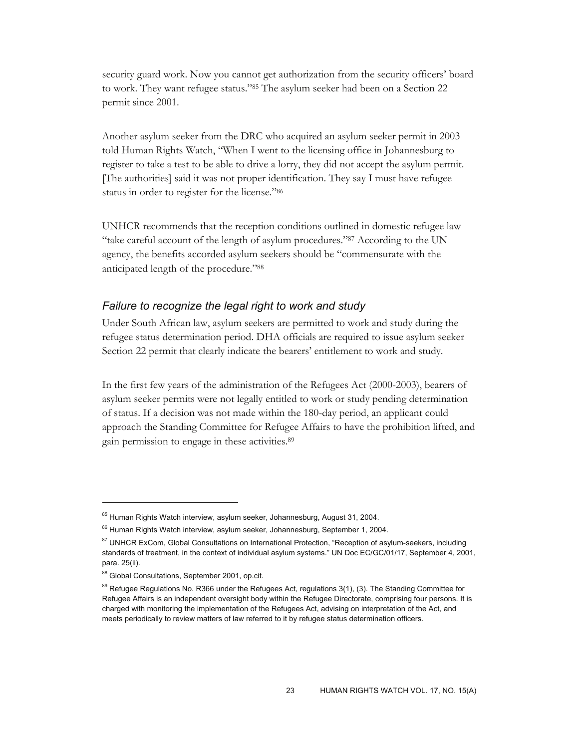security guard work. Now you cannot get authorization from the security officers' board to work. They want refugee status."[85] The asylum seeker had been on a Section 22 permit since 2001.

Another asylum seeker from the DRC who acquired an asylum seeker permit in 2003 told Human Rights Watch, "When I went to the licensing office in Johannesburg to register to take a test to be able to drive a lorry, they did not accept the asylum permit. [The authorities] said it was not proper identification. They say I must have refugee status in order to register for the license."[86]

UNHCR recommends that the reception conditions outlined in domestic refugee law "take careful account of the length of asylum procedures."[87] According to the UN agency, the benefits accorded asylum seekers should be "commensurate with the anticipated length of the procedure."[88]

### *Failure to recognize the legal right to work and study*

Under South African law, asylum seekers are permitted to work and study during the refugee status determination period. DHA officials are required to issue asylum seeker Section 22 permit that clearly indicate the bearers' entitlement to work and study.

In the first few years of the administration of the Refugees Act (2000-2003), bearers of asylum seeker permits were not legally entitled to work or study pending determination of status. If a decision was not made within the 180-day period, an applicant could approach the Standing Committee for Refugee Affairs to have the prohibition lifted, and gain permission to engage in these activities.[89]

---

[85] Human Rights Watch interview, asylum seeker, Johannesburg, August 31, 2004.

[86] Human Rights Watch interview, asylum seeker, Johannesburg, September 1, 2004.

[87] UNHCR ExCom, Global Consultations on International Protection, "Reception of asylum-seekers, including standards of treatment, in the context of individual asylum systems." UN Doc EC/GC/01/17, September 4, 2001, para. 25(ii).

[88] Global Consultations, September 2001, op.cit.

[89] Refugee Regulations No. R366 under the Refugees Act, regulations 3(1), (3). The Standing Committee for Refugee Affairs is an independent oversight body within the Refugee Directorate, comprising four persons. It is charged with monitoring the implementation of the Refugees Act, advising on interpretation of the Act, and meets periodically to review matters of law referred to it by refugee status determination officers.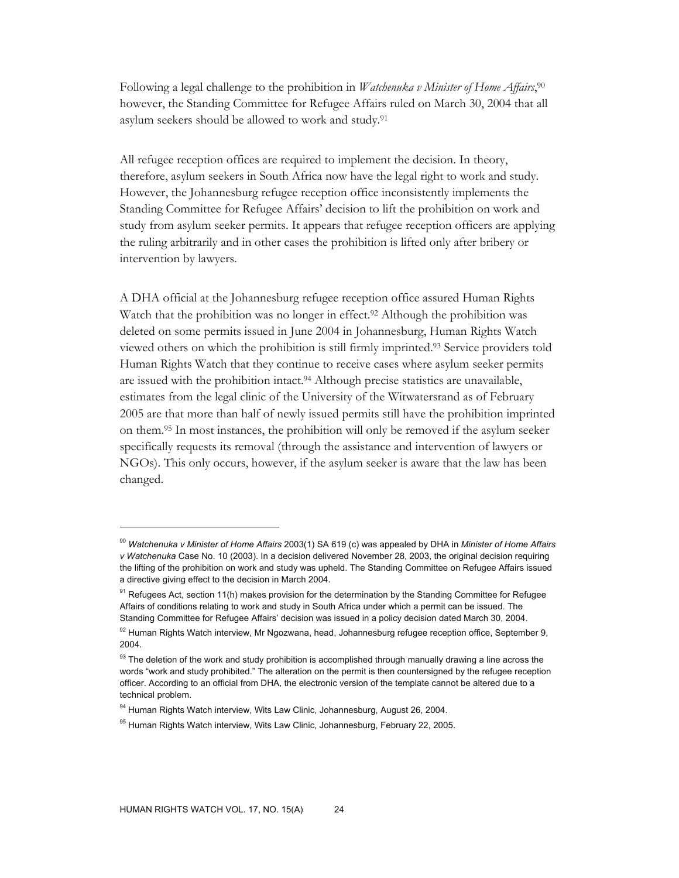Following a legal challenge to the prohibition in *Watchenuka v Minister of Home Affairs*,[90] however, the Standing Committee for Refugee Affairs ruled on March 30, 2004 that all asylum seekers should be allowed to work and study.[91]

All refugee reception offices are required to implement the decision. In theory, therefore, asylum seekers in South Africa now have the legal right to work and study. However, the Johannesburg refugee reception office inconsistently implements the Standing Committee for Refugee Affairs' decision to lift the prohibition on work and study from asylum seeker permits. It appears that refugee reception officers are applying the ruling arbitrarily and in other cases the prohibition is lifted only after bribery or intervention by lawyers.

A DHA official at the Johannesburg refugee reception office assured Human Rights Watch that the prohibition was no longer in effect.[92] Although the prohibition was deleted on some permits issued in June 2004 in Johannesburg, Human Rights Watch viewed others on which the prohibition is still firmly imprinted.[93] Service providers told Human Rights Watch that they continue to receive cases where asylum seeker permits are issued with the prohibition intact.[94] Although precise statistics are unavailable, estimates from the legal clinic of the University of the Witwatersrand as of February 2005 are that more than half of newly issued permits still have the prohibition imprinted on them.[95] In most instances, the prohibition will only be removed if the asylum seeker specifically requests its removal (through the assistance and intervention of lawyers or NGOs). This only occurs, however, if the asylum seeker is aware that the law has been changed.

---

[90] *Watchenuka v Minister of Home Affairs* 2003(1) SA 619 (c) was appealed by DHA in *Minister of Home Affairs v Watchenuka* Case No. 10 (2003). In a decision delivered November 28, 2003, the original decision requiring the lifting of the prohibition on work and study was upheld. The Standing Committee on Refugee Affairs issued a directive giving effect to the decision in March 2004.

[91] Refugees Act, section 11(h) makes provision for the determination by the Standing Committee for Refugee Affairs of conditions relating to work and study in South Africa under which a permit can be issued. The Standing Committee for Refugee Affairs' decision was issued in a policy decision dated March 30, 2004.

[92] Human Rights Watch interview, Mr Ngozwana, head, Johannesburg refugee reception office, September 9, 2004.

[93] The deletion of the work and study prohibition is accomplished through manually drawing a line across the words "work and study prohibited." The alteration on the permit is then countersigned by the refugee reception officer. According to an official from DHA, the electronic version of the template cannot be altered due to a technical problem.

[94] Human Rights Watch interview, Wits Law Clinic, Johannesburg, August 26, 2004.

[95] Human Rights Watch interview, Wits Law Clinic, Johannesburg, February 22, 2005.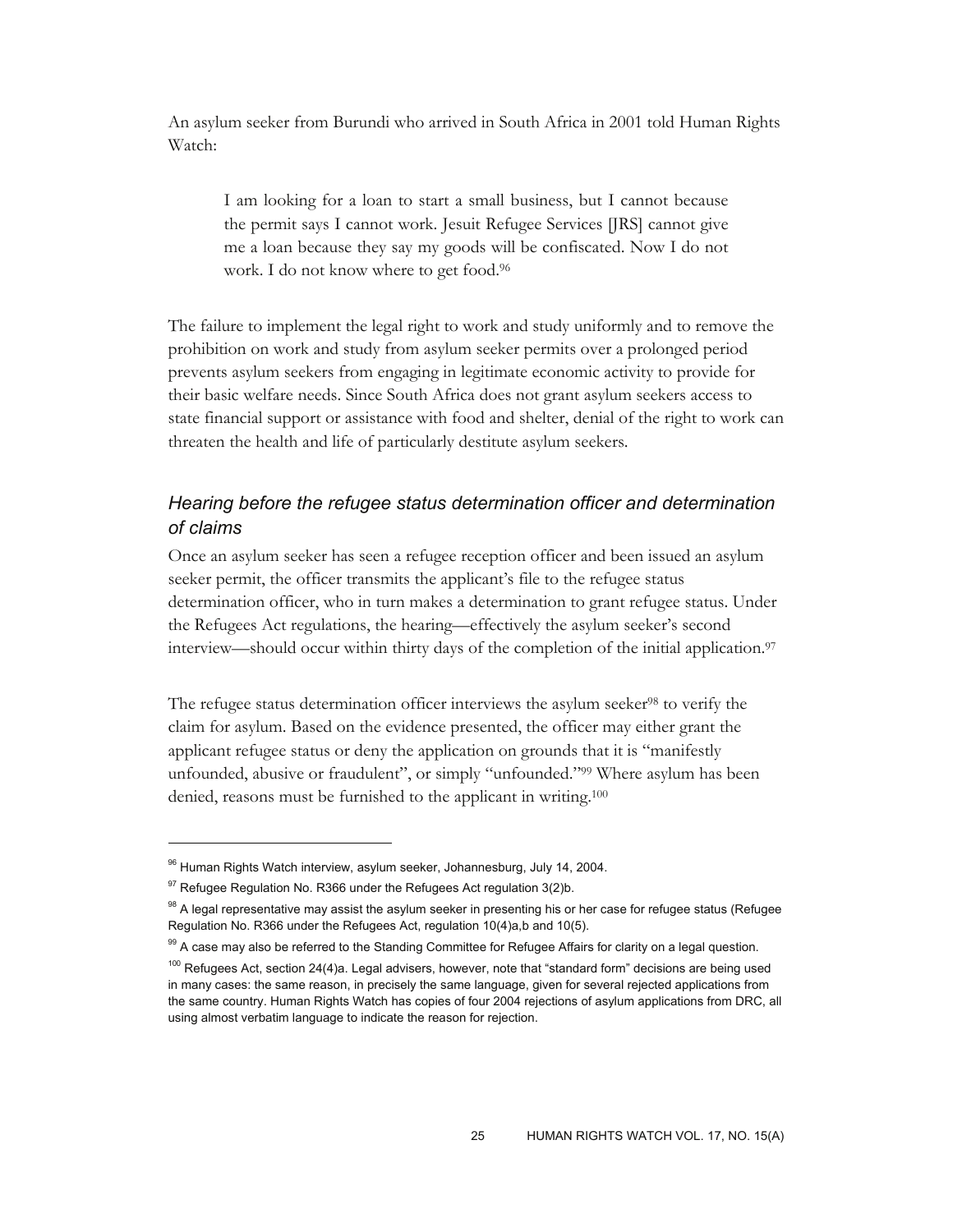An asylum seeker from Burundi who arrived in South Africa in 2001 told Human Rights Watch:

> I am looking for a loan to start a small business, but I cannot because the permit says I cannot work. Jesuit Refugee Services [JRS] cannot give me a loan because they say my goods will be confiscated. Now I do not work. I do not know where to get food.[96]

The failure to implement the legal right to work and study uniformly and to remove the prohibition on work and study from asylum seeker permits over a prolonged period prevents asylum seekers from engaging in legitimate economic activity to provide for their basic welfare needs. Since South Africa does not grant asylum seekers access to state financial support or assistance with food and shelter, denial of the right to work can threaten the health and life of particularly destitute asylum seekers.

### *Hearing before the refugee status determination officer and determination of claims*

Once an asylum seeker has seen a refugee reception officer and been issued an asylum seeker permit, the officer transmits the applicant's file to the refugee status determination officer, who in turn makes a determination to grant refugee status. Under the Refugees Act regulations, the hearing—effectively the asylum seeker's second interview—should occur within thirty days of the completion of the initial application.[97]

The refugee status determination officer interviews the asylum seeker[98] to verify the claim for asylum. Based on the evidence presented, the officer may either grant the applicant refugee status or deny the application on grounds that it is "manifestly unfounded, abusive or fraudulent", or simply "unfounded."[99] Where asylum has been denied, reasons must be furnished to the applicant in writing.[100]

---

[96] Human Rights Watch interview, asylum seeker, Johannesburg, July 14, 2004.

[97] Refugee Regulation No. R366 under the Refugees Act regulation 3(2)b.

[98] A legal representative may assist the asylum seeker in presenting his or her case for refugee status (Refugee Regulation No. R366 under the Refugees Act, regulation 10(4)a,b and 10(5).

[99] A case may also be referred to the Standing Committee for Refugee Affairs for clarity on a legal question.

[100] Refugees Act, section 24(4)a. Legal advisers, however, note that "standard form" decisions are being used in many cases: the same reason, in precisely the same language, given for several rejected applications from the same country. Human Rights Watch has copies of four 2004 rejections of asylum applications from DRC, all using almost verbatim language to indicate the reason for rejection.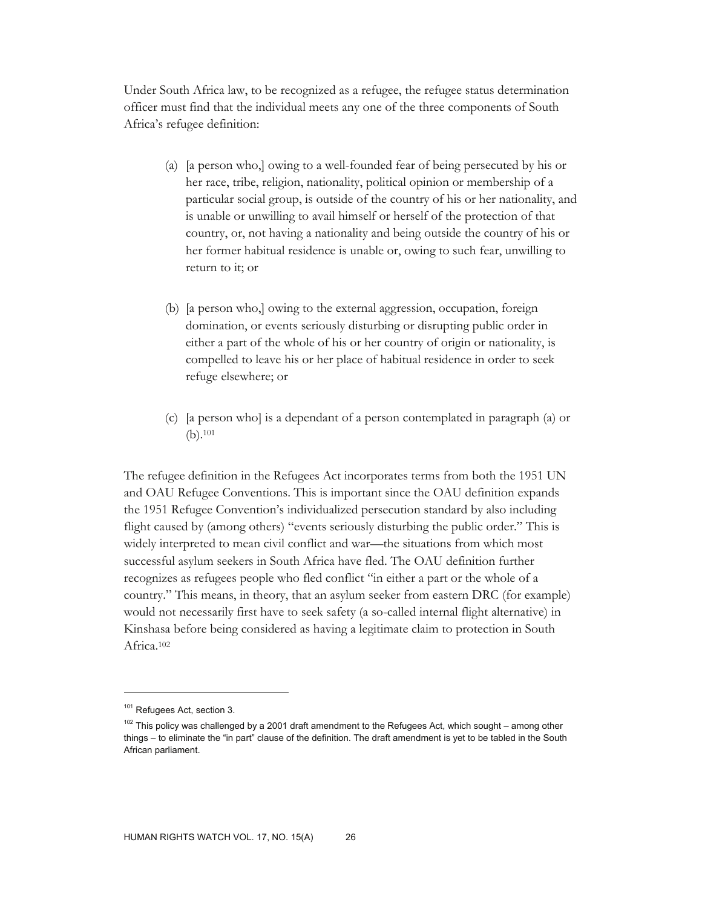Under South Africa law, to be recognized as a refugee, the refugee status determination officer must find that the individual meets any one of the three components of South Africa's refugee definition:

(a) [a person who,] owing to a well-founded fear of being persecuted by his or her race, tribe, religion, nationality, political opinion or membership of a particular social group, is outside of the country of his or her nationality, and is unable or unwilling to avail himself or herself of the protection of that country, or, not having a nationality and being outside the country of his or her former habitual residence is unable or, owing to such fear, unwilling to return to it; or

(b) [a person who,] owing to the external aggression, occupation, foreign domination, or events seriously disturbing or disrupting public order in either a part of the whole of his or her country of origin or nationality, is compelled to leave his or her place of habitual residence in order to seek refuge elsewhere; or

(c) [a person who] is a dependant of a person contemplated in paragraph (a) or (b).[101]

The refugee definition in the Refugees Act incorporates terms from both the 1951 UN and OAU Refugee Conventions. This is important since the OAU definition expands the 1951 Refugee Convention's individualized persecution standard by also including flight caused by (among others) "events seriously disturbing the public order." This is widely interpreted to mean civil conflict and war—the situations from which most successful asylum seekers in South Africa have fled. The OAU definition further recognizes as refugees people who fled conflict "in either a part or the whole of a country." This means, in theory, that an asylum seeker from eastern DRC (for example) would not necessarily first have to seek safety (a so-called internal flight alternative) in Kinshasa before being considered as having a legitimate claim to protection in South Africa.[102]

---

[101] Refugees Act, section 3.

[102] This policy was challenged by a 2001 draft amendment to the Refugees Act, which sought – among other things – to eliminate the "in part" clause of the definition. The draft amendment is yet to be tabled in the South African parliament.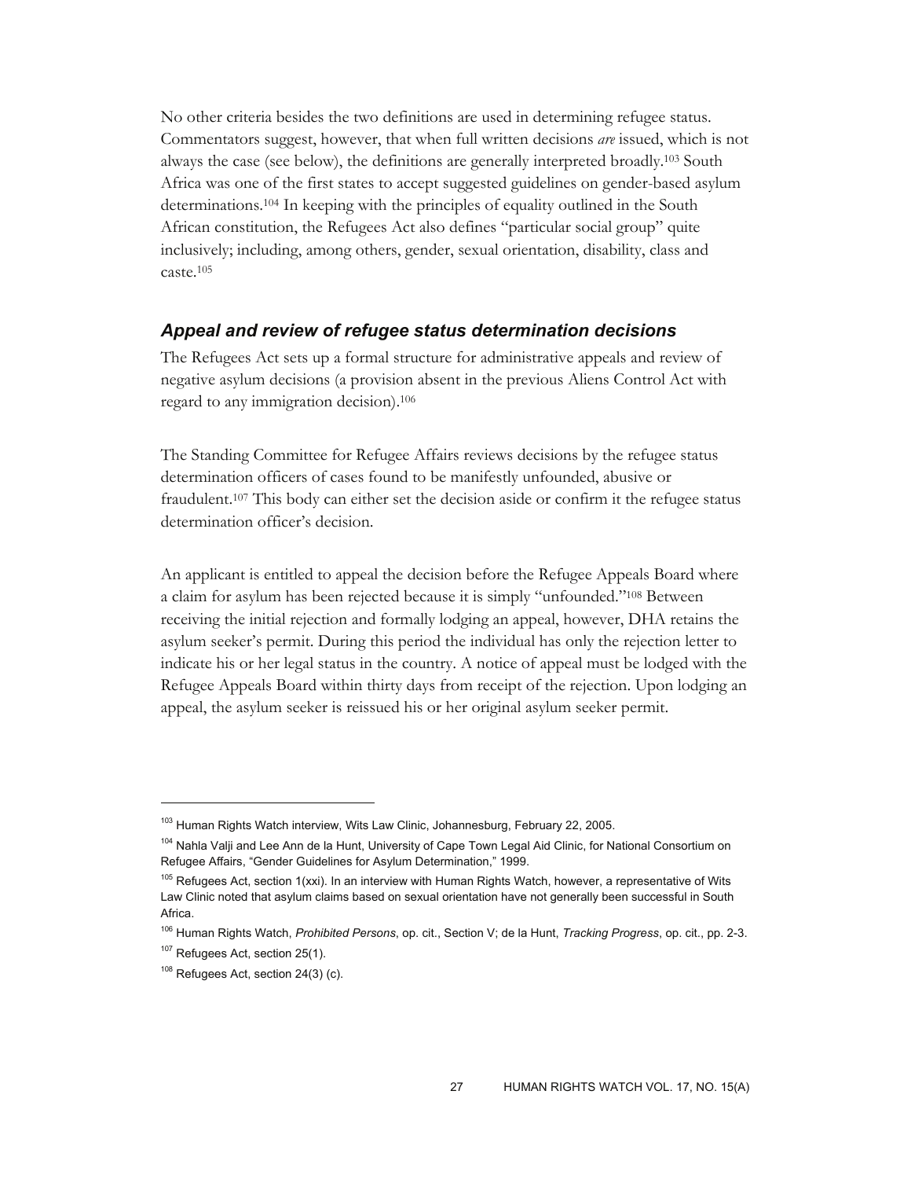No other criteria besides the two definitions are used in determining refugee status. Commentators suggest, however, that when full written decisions *are* issued, which is not always the case (see below), the definitions are generally interpreted broadly.[103] South Africa was one of the first states to accept suggested guidelines on gender-based asylum determinations.[104] In keeping with the principles of equality outlined in the South African constitution, the Refugees Act also defines "particular social group" quite inclusively; including, among others, gender, sexual orientation, disability, class and caste.[105]

### *Appeal and review of refugee status determination decisions*

The Refugees Act sets up a formal structure for administrative appeals and review of negative asylum decisions (a provision absent in the previous Aliens Control Act with regard to any immigration decision).[106]

The Standing Committee for Refugee Affairs reviews decisions by the refugee status determination officers of cases found to be manifestly unfounded, abusive or fraudulent.[107] This body can either set the decision aside or confirm it the refugee status determination officer's decision.

An applicant is entitled to appeal the decision before the Refugee Appeals Board where a claim for asylum has been rejected because it is simply "unfounded."[108] Between receiving the initial rejection and formally lodging an appeal, however, DHA retains the asylum seeker's permit. During this period the individual has only the rejection letter to indicate his or her legal status in the country. A notice of appeal must be lodged with the Refugee Appeals Board within thirty days from receipt of the rejection. Upon lodging an appeal, the asylum seeker is reissued his or her original asylum seeker permit.

---

[103] Human Rights Watch interview, Wits Law Clinic, Johannesburg, February 22, 2005.

[104] Nahla Valji and Lee Ann de la Hunt, University of Cape Town Legal Aid Clinic, for National Consortium on Refugee Affairs, "Gender Guidelines for Asylum Determination," 1999.

[105] Refugees Act, section 1(xxi). In an interview with Human Rights Watch, however, a representative of Wits Law Clinic noted that asylum claims based on sexual orientation have not generally been successful in South Africa.

[106] Human Rights Watch, *Prohibited Persons*, op. cit., Section V; de la Hunt, *Tracking Progress*, op. cit., pp. 2-3.

[107] Refugees Act, section 25(1).

[108] Refugees Act, section 24(3) (c).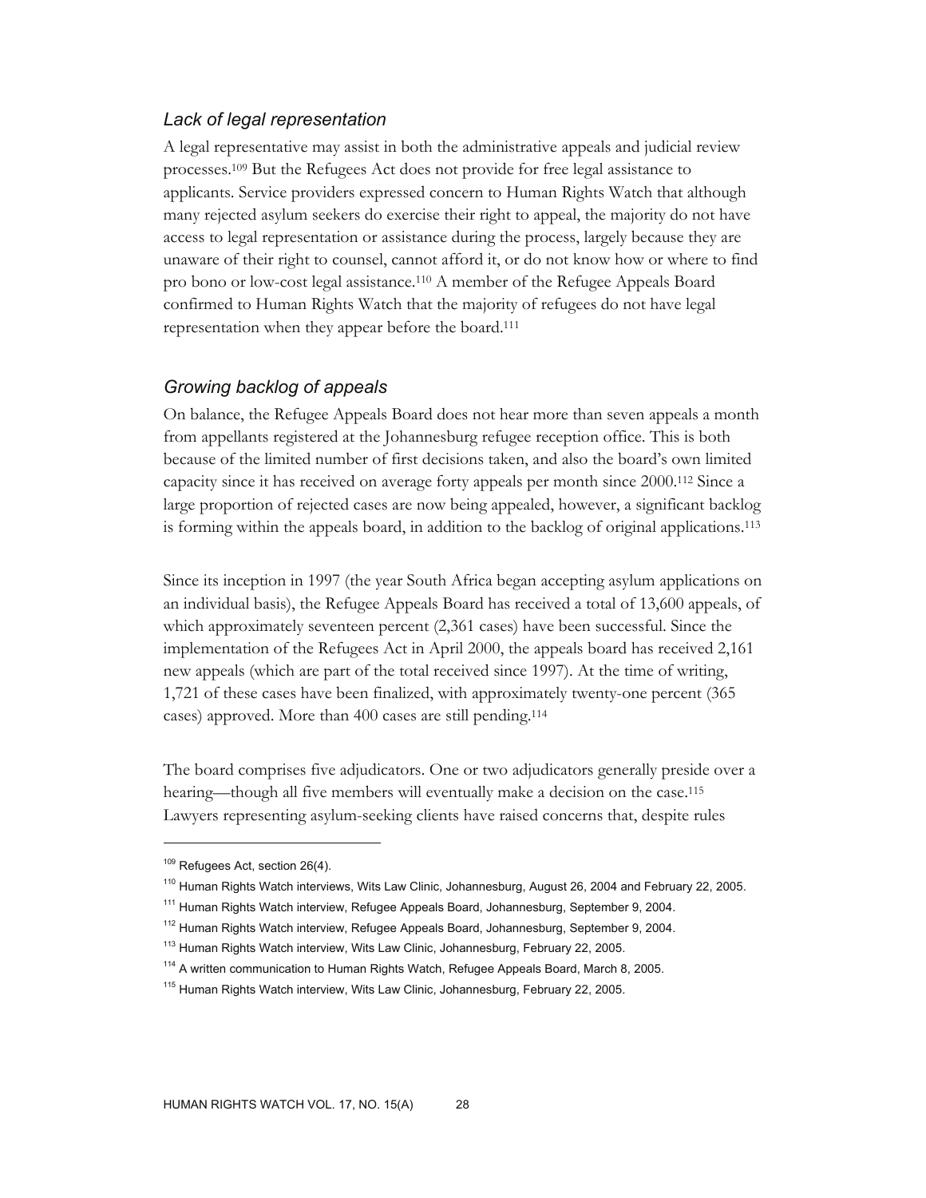### *Lack of legal representation*

A legal representative may assist in both the administrative appeals and judicial review processes.[109] But the Refugees Act does not provide for free legal assistance to applicants. Service providers expressed concern to Human Rights Watch that although many rejected asylum seekers do exercise their right to appeal, the majority do not have access to legal representation or assistance during the process, largely because they are unaware of their right to counsel, cannot afford it, or do not know how or where to find pro bono or low-cost legal assistance.[110] A member of the Refugee Appeals Board confirmed to Human Rights Watch that the majority of refugees do not have legal representation when they appear before the board.[111]

### *Growing backlog of appeals*

On balance, the Refugee Appeals Board does not hear more than seven appeals a month from appellants registered at the Johannesburg refugee reception office. This is both because of the limited number of first decisions taken, and also the board's own limited capacity since it has received on average forty appeals per month since 2000.[112] Since a large proportion of rejected cases are now being appealed, however, a significant backlog is forming within the appeals board, in addition to the backlog of original applications.[113]

Since its inception in 1997 (the year South Africa began accepting asylum applications on an individual basis), the Refugee Appeals Board has received a total of 13,600 appeals, of which approximately seventeen percent (2,361 cases) have been successful. Since the implementation of the Refugees Act in April 2000, the appeals board has received 2,161 new appeals (which are part of the total received since 1997). At the time of writing, 1,721 of these cases have been finalized, with approximately twenty-one percent (365 cases) approved. More than 400 cases are still pending.[114]

The board comprises five adjudicators. One or two adjudicators generally preside over a hearing—though all five members will eventually make a decision on the case.[115] Lawyers representing asylum-seeking clients have raised concerns that, despite rules

---

[109] Refugees Act, section 26(4).

[110] Human Rights Watch interviews, Wits Law Clinic, Johannesburg, August 26, 2004 and February 22, 2005.

[111] Human Rights Watch interview, Refugee Appeals Board, Johannesburg, September 9, 2004.

[112] Human Rights Watch interview, Refugee Appeals Board, Johannesburg, September 9, 2004.

[113] Human Rights Watch interview, Wits Law Clinic, Johannesburg, February 22, 2005.

[114] A written communication to Human Rights Watch, Refugee Appeals Board, March 8, 2005.

[115] Human Rights Watch interview, Wits Law Clinic, Johannesburg, February 22, 2005.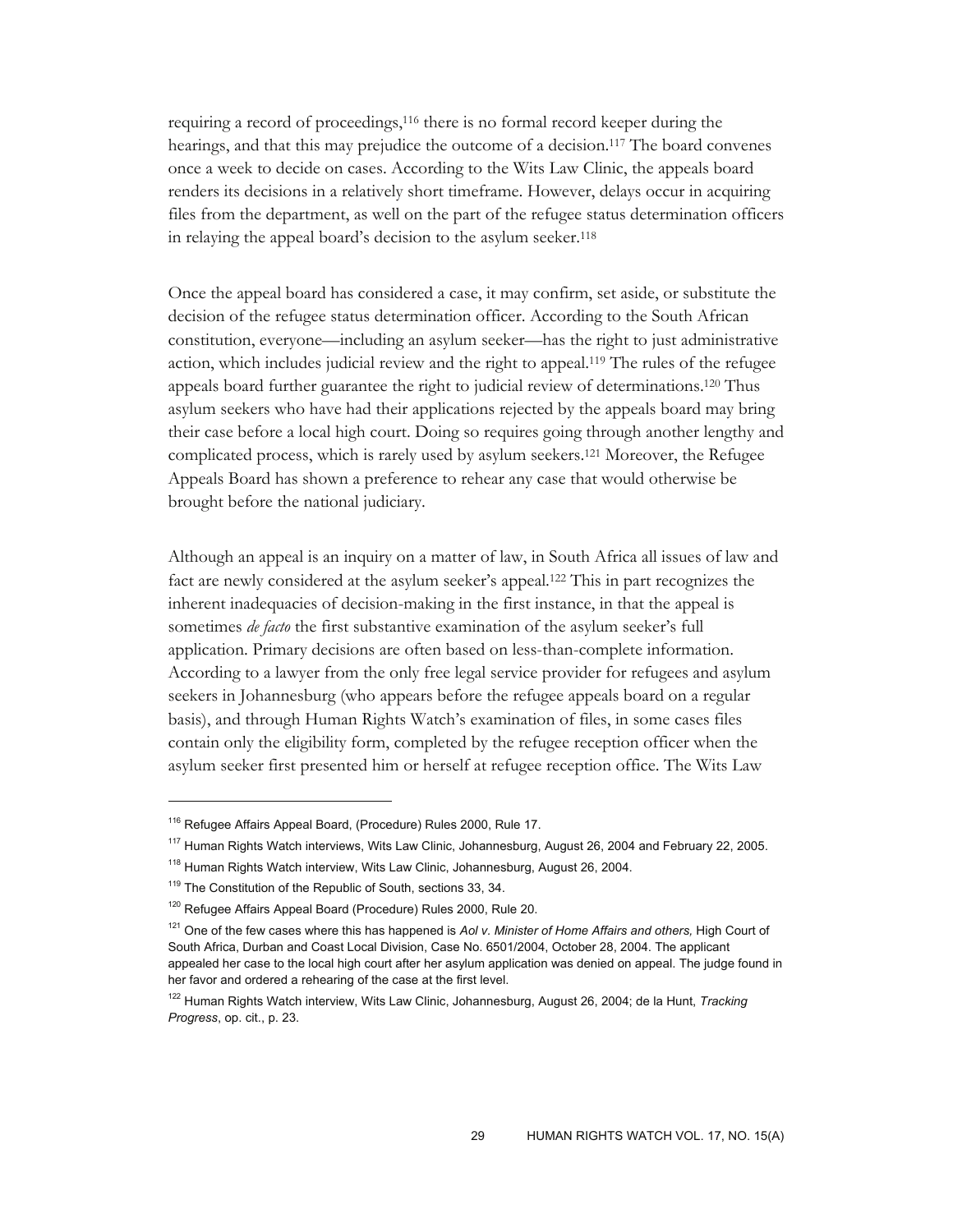requiring a record of proceedings,[116] there is no formal record keeper during the hearings, and that this may prejudice the outcome of a decision.[117] The board convenes once a week to decide on cases. According to the Wits Law Clinic, the appeals board renders its decisions in a relatively short timeframe. However, delays occur in acquiring files from the department, as well on the part of the refugee status determination officers in relaying the appeal board's decision to the asylum seeker.[118]

Once the appeal board has considered a case, it may confirm, set aside, or substitute the decision of the refugee status determination officer. According to the South African constitution, everyone—including an asylum seeker—has the right to just administrative action, which includes judicial review and the right to appeal.[119] The rules of the refugee appeals board further guarantee the right to judicial review of determinations.[120] Thus asylum seekers who have had their applications rejected by the appeals board may bring their case before a local high court. Doing so requires going through another lengthy and complicated process, which is rarely used by asylum seekers.[121] Moreover, the Refugee Appeals Board has shown a preference to rehear any case that would otherwise be brought before the national judiciary.

Although an appeal is an inquiry on a matter of law, in South Africa all issues of law and fact are newly considered at the asylum seeker's appeal.[122] This in part recognizes the inherent inadequacies of decision-making in the first instance, in that the appeal is sometimes *de facto* the first substantive examination of the asylum seeker's full application. Primary decisions are often based on less-than-complete information. According to a lawyer from the only free legal service provider for refugees and asylum seekers in Johannesburg (who appears before the refugee appeals board on a regular basis), and through Human Rights Watch's examination of files, in some cases files contain only the eligibility form, completed by the refugee reception officer when the asylum seeker first presented him or herself at refugee reception office. The Wits Law

---

[116] Refugee Affairs Appeal Board, (Procedure) Rules 2000, Rule 17.

[117] Human Rights Watch interviews, Wits Law Clinic, Johannesburg, August 26, 2004 and February 22, 2005.

[118] Human Rights Watch interview, Wits Law Clinic, Johannesburg, August 26, 2004.

[119] The Constitution of the Republic of South, sections 33, 34.

[120] Refugee Affairs Appeal Board (Procedure) Rules 2000, Rule 20.

[121] One of the few cases where this has happened is *Aol v. Minister of Home Affairs and others,* High Court of South Africa, Durban and Coast Local Division, Case No. 6501/2004, October 28, 2004. The applicant appealed her case to the local high court after her asylum application was denied on appeal. The judge found in her favor and ordered a rehearing of the case at the first level.

[122] Human Rights Watch interview, Wits Law Clinic, Johannesburg, August 26, 2004; de la Hunt, *Tracking Progress*, op. cit., p. 23.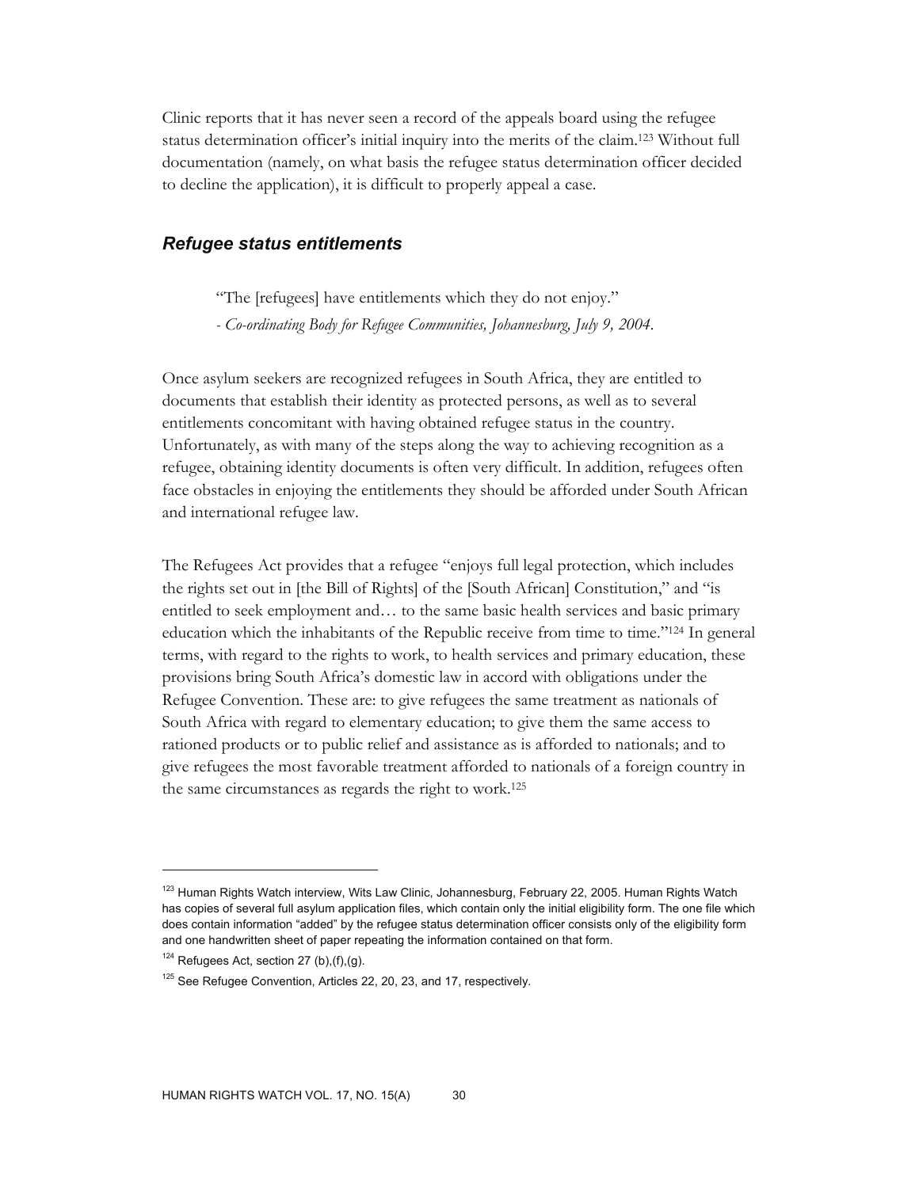Clinic reports that it has never seen a record of the appeals board using the refugee status determination officer's initial inquiry into the merits of the claim.[123] Without full documentation (namely, on what basis the refugee status determination officer decided to decline the application), it is difficult to properly appeal a case.

### *Refugee status entitlements*

> "The [refugees] have entitlements which they do not enjoy."
>
> - *Co-ordinating Body for Refugee Communities, Johannesburg, July 9, 2004.*

Once asylum seekers are recognized refugees in South Africa, they are entitled to documents that establish their identity as protected persons, as well as to several entitlements concomitant with having obtained refugee status in the country. Unfortunately, as with many of the steps along the way to achieving recognition as a refugee, obtaining identity documents is often very difficult. In addition, refugees often face obstacles in enjoying the entitlements they should be afforded under South African and international refugee law.

The Refugees Act provides that a refugee "enjoys full legal protection, which includes the rights set out in [the Bill of Rights] of the [South African] Constitution," and "is entitled to seek employment and… to the same basic health services and basic primary education which the inhabitants of the Republic receive from time to time."[124] In general terms, with regard to the rights to work, to health services and primary education, these provisions bring South Africa's domestic law in accord with obligations under the Refugee Convention. These are: to give refugees the same treatment as nationals of South Africa with regard to elementary education; to give them the same access to rationed products or to public relief and assistance as is afforded to nationals; and to give refugees the most favorable treatment afforded to nationals of a foreign country in the same circumstances as regards the right to work.[125]

---

[123] Human Rights Watch interview, Wits Law Clinic, Johannesburg, February 22, 2005. Human Rights Watch has copies of several full asylum application files, which contain only the initial eligibility form. The one file which does contain information "added" by the refugee status determination officer consists only of the eligibility form and one handwritten sheet of paper repeating the information contained on that form.

[124] Refugees Act, section 27 (b),(f),(g).

[125] See Refugee Convention, Articles 22, 20, 23, and 17, respectively.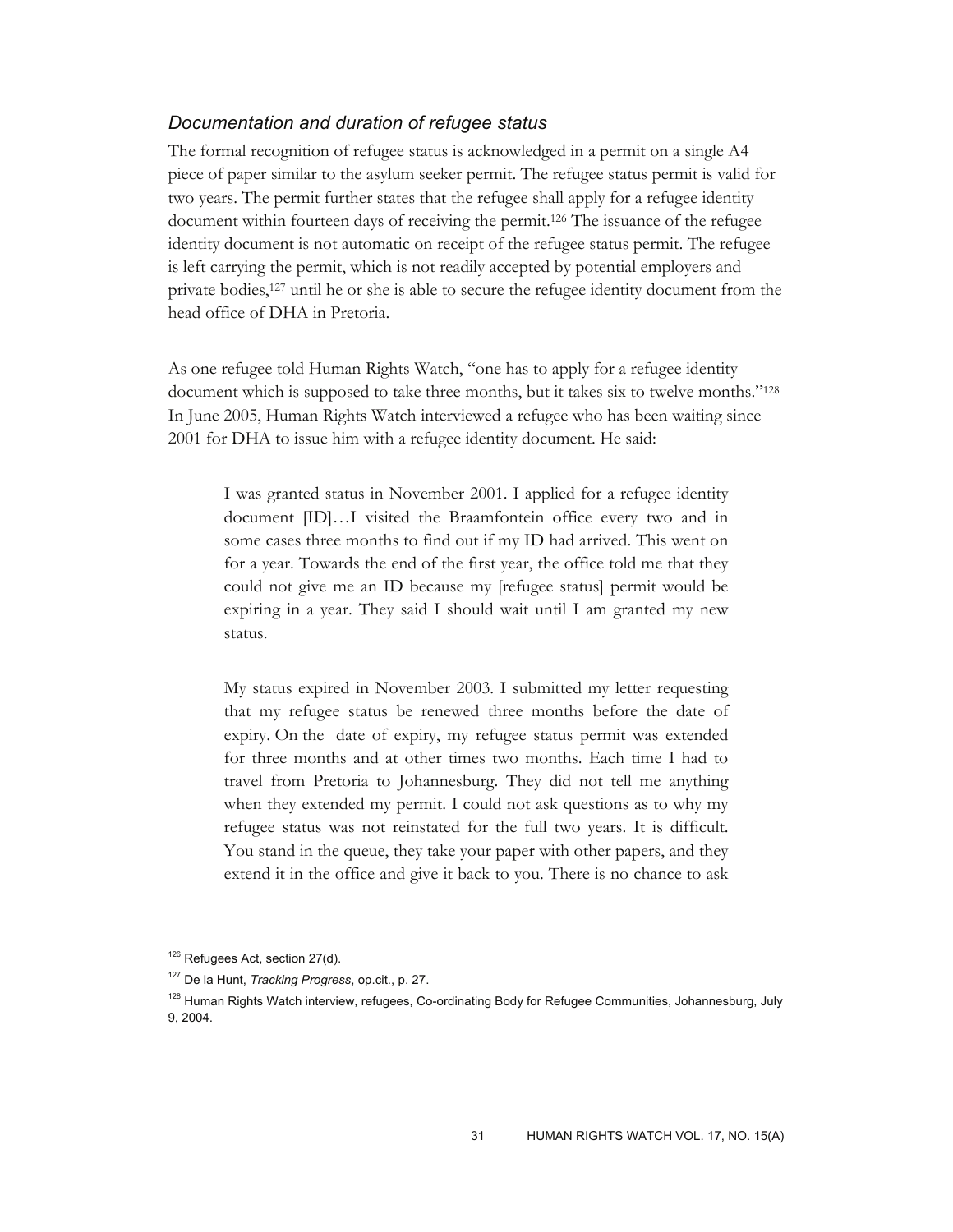### *Documentation and duration of refugee status*

The formal recognition of refugee status is acknowledged in a permit on a single A4 piece of paper similar to the asylum seeker permit. The refugee status permit is valid for two years. The permit further states that the refugee shall apply for a refugee identity document within fourteen days of receiving the permit.[126] The issuance of the refugee identity document is not automatic on receipt of the refugee status permit. The refugee is left carrying the permit, which is not readily accepted by potential employers and private bodies,[127] until he or she is able to secure the refugee identity document from the head office of DHA in Pretoria.

As one refugee told Human Rights Watch, "one has to apply for a refugee identity document which is supposed to take three months, but it takes six to twelve months."[128] In June 2005, Human Rights Watch interviewed a refugee who has been waiting since 2001 for DHA to issue him with a refugee identity document. He said:

> I was granted status in November 2001. I applied for a refugee identity document [ID]…I visited the Braamfontein office every two and in some cases three months to find out if my ID had arrived. This went on for a year. Towards the end of the first year, the office told me that they could not give me an ID because my [refugee status] permit would be expiring in a year. They said I should wait until I am granted my new status.
>
> My status expired in November 2003. I submitted my letter requesting that my refugee status be renewed three months before the date of expiry. On the date of expiry, my refugee status permit was extended for three months and at other times two months. Each time I had to travel from Pretoria to Johannesburg. They did not tell me anything when they extended my permit. I could not ask questions as to why my refugee status was not reinstated for the full two years. It is difficult. You stand in the queue, they take your paper with other papers, and they extend it in the office and give it back to you. There is no chance to ask

---

[126] Refugees Act, section 27(d).

[127] De la Hunt, *Tracking Progress*, op.cit., p. 27.

[128] Human Rights Watch interview, refugees, Co-ordinating Body for Refugee Communities, Johannesburg, July 9, 2004.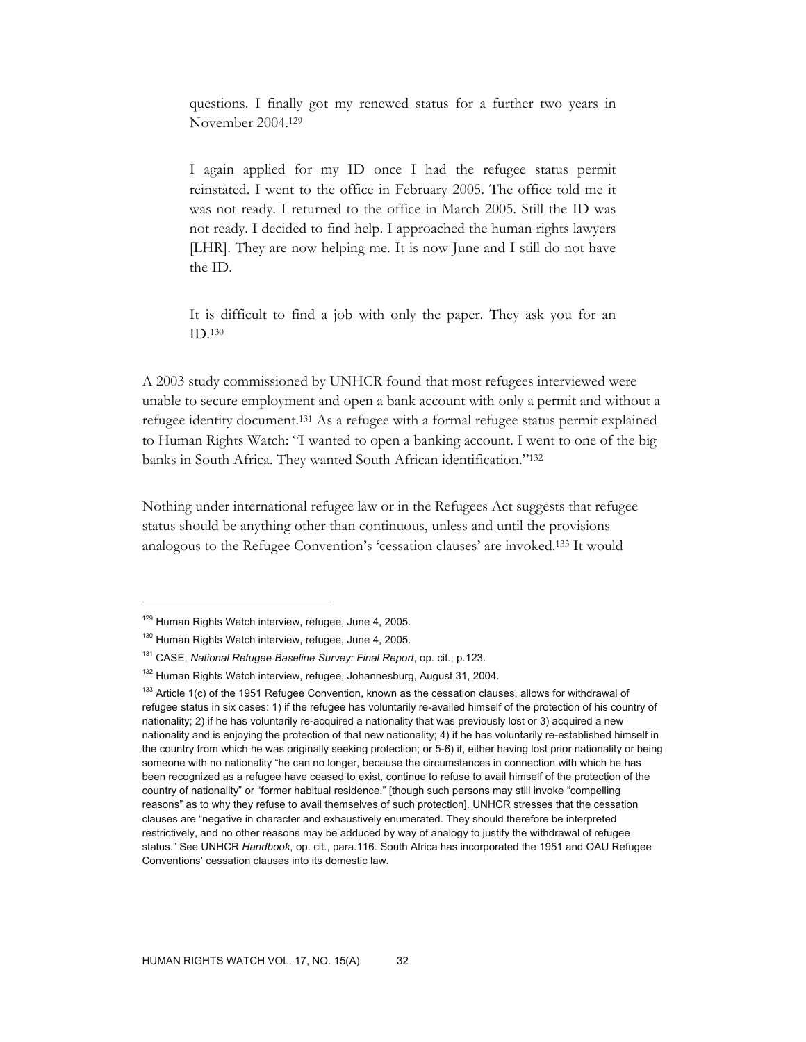> questions. I finally got my renewed status for a further two years in November 2004.[129]
>
> I again applied for my ID once I had the refugee status permit reinstated. I went to the office in February 2005. The office told me it was not ready. I returned to the office in March 2005. Still the ID was not ready. I decided to find help. I approached the human rights lawyers [LHR]. They are now helping me. It is now June and I still do not have the ID.
>
> It is difficult to find a job with only the paper. They ask you for an ID.[130]

A 2003 study commissioned by UNHCR found that most refugees interviewed were unable to secure employment and open a bank account with only a permit and without a refugee identity document.[131] As a refugee with a formal refugee status permit explained to Human Rights Watch: "I wanted to open a banking account. I went to one of the big banks in South Africa. They wanted South African identification."[132]

Nothing under international refugee law or in the Refugees Act suggests that refugee status should be anything other than continuous, unless and until the provisions analogous to the Refugee Convention's 'cessation clauses' are invoked.[133] It would

---

[129] Human Rights Watch interview, refugee, June 4, 2005.

[130] Human Rights Watch interview, refugee, June 4, 2005.

[131] CASE, *National Refugee Baseline Survey: Final Report*, op. cit., p.123.

[132] Human Rights Watch interview, refugee, Johannesburg, August 31, 2004.

[133] Article 1(c) of the 1951 Refugee Convention, known as the cessation clauses, allows for withdrawal of refugee status in six cases: 1) if the refugee has voluntarily re-availed himself of the protection of his country of nationality; 2) if he has voluntarily re-acquired a nationality that was previously lost or 3) acquired a new nationality and is enjoying the protection of that new nationality; 4) if he has voluntarily re-established himself in the country from which he was originally seeking protection; or 5-6) if, either having lost prior nationality or being someone with no nationality "he can no longer, because the circumstances in connection with which he has been recognized as a refugee have ceased to exist, continue to refuse to avail himself of the protection of the country of nationality" or "former habitual residence." [though such persons may still invoke "compelling reasons" as to why they refuse to avail themselves of such protection]. UNHCR stresses that the cessation clauses are "negative in character and exhaustively enumerated. They should therefore be interpreted restrictively, and no other reasons may be adduced by way of analogy to justify the withdrawal of refugee status." See UNHCR *Handbook*, op. cit., para.116. South Africa has incorporated the 1951 and OAU Refugee Conventions' cessation clauses into its domestic law.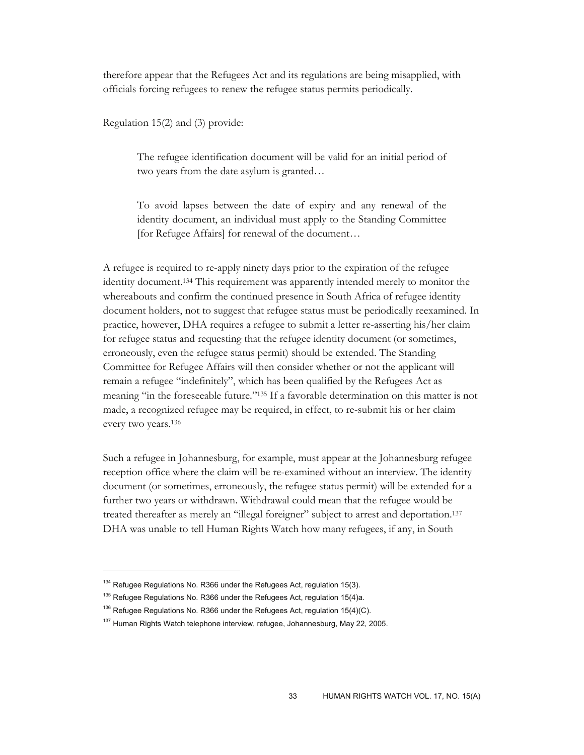therefore appear that the Refugees Act and its regulations are being misapplied, with officials forcing refugees to renew the refugee status permits periodically.

Regulation 15(2) and (3) provide:

> The refugee identification document will be valid for an initial period of two years from the date asylum is granted…
>
> To avoid lapses between the date of expiry and any renewal of the identity document, an individual must apply to the Standing Committee [for Refugee Affairs] for renewal of the document…

A refugee is required to re-apply ninety days prior to the expiration of the refugee identity document.[134] This requirement was apparently intended merely to monitor the whereabouts and confirm the continued presence in South Africa of refugee identity document holders, not to suggest that refugee status must be periodically reexamined. In practice, however, DHA requires a refugee to submit a letter re-asserting his/her claim for refugee status and requesting that the refugee identity document (or sometimes, erroneously, even the refugee status permit) should be extended. The Standing Committee for Refugee Affairs will then consider whether or not the applicant will remain a refugee "indefinitely", which has been qualified by the Refugees Act as meaning "in the foreseeable future."[135] If a favorable determination on this matter is not made, a recognized refugee may be required, in effect, to re-submit his or her claim every two years.[136]

Such a refugee in Johannesburg, for example, must appear at the Johannesburg refugee reception office where the claim will be re-examined without an interview. The identity document (or sometimes, erroneously, the refugee status permit) will be extended for a further two years or withdrawn. Withdrawal could mean that the refugee would be treated thereafter as merely an "illegal foreigner" subject to arrest and deportation.[137] DHA was unable to tell Human Rights Watch how many refugees, if any, in South

---

[134] Refugee Regulations No. R366 under the Refugees Act, regulation 15(3).

[135] Refugee Regulations No. R366 under the Refugees Act, regulation 15(4)a.

[136] Refugee Regulations No. R366 under the Refugees Act, regulation 15(4)(C).

[137] Human Rights Watch telephone interview, refugee, Johannesburg, May 22, 2005.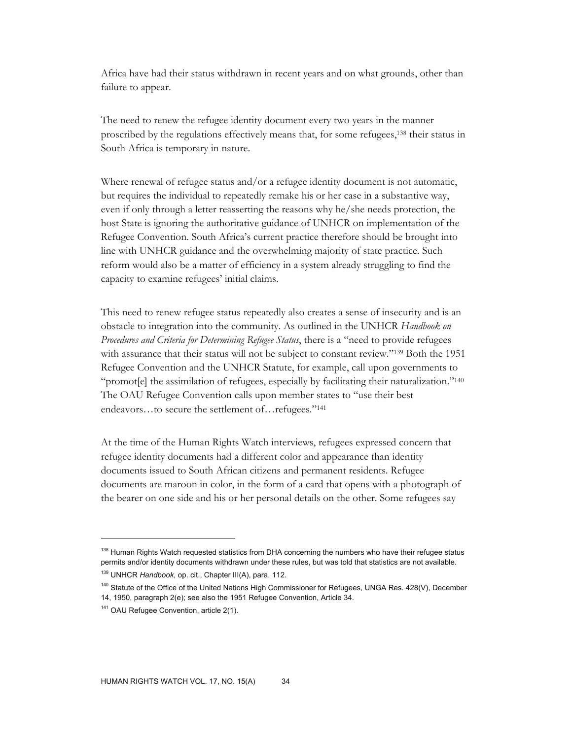Africa have had their status withdrawn in recent years and on what grounds, other than failure to appear.

The need to renew the refugee identity document every two years in the manner proscribed by the regulations effectively means that, for some refugees,[138] their status in South Africa is temporary in nature.

Where renewal of refugee status and/or a refugee identity document is not automatic, but requires the individual to repeatedly remake his or her case in a substantive way, even if only through a letter reasserting the reasons why he/she needs protection, the host State is ignoring the authoritative guidance of UNHCR on implementation of the Refugee Convention. South Africa's current practice therefore should be brought into line with UNHCR guidance and the overwhelming majority of state practice. Such reform would also be a matter of efficiency in a system already struggling to find the capacity to examine refugees' initial claims.

This need to renew refugee status repeatedly also creates a sense of insecurity and is an obstacle to integration into the community. As outlined in the UNHCR *Handbook on Procedures and Criteria for Determining Refugee Status*, there is a "need to provide refugees with assurance that their status will not be subject to constant review."[139] Both the 1951 Refugee Convention and the UNHCR Statute, for example, call upon governments to "promot[e] the assimilation of refugees, especially by facilitating their naturalization."[140] The OAU Refugee Convention calls upon member states to "use their best endeavors…to secure the settlement of…refugees."[141]

At the time of the Human Rights Watch interviews, refugees expressed concern that refugee identity documents had a different color and appearance than identity documents issued to South African citizens and permanent residents. Refugee documents are maroon in color, in the form of a card that opens with a photograph of the bearer on one side and his or her personal details on the other. Some refugees say

---

[138] Human Rights Watch requested statistics from DHA concerning the numbers who have their refugee status permits and/or identity documents withdrawn under these rules, but was told that statistics are not available.

[139] UNHCR *Handbook*, op. cit., Chapter III(A), para. 112.

[140] Statute of the Office of the United Nations High Commissioner for Refugees, UNGA Res. 428(V), December 14, 1950, paragraph 2(e); see also the 1951 Refugee Convention, Article 34.

[141] OAU Refugee Convention, article 2(1).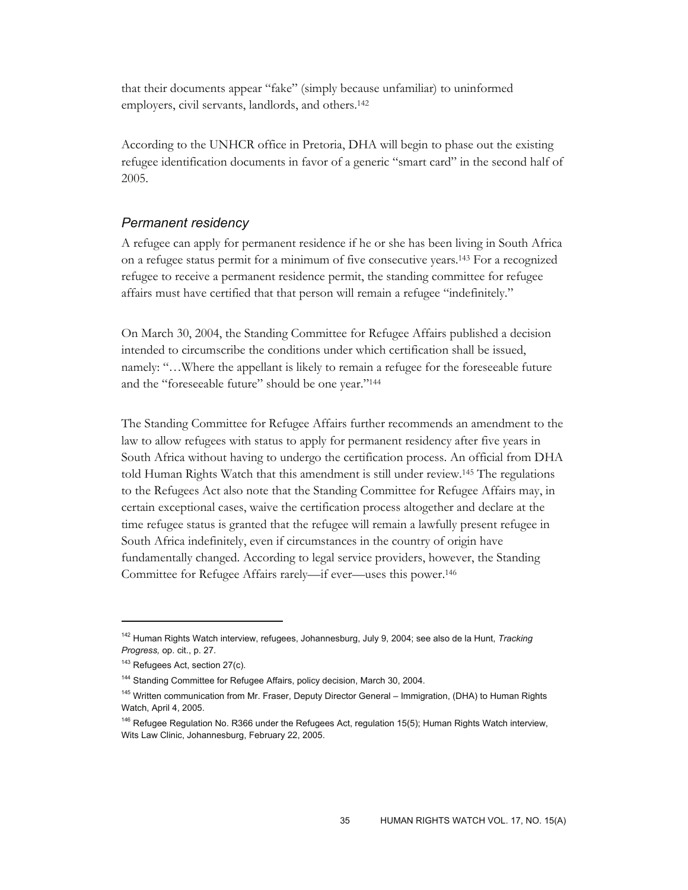that their documents appear "fake" (simply because unfamiliar) to uninformed employers, civil servants, landlords, and others.[142]

According to the UNHCR office in Pretoria, DHA will begin to phase out the existing refugee identification documents in favor of a generic "smart card" in the second half of 2005.

### *Permanent residency*

A refugee can apply for permanent residence if he or she has been living in South Africa on a refugee status permit for a minimum of five consecutive years.[143] For a recognized refugee to receive a permanent residence permit, the standing committee for refugee affairs must have certified that that person will remain a refugee "indefinitely."

On March 30, 2004, the Standing Committee for Refugee Affairs published a decision intended to circumscribe the conditions under which certification shall be issued, namely: "…Where the appellant is likely to remain a refugee for the foreseeable future and the "foreseeable future" should be one year."[144]

The Standing Committee for Refugee Affairs further recommends an amendment to the law to allow refugees with status to apply for permanent residency after five years in South Africa without having to undergo the certification process. An official from DHA told Human Rights Watch that this amendment is still under review.[145] The regulations to the Refugees Act also note that the Standing Committee for Refugee Affairs may, in certain exceptional cases, waive the certification process altogether and declare at the time refugee status is granted that the refugee will remain a lawfully present refugee in South Africa indefinitely, even if circumstances in the country of origin have fundamentally changed. According to legal service providers, however, the Standing Committee for Refugee Affairs rarely—if ever—uses this power.[146]

---

[142] Human Rights Watch interview, refugees, Johannesburg, July 9, 2004; see also de la Hunt, *Tracking Progress,* op. cit., p. 27.

[143] Refugees Act, section 27(c).

[144] Standing Committee for Refugee Affairs, policy decision, March 30, 2004.

[145] Written communication from Mr. Fraser, Deputy Director General – Immigration, (DHA) to Human Rights Watch, April 4, 2005.

[146] Refugee Regulation No. R366 under the Refugees Act, regulation 15(5); Human Rights Watch interview, Wits Law Clinic, Johannesburg, February 22, 2005.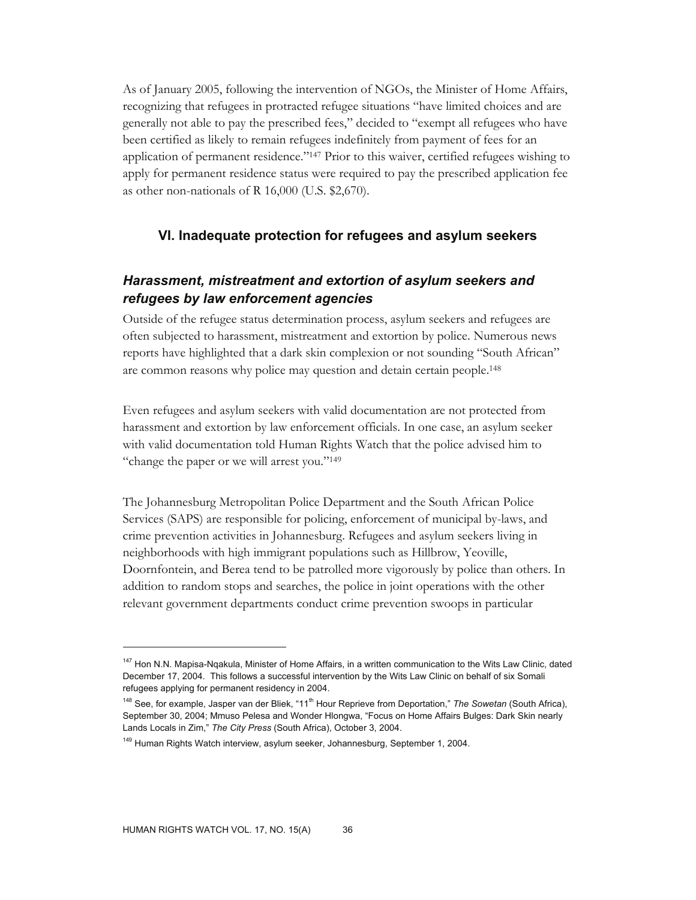As of January 2005, following the intervention of NGOs, the Minister of Home Affairs, recognizing that refugees in protracted refugee situations "have limited choices and are generally not able to pay the prescribed fees," decided to "exempt all refugees who have been certified as likely to remain refugees indefinitely from payment of fees for an application of permanent residence."[147] Prior to this waiver, certified refugees wishing to apply for permanent residence status were required to pay the prescribed application fee as other non-nationals of R 16,000 (U.S. $2,670).

## VI. Inadequate protection for refugees and asylum seekers

### *Harassment, mistreatment and extortion of asylum seekers and refugees by law enforcement agencies*

Outside of the refugee status determination process, asylum seekers and refugees are often subjected to harassment, mistreatment and extortion by police. Numerous news reports have highlighted that a dark skin complexion or not sounding "South African" are common reasons why police may question and detain certain people.[148]

Even refugees and asylum seekers with valid documentation are not protected from harassment and extortion by law enforcement officials. In one case, an asylum seeker with valid documentation told Human Rights Watch that the police advised him to "change the paper or we will arrest you."[149]

The Johannesburg Metropolitan Police Department and the South African Police Services (SAPS) are responsible for policing, enforcement of municipal by-laws, and crime prevention activities in Johannesburg. Refugees and asylum seekers living in neighborhoods with high immigrant populations such as Hillbrow, Yeoville, Doornfontein, and Berea tend to be patrolled more vigorously by police than others. In addition to random stops and searches, the police in joint operations with the other relevant government departments conduct crime prevention swoops in particular

---

[147] Hon N.N. Mapisa-Nqakula, Minister of Home Affairs, in a written communication to the Wits Law Clinic, dated December 17, 2004. This follows a successful intervention by the Wits Law Clinic on behalf of six Somali refugees applying for permanent residency in 2004.

[148] See, for example, Jasper van der Bliek, "11th Hour Reprieve from Deportation," *The Sowetan* (South Africa), September 30, 2004; Mmuso Pelesa and Wonder Hlongwa, "Focus on Home Affairs Bulges: Dark Skin nearly Lands Locals in Zim," *The City Press* (South Africa), October 3, 2004.

[149] Human Rights Watch interview, asylum seeker, Johannesburg, September 1, 2004.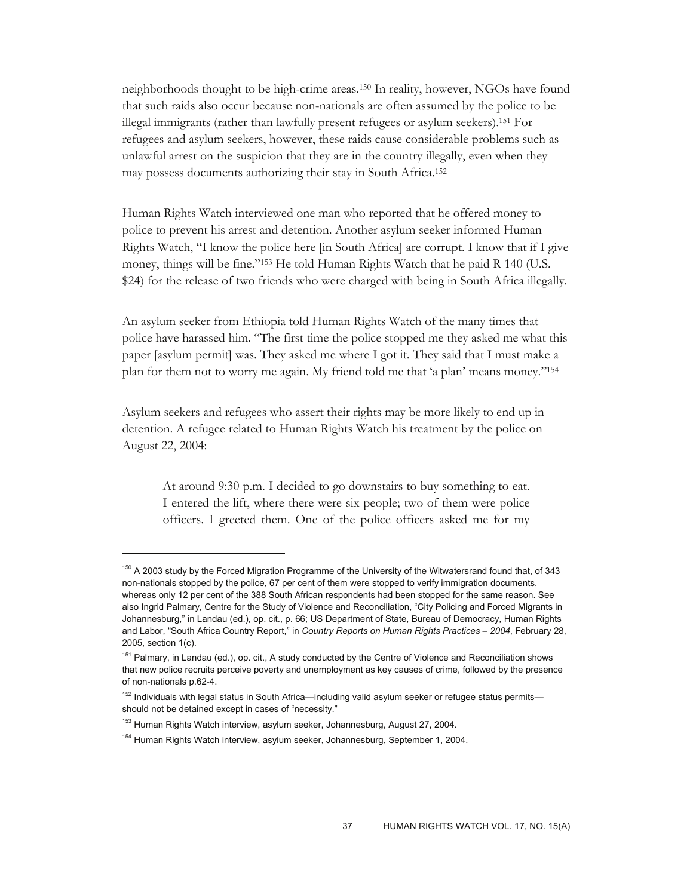neighborhoods thought to be high-crime areas.[150] In reality, however, NGOs have found that such raids also occur because non-nationals are often assumed by the police to be illegal immigrants (rather than lawfully present refugees or asylum seekers).[151] For refugees and asylum seekers, however, these raids cause considerable problems such as unlawful arrest on the suspicion that they are in the country illegally, even when they may possess documents authorizing their stay in South Africa.[152]

Human Rights Watch interviewed one man who reported that he offered money to police to prevent his arrest and detention. Another asylum seeker informed Human Rights Watch, "I know the police here [in South Africa] are corrupt. I know that if I give money, things will be fine."[153] He told Human Rights Watch that he paid R 140 (U.S. $24) for the release of two friends who were charged with being in South Africa illegally.

An asylum seeker from Ethiopia told Human Rights Watch of the many times that police have harassed him. "The first time the police stopped me they asked me what this paper [asylum permit] was. They asked me where I got it. They said that I must make a plan for them not to worry me again. My friend told me that 'a plan' means money."[154]

Asylum seekers and refugees who assert their rights may be more likely to end up in detention. A refugee related to Human Rights Watch his treatment by the police on August 22, 2004:

> At around 9:30 p.m. I decided to go downstairs to buy something to eat. I entered the lift, where there were six people; two of them were police officers. I greeted them. One of the police officers asked me for my

---

[150] A 2003 study by the Forced Migration Programme of the University of the Witwatersrand found that, of 343 non-nationals stopped by the police, 67 per cent of them were stopped to verify immigration documents, whereas only 12 per cent of the 388 South African respondents had been stopped for the same reason. See also Ingrid Palmary, Centre for the Study of Violence and Reconciliation, "City Policing and Forced Migrants in Johannesburg," in Landau (ed.), op. cit., p. 66; US Department of State, Bureau of Democracy, Human Rights and Labor, "South Africa Country Report," in *Country Reports on Human Rights Practices – 2004*, February 28, 2005, section 1(c).

[151] Palmary, in Landau (ed.), op. cit., A study conducted by the Centre of Violence and Reconciliation shows that new police recruits perceive poverty and unemployment as key causes of crime, followed by the presence of non-nationals p.62-4.

[152] Individuals with legal status in South Africa—including valid asylum seeker or refugee status permits—should not be detained except in cases of "necessity."

[153] Human Rights Watch interview, asylum seeker, Johannesburg, August 27, 2004.

[154] Human Rights Watch interview, asylum seeker, Johannesburg, September 1, 2004.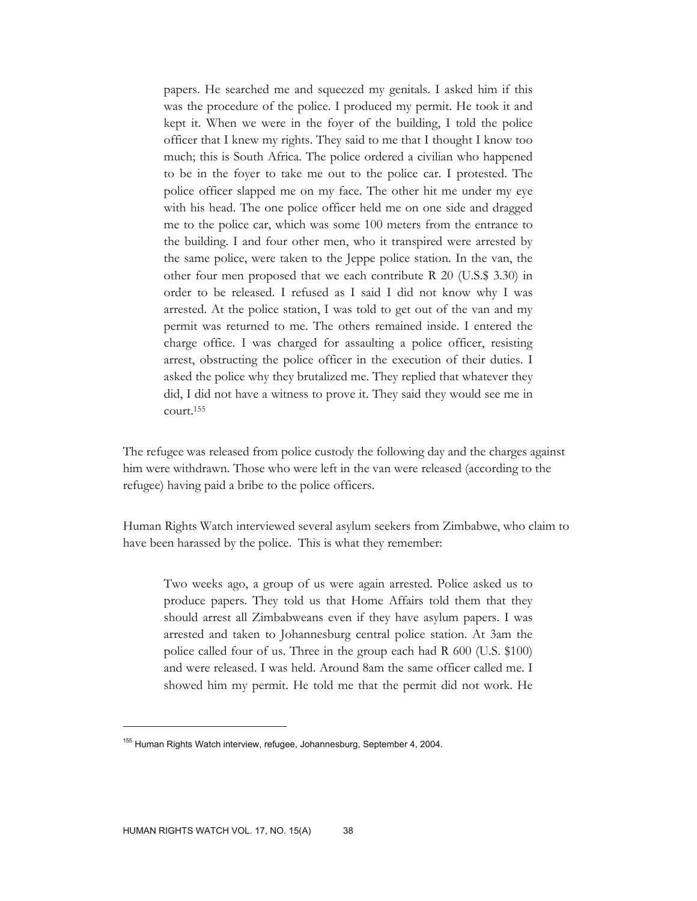> papers. He searched me and squeezed my genitals. I asked him if this was the procedure of the police. I produced my permit. He took it and kept it. When we were in the foyer of the building, I told the police officer that I knew my rights. They said to me that I thought I know too much; this is South Africa. The police ordered a civilian who happened to be in the foyer to take me out to the police car. I protested. The police officer slapped me on my face. The other hit me under my eye with his head. The one police officer held me on one side and dragged me to the police car, which was some 100 meters from the entrance to the building. I and four other men, who it transpired were arrested by the same police, were taken to the Jeppe police station. In the van, the other four men proposed that we each contribute R 20 (U.S.$ 3.30) in order to be released. I refused as I said I did not know why I was arrested. At the police station, I was told to get out of the van and my permit was returned to me. The others remained inside. I entered the charge office. I was charged for assaulting a police officer, resisting arrest, obstructing the police officer in the execution of their duties. I asked the police why they brutalized me. They replied that whatever they did, I did not have a witness to prove it. They said they would see me in court.[155]

The refugee was released from police custody the following day and the charges against him were withdrawn. Those who were left in the van were released (according to the refugee) having paid a bribe to the police officers.

Human Rights Watch interviewed several asylum seekers from Zimbabwe, who claim to have been harassed by the police. This is what they remember:

> Two weeks ago, a group of us were again arrested. Police asked us to produce papers. They told us that Home Affairs told them that they should arrest all Zimbabweans even if they have asylum papers. I was arrested and taken to Johannesburg central police station. At 3am the police called four of us. Three in the group each had R 600 (U.S. $100) and were released. I was held. Around 8am the same officer called me. I showed him my permit. He told me that the permit did not work. He

[155] Human Rights Watch interview, refugee, Johannesburg, September 4, 2004.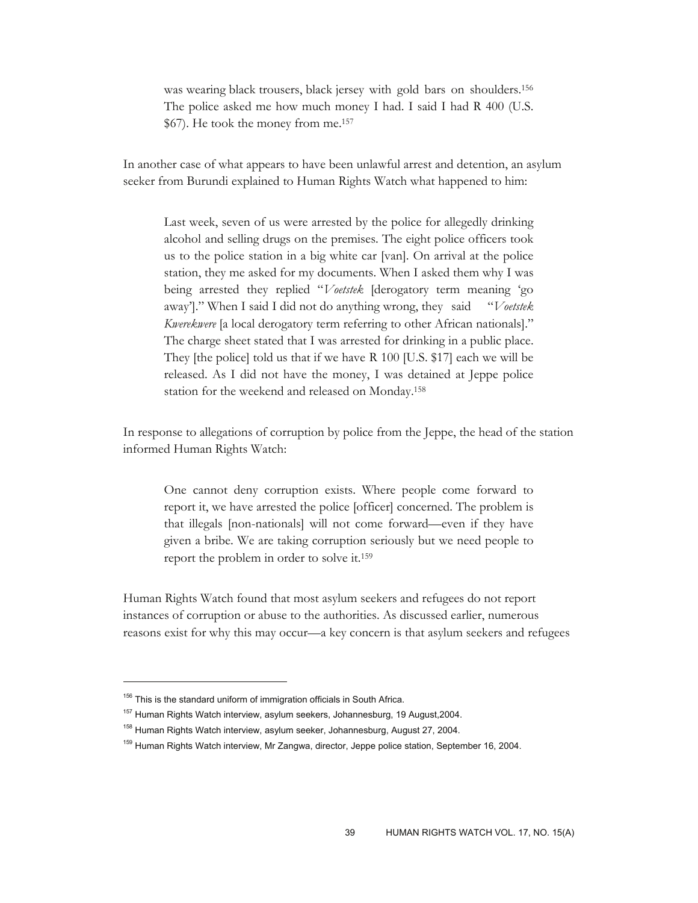> was wearing black trousers, black jersey with gold bars on shoulders.[156] The police asked me how much money I had. I said I had R 400 (U.S. $67). He took the money from me.[157]

In another case of what appears to have been unlawful arrest and detention, an asylum seeker from Burundi explained to Human Rights Watch what happened to him:

> Last week, seven of us were arrested by the police for allegedly drinking alcohol and selling drugs on the premises. The eight police officers took us to the police station in a big white car [van]. On arrival at the police station, they me asked for my documents. When I asked them why I was being arrested they replied "*Voetstek* [derogatory term meaning 'go away']." When I said I did not do anything wrong, they said "*Voetstek Kwerekwere* [a local derogatory term referring to other African nationals]." The charge sheet stated that I was arrested for drinking in a public place. They [the police] told us that if we have R 100 [U.S. $17] each we will be released. As I did not have the money, I was detained at Jeppe police station for the weekend and released on Monday.[158]

In response to allegations of corruption by police from the Jeppe, the head of the station informed Human Rights Watch:

> One cannot deny corruption exists. Where people come forward to report it, we have arrested the police [officer] concerned. The problem is that illegals [non-nationals] will not come forward—even if they have given a bribe. We are taking corruption seriously but we need people to report the problem in order to solve it.[159]

Human Rights Watch found that most asylum seekers and refugees do not report instances of corruption or abuse to the authorities. As discussed earlier, numerous reasons exist for why this may occur—a key concern is that asylum seekers and refugees

---

[156] This is the standard uniform of immigration officials in South Africa.

[157] Human Rights Watch interview, asylum seekers, Johannesburg, 19 August,2004.

[158] Human Rights Watch interview, asylum seeker, Johannesburg, August 27, 2004.

[159] Human Rights Watch interview, Mr Zangwa, director, Jeppe police station, September 16, 2004.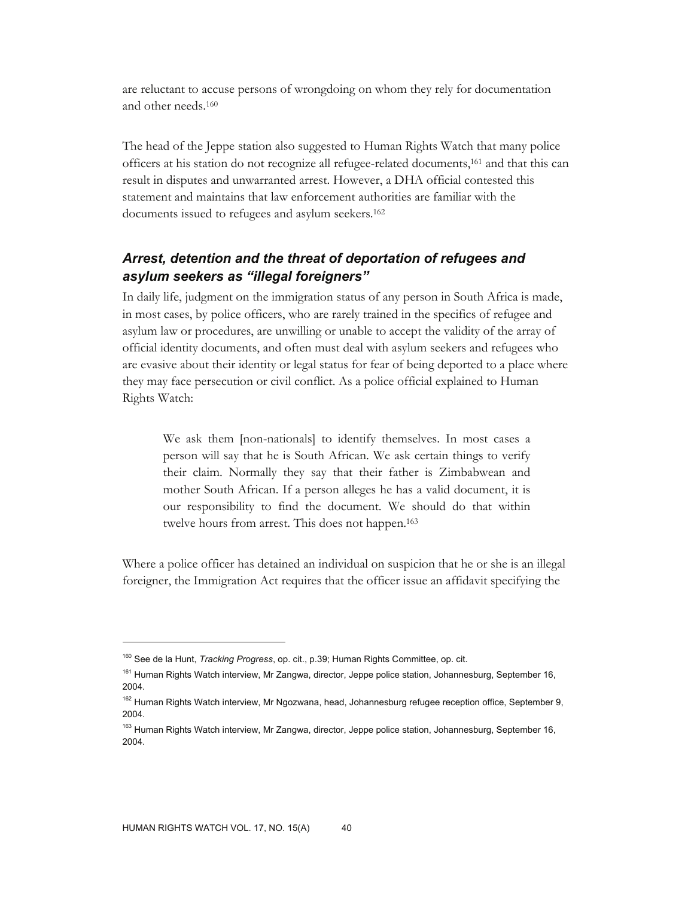are reluctant to accuse persons of wrongdoing on whom they rely for documentation and other needs.[160]

The head of the Jeppe station also suggested to Human Rights Watch that many police officers at his station do not recognize all refugee-related documents,[161] and that this can result in disputes and unwarranted arrest. However, a DHA official contested this statement and maintains that law enforcement authorities are familiar with the documents issued to refugees and asylum seekers.[162]

### *Arrest, detention and the threat of deportation of refugees and asylum seekers as "illegal foreigners"*

In daily life, judgment on the immigration status of any person in South Africa is made, in most cases, by police officers, who are rarely trained in the specifics of refugee and asylum law or procedures, are unwilling or unable to accept the validity of the array of official identity documents, and often must deal with asylum seekers and refugees who are evasive about their identity or legal status for fear of being deported to a place where they may face persecution or civil conflict. As a police official explained to Human Rights Watch:

> We ask them [non-nationals] to identify themselves. In most cases a person will say that he is South African. We ask certain things to verify their claim. Normally they say that their father is Zimbabwean and mother South African. If a person alleges he has a valid document, it is our responsibility to find the document. We should do that within twelve hours from arrest. This does not happen.[163]

Where a police officer has detained an individual on suspicion that he or she is an illegal foreigner, the Immigration Act requires that the officer issue an affidavit specifying the

---

[160] See de la Hunt, *Tracking Progress*, op. cit., p.39; Human Rights Committee, op. cit.

[161] Human Rights Watch interview, Mr Zangwa, director, Jeppe police station, Johannesburg, September 16, 2004.

[162] Human Rights Watch interview, Mr Ngozwana, head, Johannesburg refugee reception office, September 9, 2004.

[163] Human Rights Watch interview, Mr Zangwa, director, Jeppe police station, Johannesburg, September 16, 2004.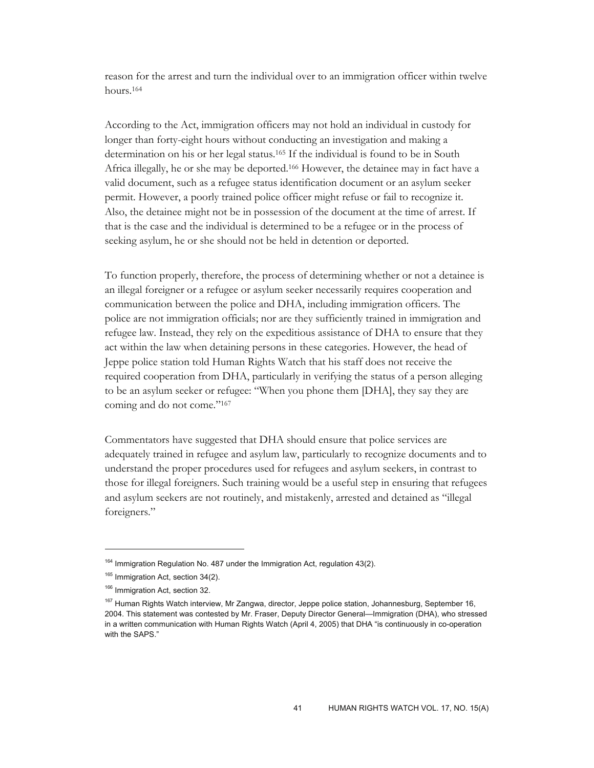reason for the arrest and turn the individual over to an immigration officer within twelve hours.[164]

According to the Act, immigration officers may not hold an individual in custody for longer than forty-eight hours without conducting an investigation and making a determination on his or her legal status.[165] If the individual is found to be in South Africa illegally, he or she may be deported.[166] However, the detainee may in fact have a valid document, such as a refugee status identification document or an asylum seeker permit. However, a poorly trained police officer might refuse or fail to recognize it. Also, the detainee might not be in possession of the document at the time of arrest. If that is the case and the individual is determined to be a refugee or in the process of seeking asylum, he or she should not be held in detention or deported.

To function properly, therefore, the process of determining whether or not a detainee is an illegal foreigner or a refugee or asylum seeker necessarily requires cooperation and communication between the police and DHA, including immigration officers. The police are not immigration officials; nor are they sufficiently trained in immigration and refugee law. Instead, they rely on the expeditious assistance of DHA to ensure that they act within the law when detaining persons in these categories. However, the head of Jeppe police station told Human Rights Watch that his staff does not receive the required cooperation from DHA, particularly in verifying the status of a person alleging to be an asylum seeker or refugee: "When you phone them [DHA], they say they are coming and do not come."[167]

Commentators have suggested that DHA should ensure that police services are adequately trained in refugee and asylum law, particularly to recognize documents and to understand the proper procedures used for refugees and asylum seekers, in contrast to those for illegal foreigners. Such training would be a useful step in ensuring that refugees and asylum seekers are not routinely, and mistakenly, arrested and detained as "illegal foreigners."

---

[164] Immigration Regulation No. 487 under the Immigration Act, regulation 43(2).

[165] Immigration Act, section 34(2).

[166] Immigration Act, section 32.

[167] Human Rights Watch interview, Mr Zangwa, director, Jeppe police station, Johannesburg, September 16, 2004. This statement was contested by Mr. Fraser, Deputy Director General—Immigration (DHA), who stressed in a written communication with Human Rights Watch (April 4, 2005) that DHA "is continuously in co-operation with the SAPS."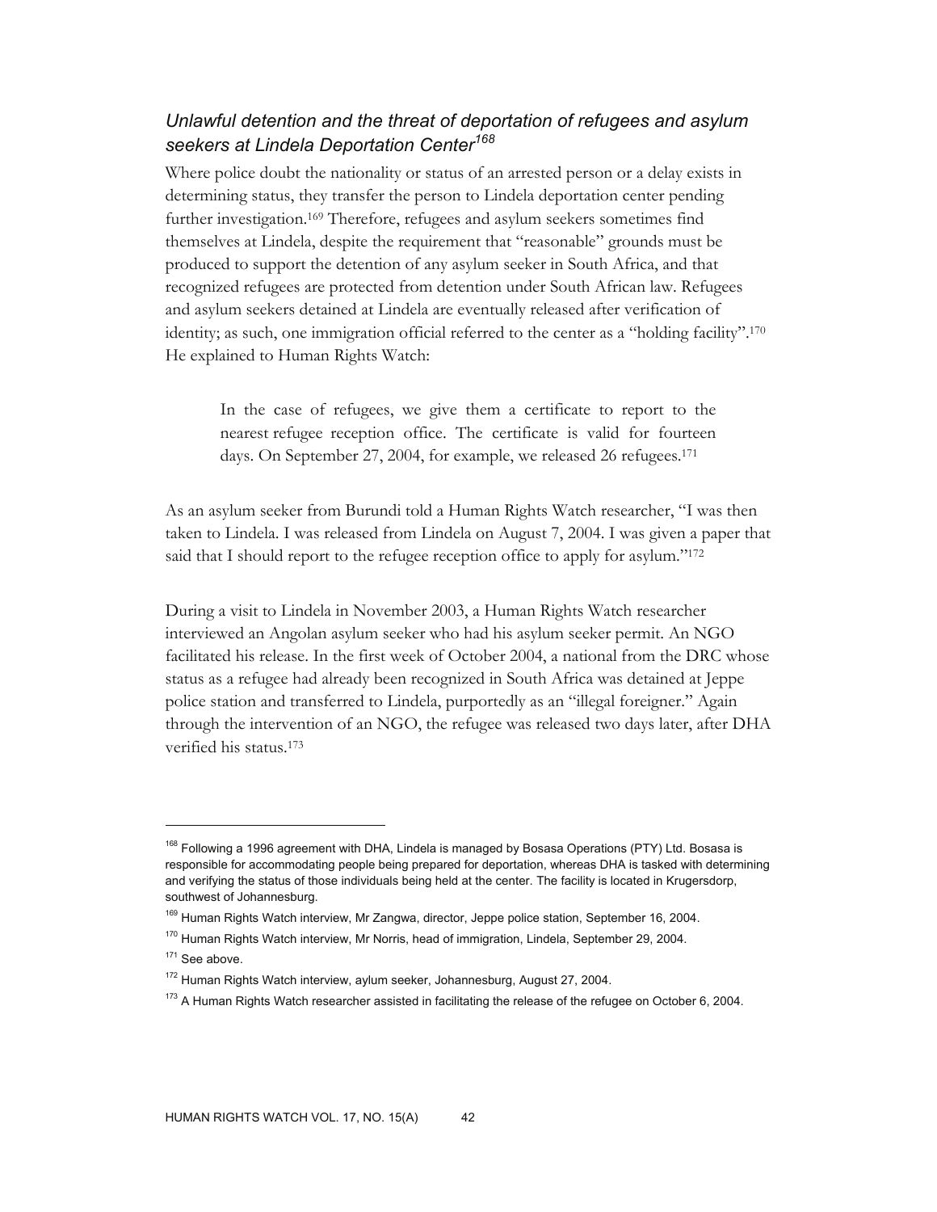### *Unlawful detention and the threat of deportation of refugees and asylum seekers at Lindela Deportation Center*[168]

Where police doubt the nationality or status of an arrested person or a delay exists in determining status, they transfer the person to Lindela deportation center pending further investigation.[169] Therefore, refugees and asylum seekers sometimes find themselves at Lindela, despite the requirement that "reasonable" grounds must be produced to support the detention of any asylum seeker in South Africa, and that recognized refugees are protected from detention under South African law. Refugees and asylum seekers detained at Lindela are eventually released after verification of identity; as such, one immigration official referred to the center as a "holding facility".[170] He explained to Human Rights Watch:

> In the case of refugees, we give them a certificate to report to the nearest refugee reception office. The certificate is valid for fourteen days. On September 27, 2004, for example, we released 26 refugees.[171]

As an asylum seeker from Burundi told a Human Rights Watch researcher, "I was then taken to Lindela. I was released from Lindela on August 7, 2004. I was given a paper that said that I should report to the refugee reception office to apply for asylum."[172]

During a visit to Lindela in November 2003, a Human Rights Watch researcher interviewed an Angolan asylum seeker who had his asylum seeker permit. An NGO facilitated his release. In the first week of October 2004, a national from the DRC whose status as a refugee had already been recognized in South Africa was detained at Jeppe police station and transferred to Lindela, purportedly as an "illegal foreigner." Again through the intervention of an NGO, the refugee was released two days later, after DHA verified his status.[173]

---

[168] Following a 1996 agreement with DHA, Lindela is managed by Bosasa Operations (PTY) Ltd. Bosasa is responsible for accommodating people being prepared for deportation, whereas DHA is tasked with determining and verifying the status of those individuals being held at the center. The facility is located in Krugersdorp, southwest of Johannesburg.

[169] Human Rights Watch interview, Mr Zangwa, director, Jeppe police station, September 16, 2004.

[170] Human Rights Watch interview, Mr Norris, head of immigration, Lindela, September 29, 2004.

[171] See above.

[172] Human Rights Watch interview, aylum seeker, Johannesburg, August 27, 2004.

[173] A Human Rights Watch researcher assisted in facilitating the release of the refugee on October 6, 2004.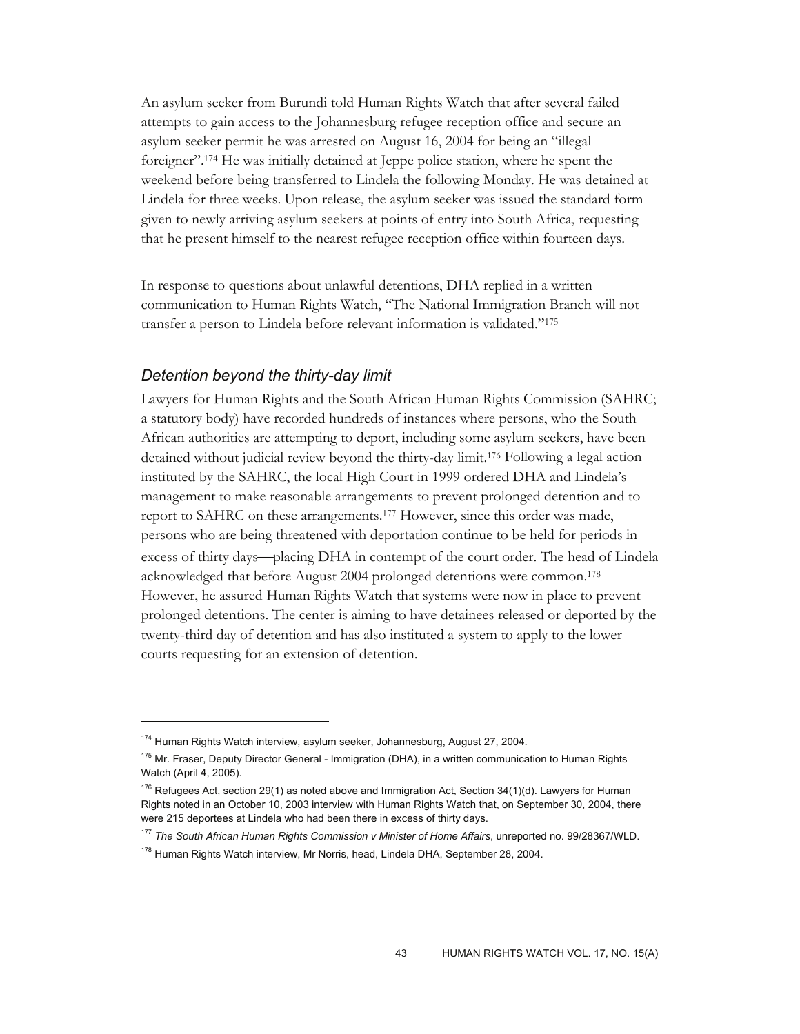An asylum seeker from Burundi told Human Rights Watch that after several failed attempts to gain access to the Johannesburg refugee reception office and secure an asylum seeker permit he was arrested on August 16, 2004 for being an "illegal foreigner".[174] He was initially detained at Jeppe police station, where he spent the weekend before being transferred to Lindela the following Monday. He was detained at Lindela for three weeks. Upon release, the asylum seeker was issued the standard form given to newly arriving asylum seekers at points of entry into South Africa, requesting that he present himself to the nearest refugee reception office within fourteen days.

In response to questions about unlawful detentions, DHA replied in a written communication to Human Rights Watch, "The National Immigration Branch will not transfer a person to Lindela before relevant information is validated."[175]

### *Detention beyond the thirty-day limit*

Lawyers for Human Rights and the South African Human Rights Commission (SAHRC; a statutory body) have recorded hundreds of instances where persons, who the South African authorities are attempting to deport, including some asylum seekers, have been detained without judicial review beyond the thirty-day limit.[176] Following a legal action instituted by the SAHRC, the local High Court in 1999 ordered DHA and Lindela's management to make reasonable arrangements to prevent prolonged detention and to report to SAHRC on these arrangements.[177] However, since this order was made, persons who are being threatened with deportation continue to be held for periods in excess of thirty days—placing DHA in contempt of the court order. The head of Lindela acknowledged that before August 2004 prolonged detentions were common.[178] However, he assured Human Rights Watch that systems were now in place to prevent prolonged detentions. The center is aiming to have detainees released or deported by the twenty-third day of detention and has also instituted a system to apply to the lower courts requesting for an extension of detention.

---

[174] Human Rights Watch interview, asylum seeker, Johannesburg, August 27, 2004.

[175] Mr. Fraser, Deputy Director General - Immigration (DHA), in a written communication to Human Rights Watch (April 4, 2005).

[176] Refugees Act, section 29(1) as noted above and Immigration Act, Section 34(1)(d). Lawyers for Human Rights noted in an October 10, 2003 interview with Human Rights Watch that, on September 30, 2004, there were 215 deportees at Lindela who had been there in excess of thirty days.

[177] *The South African Human Rights Commission v Minister of Home Affairs*, unreported no. 99/28367/WLD.

[178] Human Rights Watch interview, Mr Norris, head, Lindela DHA, September 28, 2004.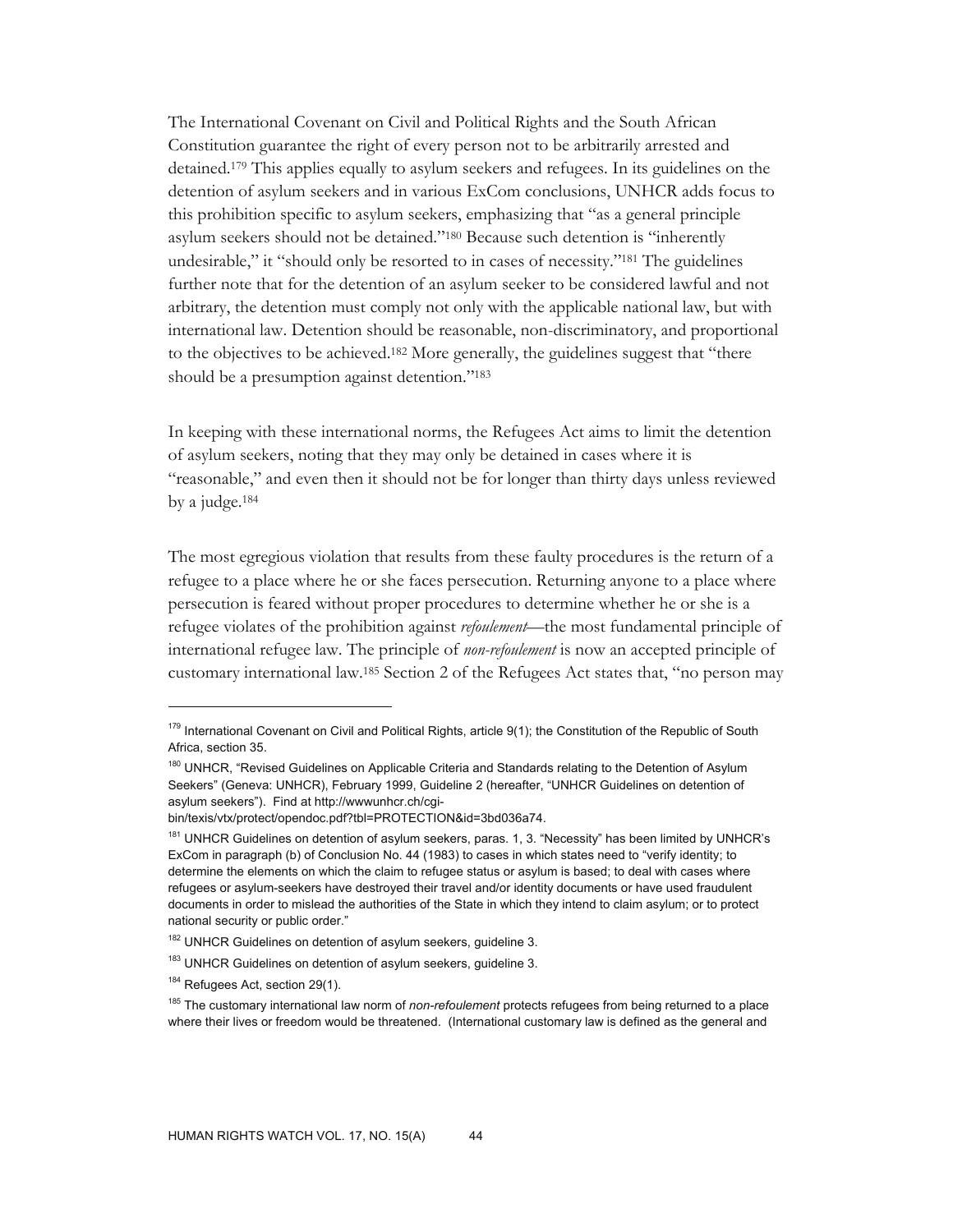The International Covenant on Civil and Political Rights and the South African Constitution guarantee the right of every person not to be arbitrarily arrested and detained.[179] This applies equally to asylum seekers and refugees. In its guidelines on the detention of asylum seekers and in various ExCom conclusions, UNHCR adds focus to this prohibition specific to asylum seekers, emphasizing that "as a general principle asylum seekers should not be detained."[180] Because such detention is "inherently undesirable," it "should only be resorted to in cases of necessity."[181] The guidelines further note that for the detention of an asylum seeker to be considered lawful and not arbitrary, the detention must comply not only with the applicable national law, but with international law. Detention should be reasonable, non-discriminatory, and proportional to the objectives to be achieved.[182] More generally, the guidelines suggest that "there should be a presumption against detention."[183]

In keeping with these international norms, the Refugees Act aims to limit the detention of asylum seekers, noting that they may only be detained in cases where it is "reasonable," and even then it should not be for longer than thirty days unless reviewed by a judge.[184]

The most egregious violation that results from these faulty procedures is the return of a refugee to a place where he or she faces persecution. Returning anyone to a place where persecution is feared without proper procedures to determine whether he or she is a refugee violates of the prohibition against *refoulement*—the most fundamental principle of international refugee law. The principle of *non-refoulement* is now an accepted principle of customary international law.[185] Section 2 of the Refugees Act states that, "no person may

---

[179] International Covenant on Civil and Political Rights, article 9(1); the Constitution of the Republic of South Africa, section 35.

[180] UNHCR, "Revised Guidelines on Applicable Criteria and Standards relating to the Detention of Asylum Seekers" (Geneva: UNHCR), February 1999, Guideline 2 (hereafter, "UNHCR Guidelines on detention of asylum seekers"). Find at http://wwwunhcr.ch/cgi-bin/texis/vtx/protect/opendoc.pdf?tbl=PROTECTION&id=3bd036a74.

[181] UNHCR Guidelines on detention of asylum seekers, paras. 1, 3. "Necessity" has been limited by UNHCR's ExCom in paragraph (b) of Conclusion No. 44 (1983) to cases in which states need to "verify identity; to determine the elements on which the claim to refugee status or asylum is based; to deal with cases where refugees or asylum-seekers have destroyed their travel and/or identity documents or have used fraudulent documents in order to mislead the authorities of the State in which they intend to claim asylum; or to protect national security or public order."

[182] UNHCR Guidelines on detention of asylum seekers, guideline 3.

[183] UNHCR Guidelines on detention of asylum seekers, guideline 3.

[184] Refugees Act, section 29(1).

[185] The customary international law norm of *non-refoulement* protects refugees from being returned to a place where their lives or freedom would be threatened. (International customary law is defined as the general and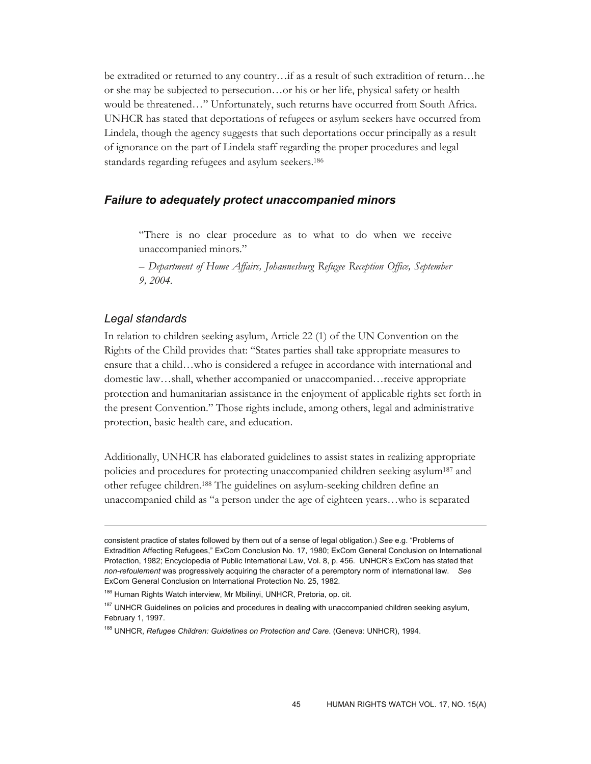be extradited or returned to any country…if as a result of such extradition of return…he or she may be subjected to persecution…or his or her life, physical safety or health would be threatened…" Unfortunately, such returns have occurred from South Africa. UNHCR has stated that deportations of refugees or asylum seekers have occurred from Lindela, though the agency suggests that such deportations occur principally as a result of ignorance on the part of Lindela staff regarding the proper procedures and legal standards regarding refugees and asylum seekers.[186]

## *Failure to adequately protect unaccompanied minors*

> "There is no clear procedure as to what to do when we receive unaccompanied minors."
>
> *– Department of Home Affairs, Johannesburg Refugee Reception Office, September 9, 2004.*

### *Legal standards*

In relation to children seeking asylum, Article 22 (1) of the UN Convention on the Rights of the Child provides that: "States parties shall take appropriate measures to ensure that a child…who is considered a refugee in accordance with international and domestic law…shall, whether accompanied or unaccompanied…receive appropriate protection and humanitarian assistance in the enjoyment of applicable rights set forth in the present Convention." Those rights include, among others, legal and administrative protection, basic health care, and education.

Additionally, UNHCR has elaborated guidelines to assist states in realizing appropriate policies and procedures for protecting unaccompanied children seeking asylum[187] and other refugee children.[188] The guidelines on asylum-seeking children define an unaccompanied child as "a person under the age of eighteen years…who is separated

---

consistent practice of states followed by them out of a sense of legal obligation.) *See* e.g. "Problems of Extradition Affecting Refugees," ExCom Conclusion No. 17, 1980; ExCom General Conclusion on International Protection, 1982; Encyclopedia of Public International Law, Vol. 8, p. 456. UNHCR's ExCom has stated that *non-refoulement* was progressively acquiring the character of a peremptory norm of international law. *See* ExCom General Conclusion on International Protection No. 25, 1982.

[186] Human Rights Watch interview, Mr Mbilinyi, UNHCR, Pretoria, op. cit.

[187] UNHCR Guidelines on policies and procedures in dealing with unaccompanied children seeking asylum, February 1, 1997.

[188] UNHCR, *Refugee Children: Guidelines on Protection and Care*. (Geneva: UNHCR), 1994.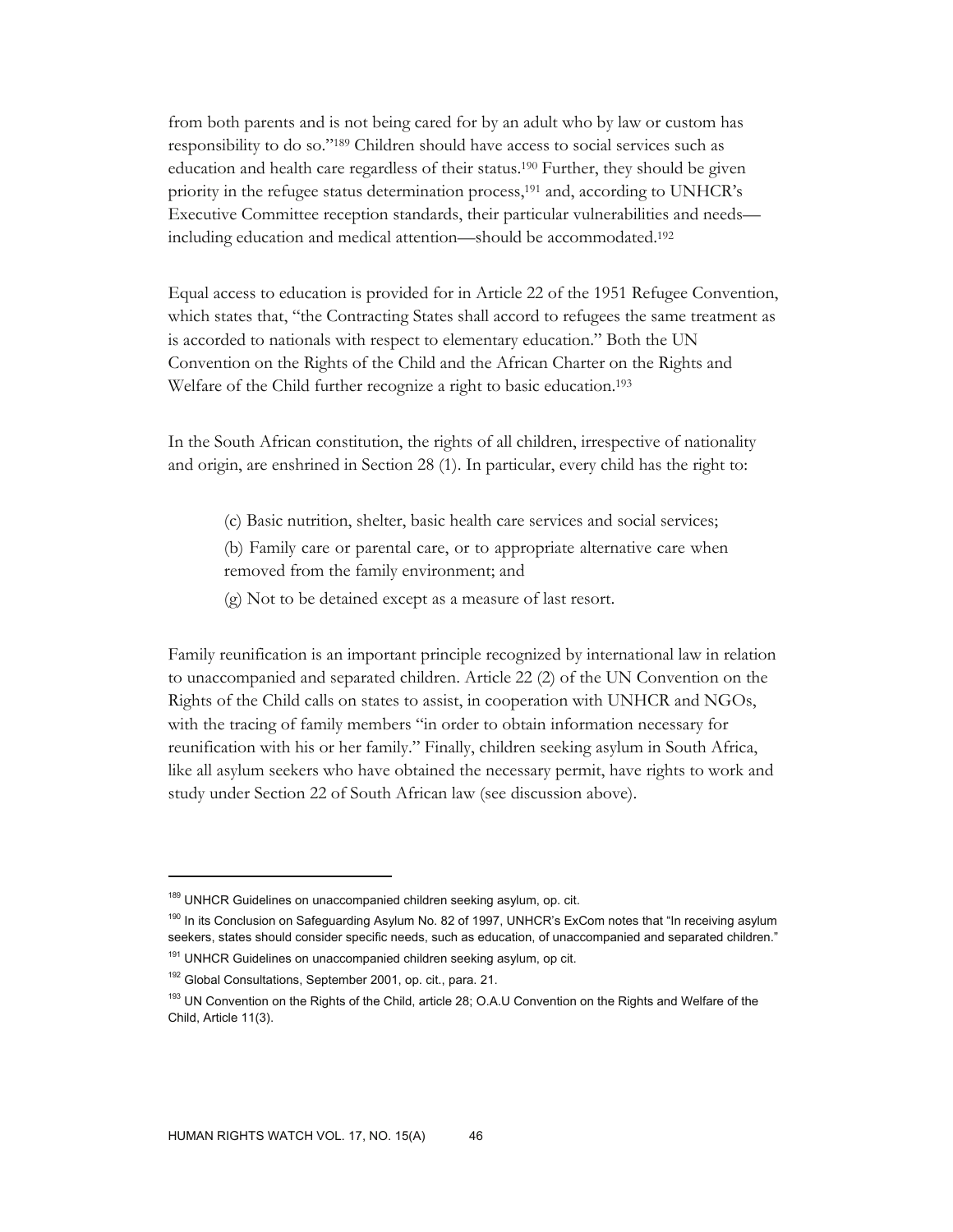from both parents and is not being cared for by an adult who by law or custom has responsibility to do so."[189] Children should have access to social services such as education and health care regardless of their status.[190] Further, they should be given priority in the refugee status determination process,[191] and, according to UNHCR's Executive Committee reception standards, their particular vulnerabilities and needs—including education and medical attention—should be accommodated.[192]

Equal access to education is provided for in Article 22 of the 1951 Refugee Convention, which states that, "the Contracting States shall accord to refugees the same treatment as is accorded to nationals with respect to elementary education." Both the UN Convention on the Rights of the Child and the African Charter on the Rights and Welfare of the Child further recognize a right to basic education.[193]

In the South African constitution, the rights of all children, irrespective of nationality and origin, are enshrined in Section 28 (1). In particular, every child has the right to:

> (c) Basic nutrition, shelter, basic health care services and social services;
>
> (b) Family care or parental care, or to appropriate alternative care when removed from the family environment; and
>
> (g) Not to be detained except as a measure of last resort.

Family reunification is an important principle recognized by international law in relation to unaccompanied and separated children. Article 22 (2) of the UN Convention on the Rights of the Child calls on states to assist, in cooperation with UNHCR and NGOs, with the tracing of family members "in order to obtain information necessary for reunification with his or her family." Finally, children seeking asylum in South Africa, like all asylum seekers who have obtained the necessary permit, have rights to work and study under Section 22 of South African law (see discussion above).

---

[189] UNHCR Guidelines on unaccompanied children seeking asylum, op. cit.

[190] In its Conclusion on Safeguarding Asylum No. 82 of 1997, UNHCR's ExCom notes that "In receiving asylum seekers, states should consider specific needs, such as education, of unaccompanied and separated children."

[191] UNHCR Guidelines on unaccompanied children seeking asylum, op cit.

[192] Global Consultations, September 2001, op. cit., para. 21.

[193] UN Convention on the Rights of the Child, article 28; O.A.U Convention on the Rights and Welfare of the Child, Article 11(3).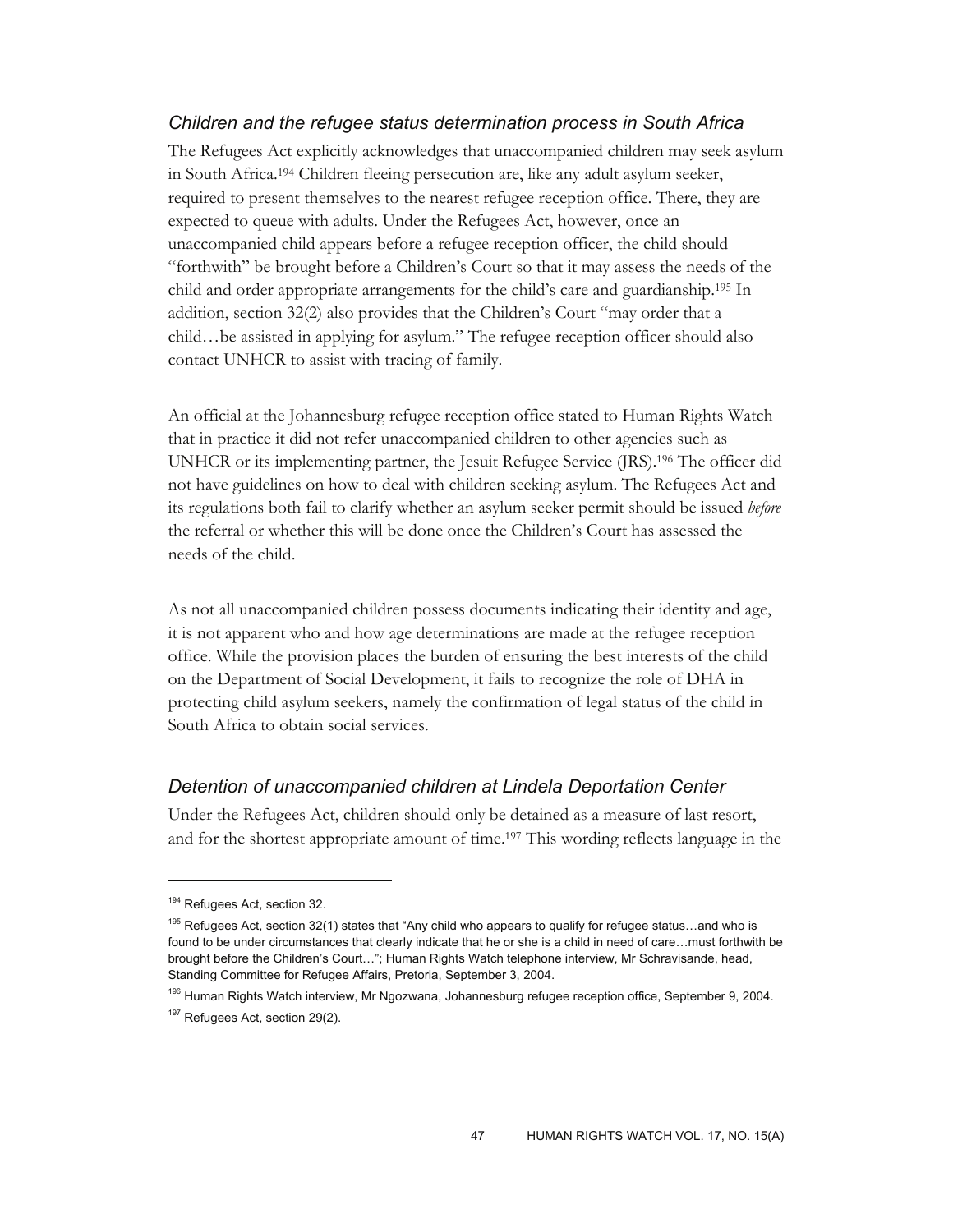### *Children and the refugee status determination process in South Africa*

The Refugees Act explicitly acknowledges that unaccompanied children may seek asylum in South Africa.[194] Children fleeing persecution are, like any adult asylum seeker, required to present themselves to the nearest refugee reception office. There, they are expected to queue with adults. Under the Refugees Act, however, once an unaccompanied child appears before a refugee reception officer, the child should "forthwith" be brought before a Children's Court so that it may assess the needs of the child and order appropriate arrangements for the child's care and guardianship.[195] In addition, section 32(2) also provides that the Children's Court "may order that a child…be assisted in applying for asylum." The refugee reception officer should also contact UNHCR to assist with tracing of family.

An official at the Johannesburg refugee reception office stated to Human Rights Watch that in practice it did not refer unaccompanied children to other agencies such as UNHCR or its implementing partner, the Jesuit Refugee Service (JRS).[196] The officer did not have guidelines on how to deal with children seeking asylum. The Refugees Act and its regulations both fail to clarify whether an asylum seeker permit should be issued *before* the referral or whether this will be done once the Children's Court has assessed the needs of the child.

As not all unaccompanied children possess documents indicating their identity and age, it is not apparent who and how age determinations are made at the refugee reception office. While the provision places the burden of ensuring the best interests of the child on the Department of Social Development, it fails to recognize the role of DHA in protecting child asylum seekers, namely the confirmation of legal status of the child in South Africa to obtain social services.

### *Detention of unaccompanied children at Lindela Deportation Center*

Under the Refugees Act, children should only be detained as a measure of last resort, and for the shortest appropriate amount of time.[197] This wording reflects language in the

---

[194] Refugees Act, section 32.

[195] Refugees Act, section 32(1) states that "Any child who appears to qualify for refugee status…and who is found to be under circumstances that clearly indicate that he or she is a child in need of care…must forthwith be brought before the Children's Court…"; Human Rights Watch telephone interview, Mr Schravisande, head, Standing Committee for Refugee Affairs, Pretoria, September 3, 2004.

[196] Human Rights Watch interview, Mr Ngozwana, Johannesburg refugee reception office, September 9, 2004.

[197] Refugees Act, section 29(2).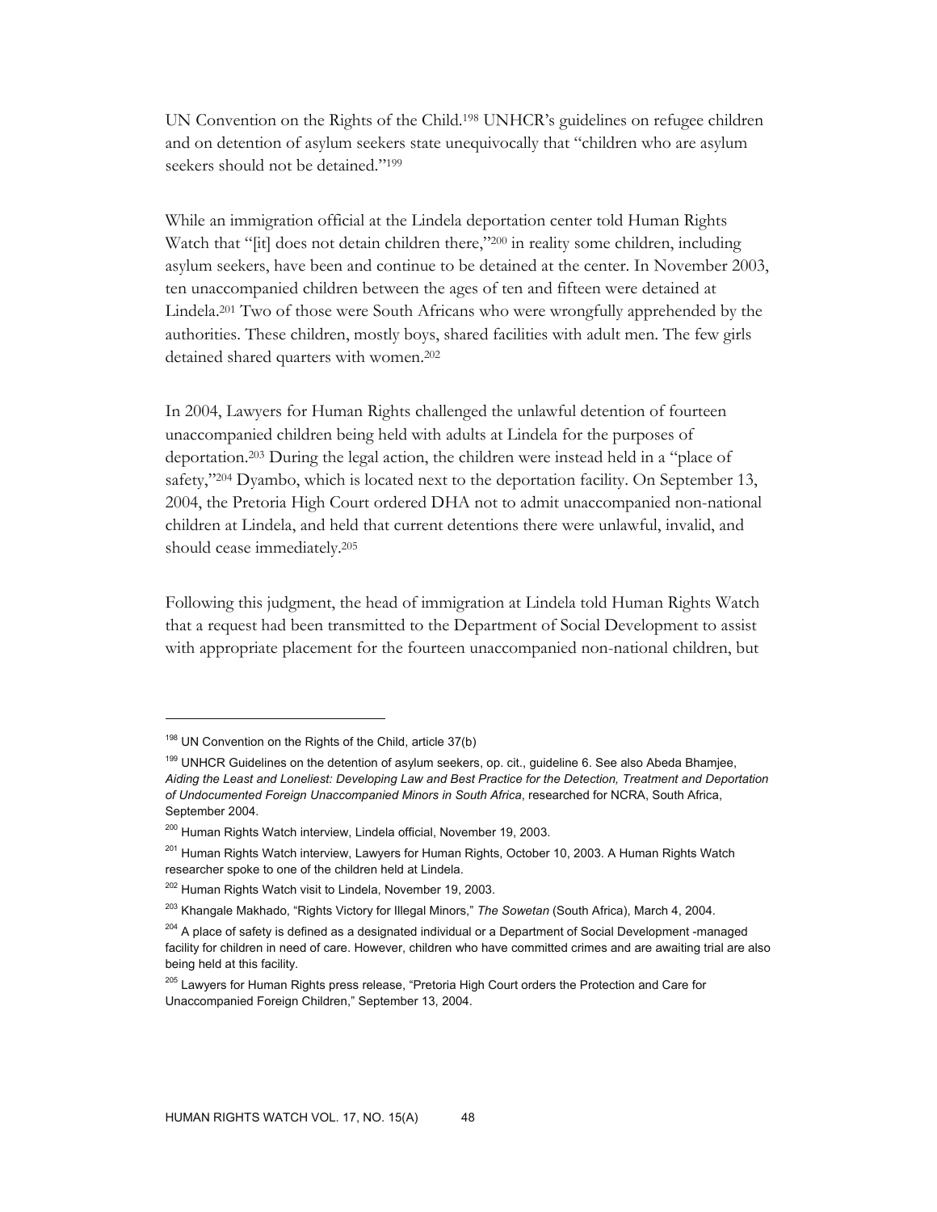UN Convention on the Rights of the Child.[198] UNHCR's guidelines on refugee children and on detention of asylum seekers state unequivocally that "children who are asylum seekers should not be detained."[199]

While an immigration official at the Lindela deportation center told Human Rights Watch that "[it] does not detain children there,"[200] in reality some children, including asylum seekers, have been and continue to be detained at the center. In November 2003, ten unaccompanied children between the ages of ten and fifteen were detained at Lindela.[201] Two of those were South Africans who were wrongfully apprehended by the authorities. These children, mostly boys, shared facilities with adult men. The few girls detained shared quarters with women.[202]

In 2004, Lawyers for Human Rights challenged the unlawful detention of fourteen unaccompanied children being held with adults at Lindela for the purposes of deportation.[203] During the legal action, the children were instead held in a "place of safety,"[204] Dyambo, which is located next to the deportation facility. On September 13, 2004, the Pretoria High Court ordered DHA not to admit unaccompanied non-national children at Lindela, and held that current detentions there were unlawful, invalid, and should cease immediately.[205]

Following this judgment, the head of immigration at Lindela told Human Rights Watch that a request had been transmitted to the Department of Social Development to assist with appropriate placement for the fourteen unaccompanied non-national children, but

---

[198] UN Convention on the Rights of the Child, article 37(b)

[199] UNHCR Guidelines on the detention of asylum seekers, op. cit., guideline 6. See also Abeda Bhamjee, *Aiding the Least and Loneliest: Developing Law and Best Practice for the Detection, Treatment and Deportation of Undocumented Foreign Unaccompanied Minors in South Africa*, researched for NCRA, South Africa, September 2004.

[200] Human Rights Watch interview, Lindela official, November 19, 2003.

[201] Human Rights Watch interview, Lawyers for Human Rights, October 10, 2003. A Human Rights Watch researcher spoke to one of the children held at Lindela.

[202] Human Rights Watch visit to Lindela, November 19, 2003.

[203] Khangale Makhado, "Rights Victory for Illegal Minors," *The Sowetan* (South Africa), March 4, 2004.

[204] A place of safety is defined as a designated individual or a Department of Social Development -managed facility for children in need of care. However, children who have committed crimes and are awaiting trial are also being held at this facility.

[205] Lawyers for Human Rights press release, "Pretoria High Court orders the Protection and Care for Unaccompanied Foreign Children," September 13, 2004.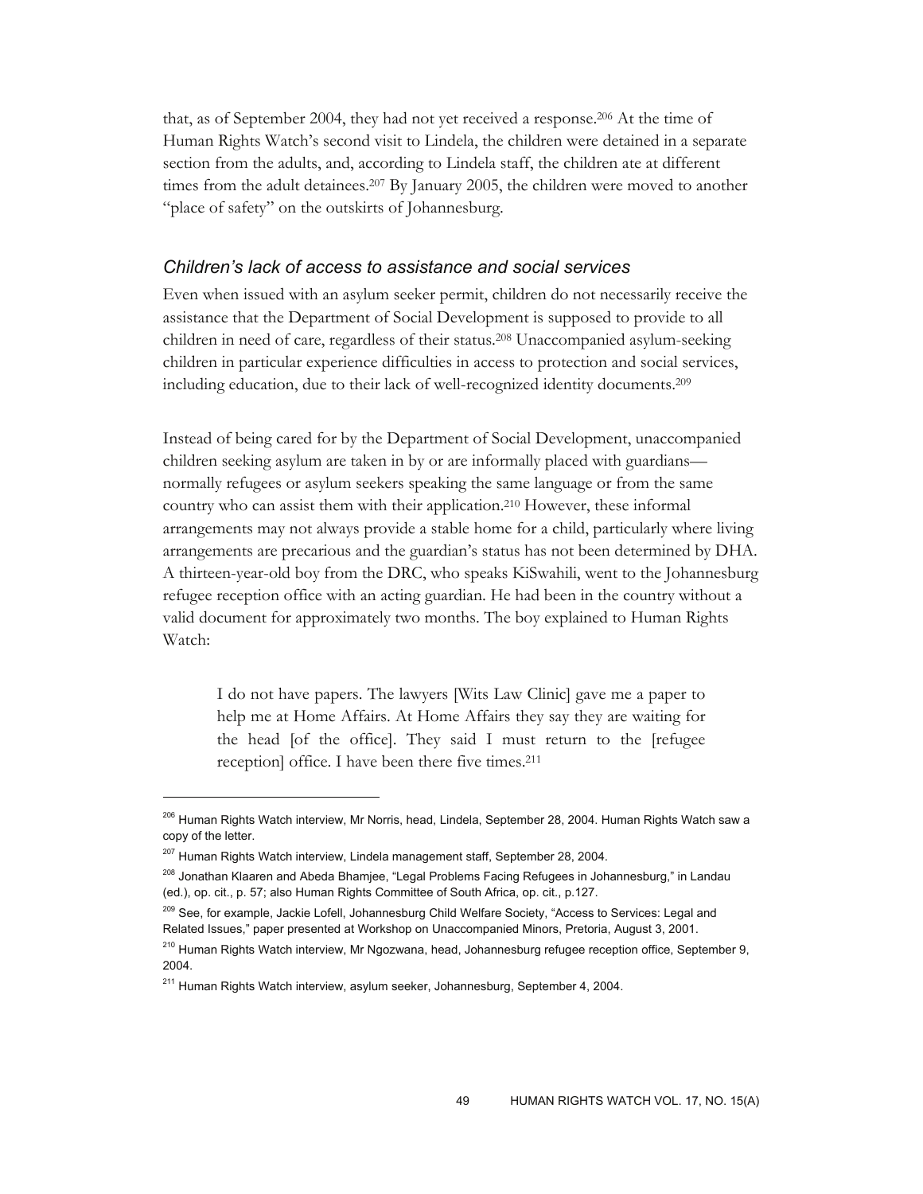that, as of September 2004, they had not yet received a response.[206] At the time of Human Rights Watch's second visit to Lindela, the children were detained in a separate section from the adults, and, according to Lindela staff, the children ate at different times from the adult detainees.[207] By January 2005, the children were moved to another "place of safety" on the outskirts of Johannesburg.

### *Children's lack of access to assistance and social services*

Even when issued with an asylum seeker permit, children do not necessarily receive the assistance that the Department of Social Development is supposed to provide to all children in need of care, regardless of their status.[208] Unaccompanied asylum-seeking children in particular experience difficulties in access to protection and social services, including education, due to their lack of well-recognized identity documents.[209]

Instead of being cared for by the Department of Social Development, unaccompanied children seeking asylum are taken in by or are informally placed with guardians—normally refugees or asylum seekers speaking the same language or from the same country who can assist them with their application.[210] However, these informal arrangements may not always provide a stable home for a child, particularly where living arrangements are precarious and the guardian's status has not been determined by DHA. A thirteen-year-old boy from the DRC, who speaks KiSwahili, went to the Johannesburg refugee reception office with an acting guardian. He had been in the country without a valid document for approximately two months. The boy explained to Human Rights Watch:

> I do not have papers. The lawyers [Wits Law Clinic] gave me a paper to help me at Home Affairs. At Home Affairs they they are waiting for the head [of the office]. They said I must return to the [refugee reception] office. I have been there five times.[211]

---

[206] Human Rights Watch interview, Mr Norris, head, Lindela, September 28, 2004. Human Rights Watch saw a copy of the letter.

[207] Human Rights Watch interview, Lindela management staff, September 28, 2004.

[208] Jonathan Klaaren and Abeda Bhamjee, "Legal Problems Facing Refugees in Johannesburg," in Landau (ed.), op. cit., p. 57; also Human Rights Committee of South Africa, op. cit., p.127.

[209] See, for example, Jackie Lofell, Johannesburg Child Welfare Society, "Access to Services: Legal and Related Issues," paper presented at Workshop on Unaccompanied Minors, Pretoria, August 3, 2001.

[210] Human Rights Watch interview, Mr Ngozwana, head, Johannesburg refugee reception office, September 9, 2004.

[211] Human Rights Watch interview, asylum seeker, Johannesburg, September 4, 2004.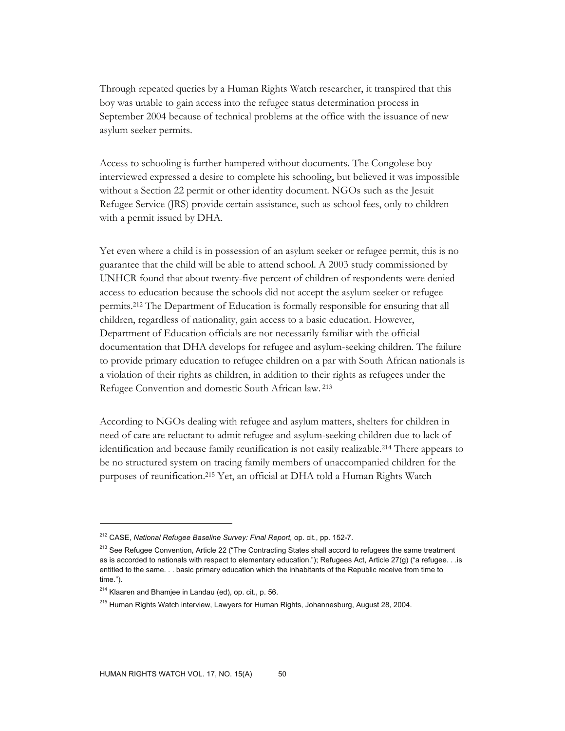Through repeated queries by a Human Rights Watch researcher, it transpired that this boy was unable to gain access into the refugee status determination process in September 2004 because of technical problems at the office with the issuance of new asylum seeker permits.

Access to schooling is further hampered without documents. The Congolese boy interviewed expressed a desire to complete his schooling, but believed it was impossible without a Section 22 permit or other identity document. NGOs such as the Jesuit Refugee Service (JRS) provide certain assistance, such as school fees, only to children with a permit issued by DHA.

Yet even where a child is in possession of an asylum seeker or refugee permit, this is no guarantee that the child will be able to attend school. A 2003 study commissioned by UNHCR found that about twenty-five percent of children of respondents were denied access to education because the schools did not accept the asylum seeker or refugee permits.[212] The Department of Education is formally responsible for ensuring that all children, regardless of nationality, gain access to a basic education. However, Department of Education officials are not necessarily familiar with the official documentation that DHA develops for refugee and asylum-seeking children. The failure to provide primary education to refugee children on a par with South African nationals is a violation of their rights as children, in addition to their rights as refugees under the Refugee Convention and domestic South African law.[213]

According to NGOs dealing with refugee and asylum matters, shelters for children in need of care are reluctant to admit refugee and asylum-seeking children due to lack of identification and because family reunification is not easily realizable.[214] There appears to be no structured system on tracing family members of unaccompanied children for the purposes of reunification.[215] Yet, an official at DHA told a Human Rights Watch

---

[212] CASE, *National Refugee Baseline Survey: Final Report,* op. cit., pp. 152-7.

[213] See Refugee Convention, Article 22 ("The Contracting States shall accord to refugees the same treatment as is accorded to nationals with respect to elementary education."); Refugees Act, Article 27(g) ("a refugee. . .is entitled to the same. . . basic primary education which the inhabitants of the Republic receive from time to time.").

[214] Klaaren and Bhamjee in Landau (ed), op. cit., p. 56.

[215] Human Rights Watch interview, Lawyers for Human Rights, Johannesburg, August 28, 2004.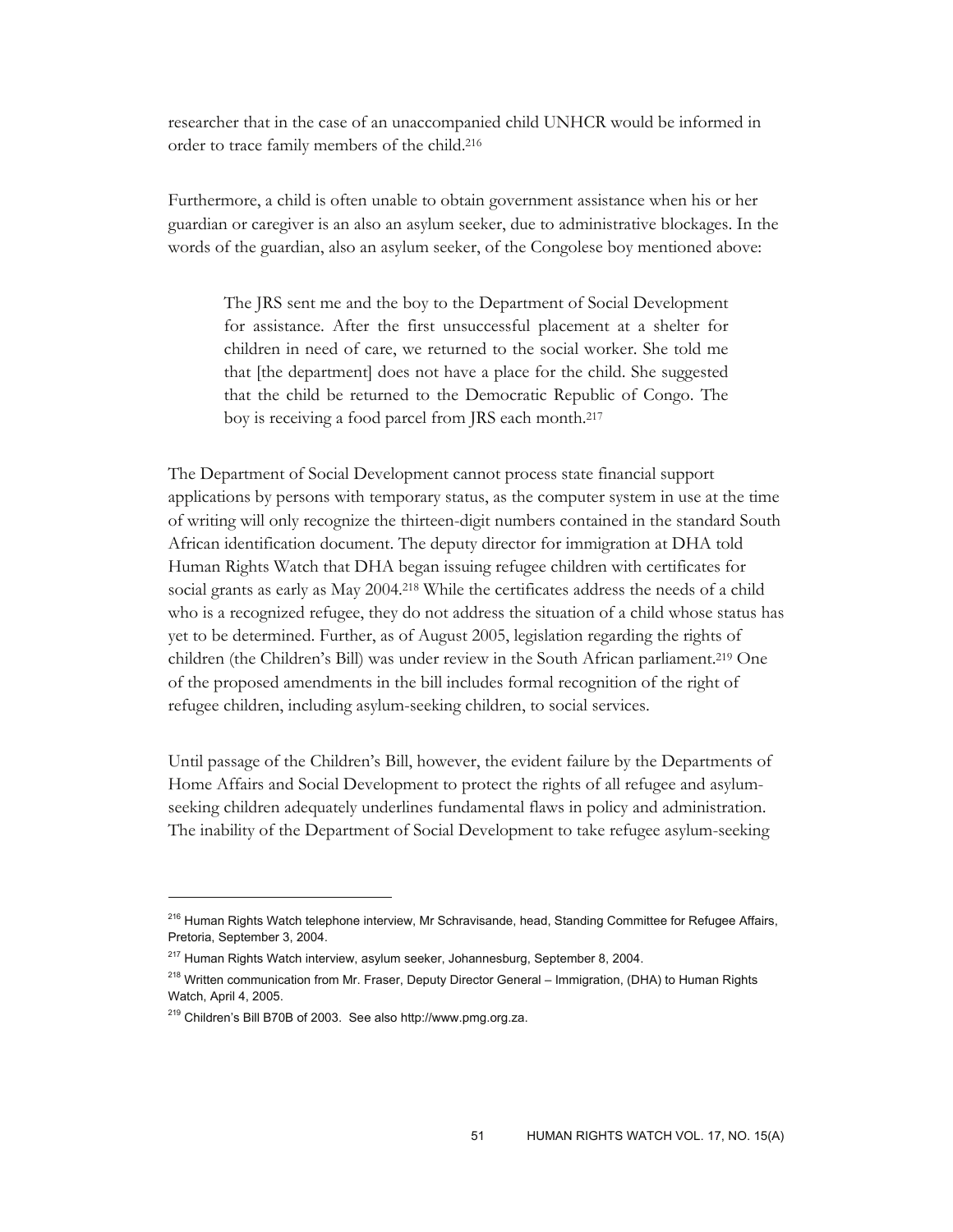researcher that in the case of an unaccompanied child UNHCR would be informed in order to trace family members of the child.[216]

Furthermore, a child is often unable to obtain government assistance when his or her guardian or caregiver is an also an asylum seeker, due to administrative blockages. In the words of the guardian, also an asylum seeker, of the Congolese boy mentioned above:

> The JRS sent me and the boy to the Department of Social Development for assistance. After the first unsuccessful placement at a shelter for children in need of care, we returned to the social worker. She told me that [the department] does not have a place for the child. She suggested that the child be returned to the Democratic Republic of Congo. The boy is receiving a food parcel from JRS each month.[217]

The Department of Social Development cannot process state financial support applications by persons with temporary status, as the computer system in use at the time of writing will only recognize the thirteen-digit numbers contained in the standard South African identification document. The deputy director for immigration at DHA told Human Rights Watch that DHA began issuing refugee children with certificates for social grants as early as May 2004.[218] While the certificates address the needs of a child who is a recognized refugee, they do not address the situation of a child whose status has yet to be determined. Further, as of August 2005, legislation regarding the rights of children (the Children's Bill) was under review in the South African parliament.[219] One of the proposed amendments in the bill includes formal recognition of the right of refugee children, including asylum-seeking children, to social services.

Until passage of the Children's Bill, however, the evident failure by the Departments of Home Affairs and Social Development to protect the rights of all refugee and asylum-seeking children adequately underlines fundamental flaws in policy and administration. The inability of the Department of Social Development to take refugee asylum-seeking

---

[216] Human Rights Watch telephone interview, Mr Schravisande, head, Standing Committee for Refugee Affairs, Pretoria, September 3, 2004.

[217] Human Rights Watch interview, asylum seeker, Johannesburg, September 8, 2004.

[218] Written communication from Mr. Fraser, Deputy Director General – Immigration, (DHA) to Human Rights Watch, April 4, 2005.

[219] Children's Bill B70B of 2003. See also http://www.pmg.org.za.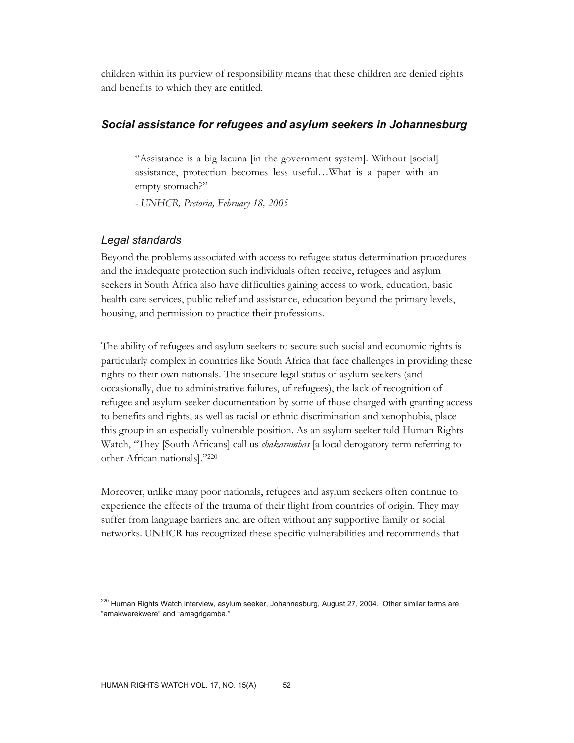children within its purview of responsibility means that these children are denied rights and benefits to which they are entitled.

### *Social assistance for refugees and asylum seekers in Johannesburg*

> "Assistance is a big lacuna [in the government system]. Without [social] assistance, protection becomes less useful…What is a paper with an empty stomach?"
>
> *- UNHCR, Pretoria, February 18, 2005*

#### *Legal standards*

Beyond the problems associated with access to refugee status determination procedures and the inadequate protection such individuals often receive, refugees and asylum seekers in South Africa also have difficulties gaining access to work, education, basic health care services, public relief and assistance, education beyond the primary levels, housing, and permission to practice their professions.

The ability of refugees and asylum seekers to secure such social and economic rights is particularly complex in countries like South Africa that face challenges in providing these rights to their own nationals. The insecure legal status of asylum seekers (and occasionally, due to administrative failures, of refugees), the lack of recognition of refugee and asylum seeker documentation by some of those charged with granting access to benefits and rights, as well as racial or ethnic discrimination and xenophobia, place this group in an especially vulnerable position. As an asylum seeker told Human Rights Watch, "They [South Africans] call us *chakarumbas* [a local derogatory term referring to other African nationals]."[220]

Moreover, unlike many poor nationals, refugees and asylum seekers often continue to experience the effects of the trauma of their flight from countries of origin. They may suffer from language barriers and are often without any supportive family or social networks. UNHCR has recognized these specific vulnerabilities and recommends that

---

[220] Human Rights Watch interview, asylum seeker, Johannesburg, August 27, 2004. Other similar terms are "amakwerekwere" and "amagrigamba."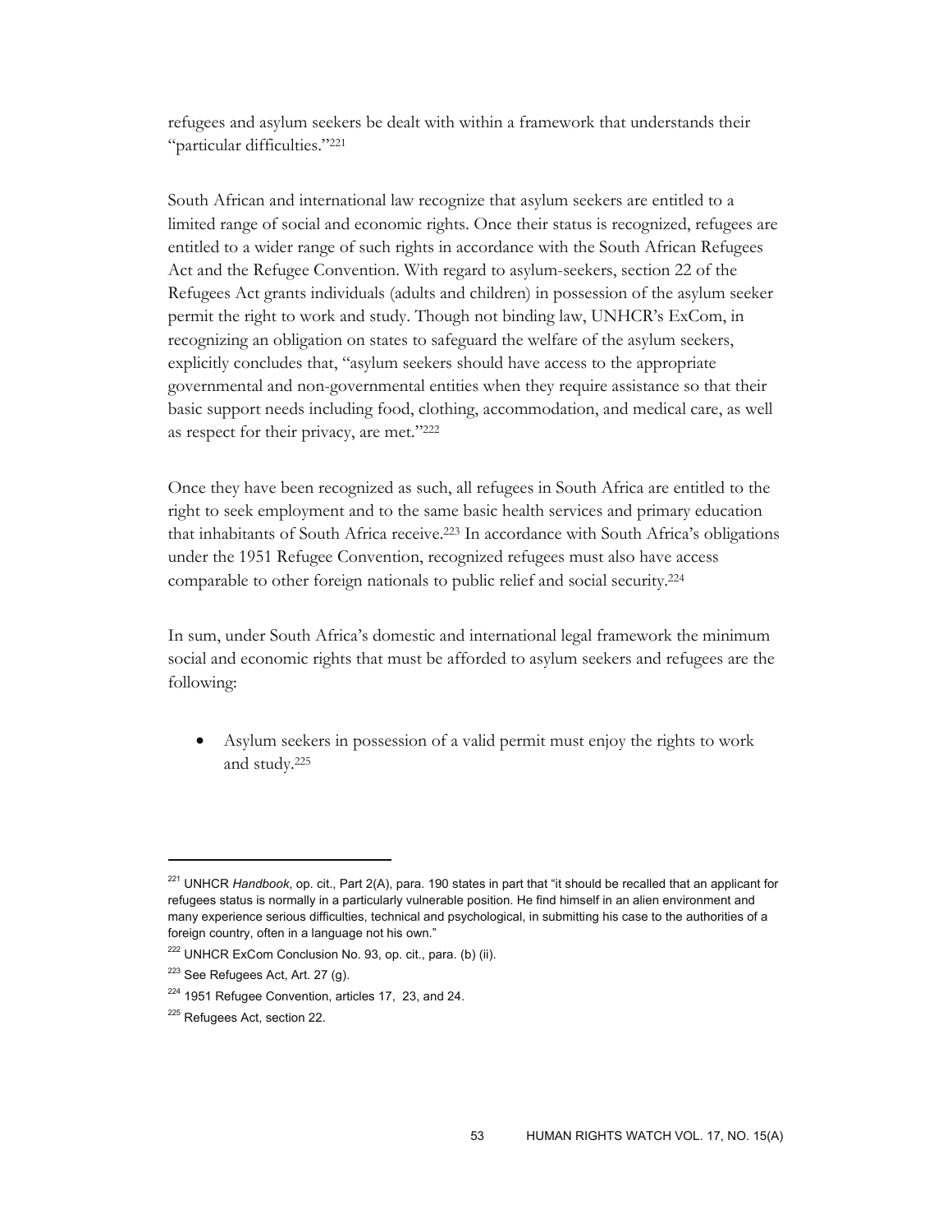refugees and asylum seekers be dealt with within a framework that understands their "particular difficulties."[221]

South African and international law recognize that asylum seekers are entitled to a limited range of social and economic rights. Once their status is recognized, refugees are entitled to a wider range of such rights in accordance with the South African Refugees Act and the Refugee Convention. With regard to asylum-seekers, section 22 of the Refugees Act grants individuals (adults and children) in possession of the asylum seeker permit the right to work and study. Though not binding law, UNHCR's ExCom, in recognizing an obligation on states to safeguard the welfare of the asylum seekers, explicitly concludes that, "asylum seekers should have access to the appropriate governmental and non-governmental entities when they require assistance so that their basic support needs including food, clothing, accommodation, and medical care, as well as respect for their privacy, are met."[222]

Once they have been recognized as such, all refugees in South Africa are entitled to the right to seek employment and to the same basic health services and primary education that inhabitants of South Africa receive.[223] In accordance with South Africa's obligations under the 1951 Refugee Convention, recognized refugees must also have access comparable to other foreign nationals to public relief and social security.[224]

In sum, under South Africa's domestic and international legal framework the minimum social and economic rights that must be afforded to asylum seekers and refugees are the following:

- Asylum seekers in possession of a valid permit must enjoy the rights to work and study.[225]

---

[221] UNHCR *Handbook*, op. cit., Part 2(A), para. 190 states in part that "it should be recalled that an applicant for refugees status is normally in a particularly vulnerable position. He find himself in an alien environment and many experience serious difficulties, technical and psychological, in submitting his case to the authorities of a foreign country, often in a language not his own."

[222] UNHCR ExCom Conclusion No. 93, op. cit., para. (b) (ii).

[223] See Refugees Act, Art. 27 (g).

[224] 1951 Refugee Convention, articles 17, 23, and 24.

[225] Refugees Act, section 22.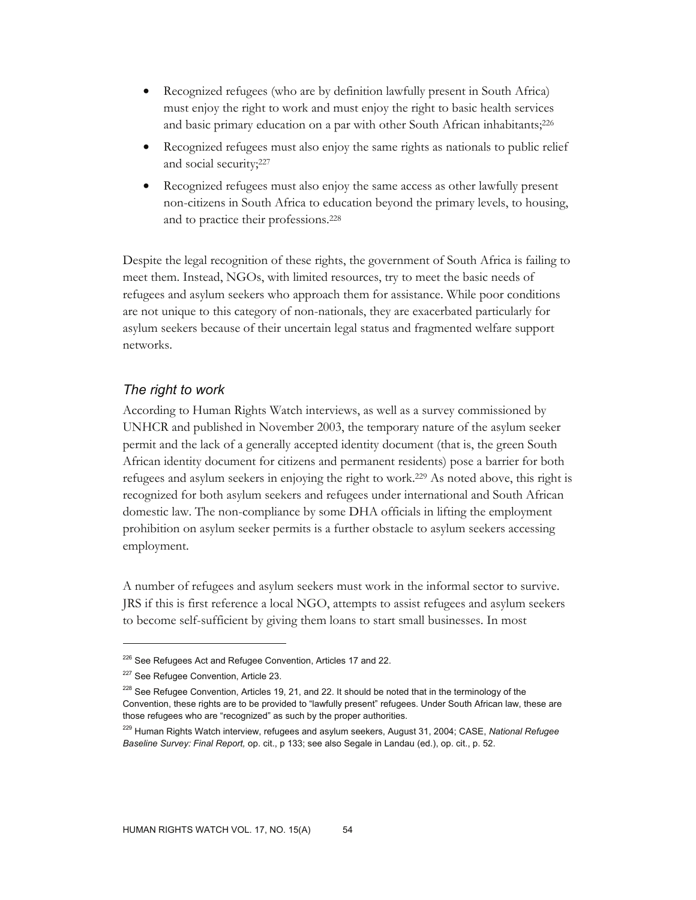- Recognized refugees (who are by definition lawfully present in South Africa) must enjoy the right to work and must enjoy the right to basic health services and basic primary education on a par with other South African inhabitants;[226]
- Recognized refugees must also enjoy the same rights as nationals to public relief and social security;[227]
- Recognized refugees must also enjoy the same access as other lawfully present non-citizens in South Africa to education beyond the primary levels, to housing, and to practice their professions.[228]

Despite the legal recognition of these rights, the government of South Africa is failing to meet them. Instead, NGOs, with limited resources, try to meet the basic needs of refugees and asylum seekers who approach them for assistance. While poor conditions are not unique to this category of non-nationals, they are exacerbated particularly for asylum seekers because of their uncertain legal status and fragmented welfare support networks.

### *The right to work*

According to Human Rights Watch interviews, as well as a survey commissioned by UNHCR and published in November 2003, the temporary nature of the asylum seeker permit and the lack of a generally accepted identity document (that is, the green South African identity document for citizens and permanent residents) pose a barrier for both refugees and asylum seekers in enjoying the right to work.[229] As noted above, this right is recognized for both asylum seekers and refugees under international and South African domestic law. The non-compliance by some DHA officials in lifting the employment prohibition on asylum seeker permits is a further obstacle to asylum seekers accessing employment.

A number of refugees and asylum seekers must work in the informal sector to survive. JRS if this is first reference a local NGO, attempts to assist refugees and asylum seekers to become self-sufficient by giving them loans to start small businesses. In most

---

[226] See Refugees Act and Refugee Convention, Articles 17 and 22.

[227] See Refugee Convention, Article 23.

[228] See Refugee Convention, Articles 19, 21, and 22. It should be noted that in the terminology of the Convention, these rights are to be provided to "lawfully present" refugees. Under South African law, these are those refugees who are "recognized" as such by the proper authorities.

[229] Human Rights Watch interview, refugees and asylum seekers, August 31, 2004; CASE, *National Refugee Baseline Survey: Final Report,* op. cit., p 133; see also Segale in Landau (ed.), op. cit., p. 52.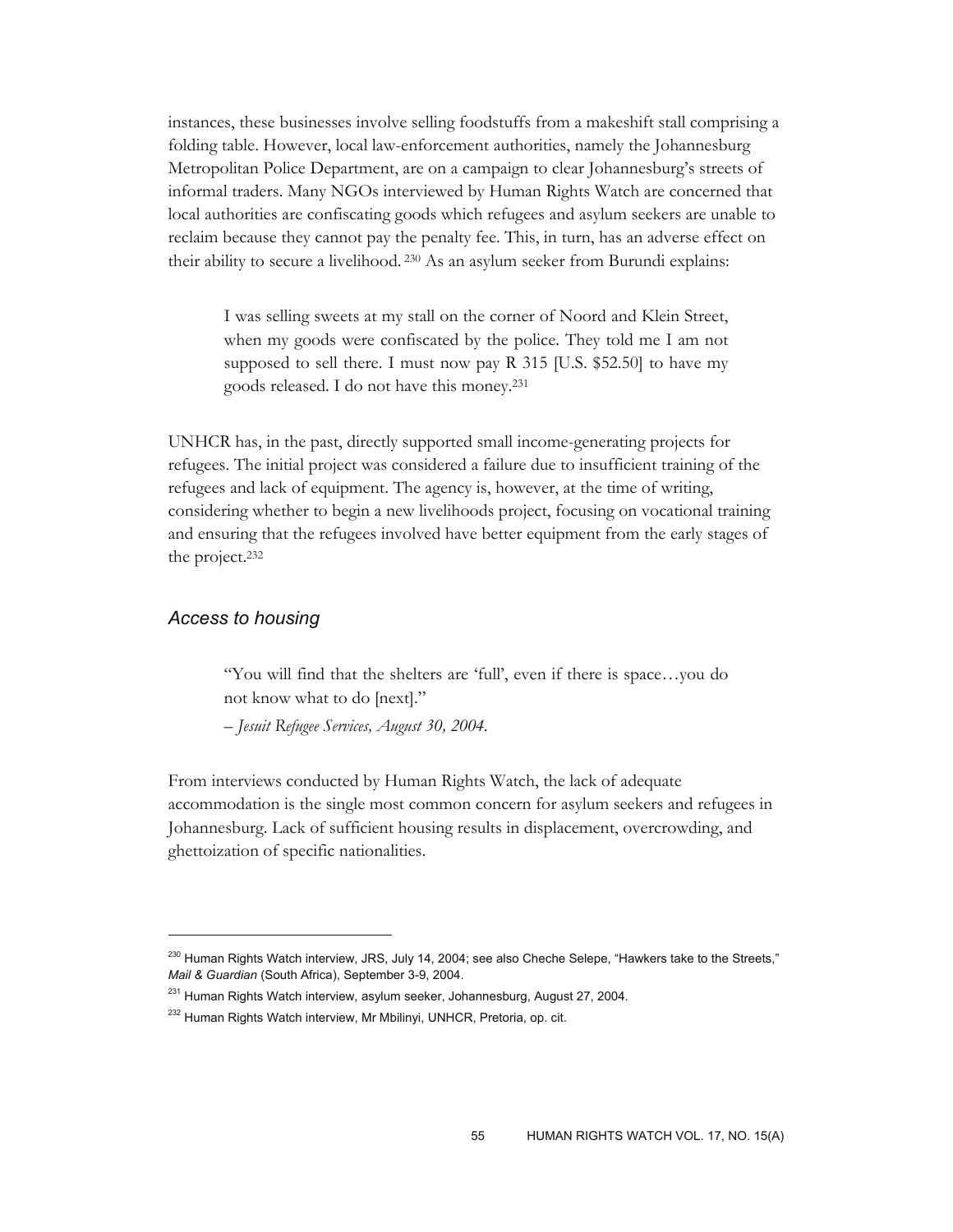instances, these businesses involve selling foodstuffs from a makeshift stall comprising a folding table. However, local law-enforcement authorities, namely the Johannesburg Metropolitan Police Department, are on a campaign to clear Johannesburg's streets of informal traders. Many NGOs interviewed by Human Rights Watch are concerned that local authorities are confiscating goods which refugees and asylum seekers are unable to reclaim because they cannot pay the penalty fee. This, in turn, has an adverse effect on their ability to secure a livelihood. [230] As an asylum seeker from Burundi explains:

> I was selling sweets at my stall on the corner of Noord and Klein Street, when my goods were confiscated by the police. They told me I am not supposed to sell there. I must now pay R 315 [U.S. $52.50] to have my goods released. I do not have this money.[231]

UNHCR has, in the past, directly supported small income-generating projects for refugees. The initial project was considered a failure due to insufficient training of the refugees and lack of equipment. The agency is, however, at the time of writing, considering whether to begin a new livelihoods project, focusing on vocational training and ensuring that the refugees involved have better equipment from the early stages of the project.[232]

### *Access to housing*

> "You will find that the shelters are 'full', even if there is space…you do not know what to do [next]."
>
> – *Jesuit Refugee Services, August 30, 2004.*

From interviews conducted by Human Rights Watch, the lack of adequate accommodation is the single most common concern for asylum seekers and refugees in Johannesburg. Lack of sufficient housing results in displacement, overcrowding, and ghettoization of specific nationalities.

---

[230] Human Rights Watch interview, JRS, July 14, 2004; see also Cheche Selepe, "Hawkers take to the Streets," *Mail & Guardian* (South Africa), September 3-9, 2004.

[231] Human Rights Watch interview, asylum seeker, Johannesburg, August 27, 2004.

[232] Human Rights Watch interview, Mr Mbilinyi, UNHCR, Pretoria, op. cit.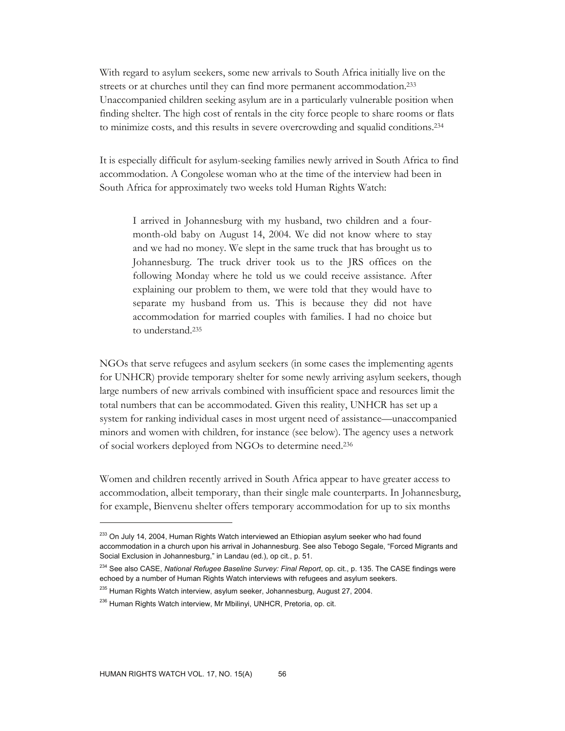With regard to asylum seekers, some new arrivals to South Africa initially live on the streets or at churches until they can find more permanent accommodation.[233] Unaccompanied children seeking asylum are in a particularly vulnerable position when finding shelter. The high cost of rentals in the city force people to share rooms or flats to minimize costs, and this results in severe overcrowding and squalid conditions.[234]

It is especially difficult for asylum-seeking families newly arrived in South Africa to find accommodation. A Congolese woman who at the time of the interview had been in South Africa for approximately two weeks told Human Rights Watch:

> I arrived in Johannesburg with my husband, two children and a four-month-old baby on August 14, 2004. We did not know where to stay and we had no money. We slept in the same truck that has brought us to Johannesburg. The truck driver took us to the JRS offices on the following Monday where he told us we could receive assistance. After explaining our problem to them, we were told that they would have to separate my husband from us. This is because they did not have accommodation for married couples with families. I had no choice but to understand.[235]

NGOs that serve refugees and asylum seekers (in some cases the implementing agents for UNHCR) provide temporary shelter for some newly arriving asylum seekers, though large numbers of new arrivals combined with insufficient space and resources limit the total numbers that can be accommodated. Given this reality, UNHCR has set up a system for ranking individual cases in most urgent need of assistance—unaccompanied minors and women with children, for instance (see below). The agency uses a network of social workers deployed from NGOs to determine need.[236]

Women and children recently arrived in South Africa appear to have greater access to accommodation, albeit temporary, than their single male counterparts. In Johannesburg, for example, Bienvenu shelter offers temporary accommodation for up to six months

---

[233] On July 14, 2004, Human Rights Watch interviewed an Ethiopian asylum seeker who had found accommodation in a church upon his arrival in Johannesburg. See also Tebogo Segale, "Forced Migrants and Social Exclusion in Johannesburg," in Landau (ed.), op cit., p. 51.

[234] See also CASE, *National Refugee Baseline Survey: Final Report*, op. cit., p. 135. The CASE findings were echoed by a number of Human Rights Watch interviews with refugees and asylum seekers.

[235] Human Rights Watch interview, asylum seeker, Johannesburg, August 27, 2004.

[236] Human Rights Watch interview, Mr Mbilinyi, UNHCR, Pretoria, op. cit.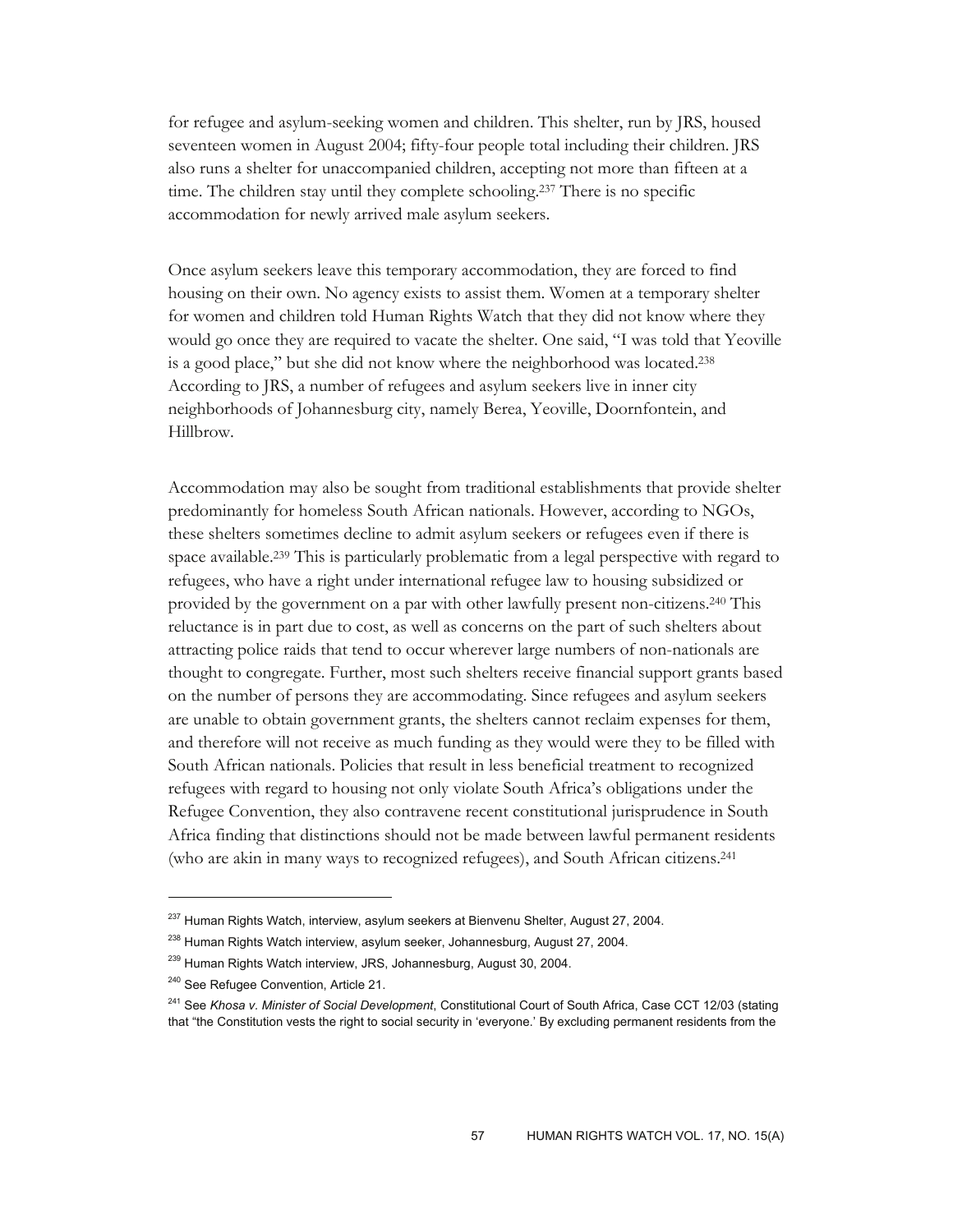for refugee and asylum-seeking women and children. This shelter, run by JRS, housed seventeen women in August 2004; fifty-four people total including their children. JRS also runs a shelter for unaccompanied children, accepting not more than fifteen at a time. The children stay until they complete schooling.[237] There is no specific accommodation for newly arrived male asylum seekers.

Once asylum seekers leave this temporary accommodation, they are forced to find housing on their own. No agency exists to assist them. Women at a temporary shelter for women and children told Human Rights Watch that they did not know where they would go once they are required to vacate the shelter. One said, "I was told that Yeoville is a good place," but she did not know where the neighborhood was located.[238] According to JRS, a number of refugees and asylum seekers live in inner city neighborhoods of Johannesburg city, namely Berea, Yeoville, Doornfontein, and Hillbrow.

Accommodation may also be sought from traditional establishments that provide shelter predominantly for homeless South African nationals. However, according to NGOs, these shelters sometimes decline to admit asylum seekers or refugees even if there is space available.[239] This is particularly problematic from a legal perspective with regard to refugees, who have a right under international refugee law to housing subsidized or provided by the government on a par with other lawfully present non-citizens.[240] This reluctance is in part due to cost, as well as concerns on the part of such shelters about attracting police raids that tend to occur wherever large numbers of non-nationals are thought to congregate. Further, most such shelters receive financial support grants based on the number of persons they are accommodating. Since refugees and asylum seekers are unable to obtain government grants, the shelters cannot reclaim expenses for them, and therefore will not receive as much funding as they would were they to be filled with South African nationals. Policies that result in less beneficial treatment to recognized refugees with regard to housing not only violate South Africa's obligations under the Refugee Convention, they also contravene recent constitutional jurisprudence in South Africa finding that distinctions should not be made between lawful permanent residents (who are akin in many ways to recognized refugees), and South African citizens.[241]

---

[237] Human Rights Watch, interview, asylum seekers at Bienvenu Shelter, August 27, 2004.

[238] Human Rights Watch interview, asylum seeker, Johannesburg, August 27, 2004.

[239] Human Rights Watch interview, JRS, Johannesburg, August 30, 2004.

[240] See Refugee Convention, Article 21.

[241] See *Khosa v. Minister of Social Development*, Constitutional Court of South Africa, Case CCT 12/03 (stating that "the Constitution vests the right to social security in 'everyone.' By excluding permanent residents from the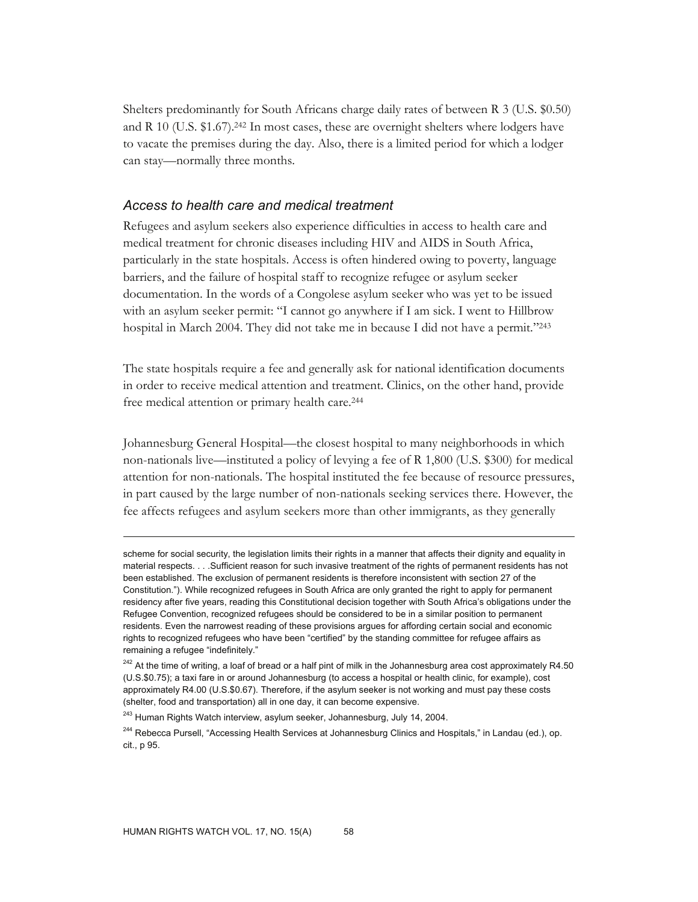Shelters predominantly for South Africans charge daily rates of between R 3 (U.S. $0.50) and R 10 (U.S. $1.67).[242] In most cases, these are overnight shelters where lodgers have to vacate the premises during the day. Also, there is a limited period for which a lodger can stay—normally three months.

### *Access to health care and medical treatment*

Refugees and asylum seekers also experience difficulties in access to health care and medical treatment for chronic diseases including HIV and AIDS in South Africa, particularly in the state hospitals. Access is often hindered owing to poverty, language barriers, and the failure of hospital staff to recognize refugee or asylum seeker documentation. In the words of a Congolese asylum seeker who was yet to be issued with an asylum seeker permit: "I cannot go anywhere if I am sick. I went to Hillbrow hospital in March 2004. They did not take me in because I did not have a permit."[243]

The state hospitals require a fee and generally ask for national identification documents in order to receive medical attention and treatment. Clinics, on the other hand, provide free medical attention or primary health care.[244]

Johannesburg General Hospital—the closest hospital to many neighborhoods in which non-nationals live—instituted a policy of levying a fee of R 1,800 (U.S. $300) for medical attention for non-nationals. The hospital instituted the fee because of resource pressures, in part caused by the large number of non-nationals seeking services there. However, the fee affects refugees and asylum seekers more than other immigrants, as they generally

---

scheme for social security, the legislation limits their rights in a manner that affects their dignity and equality in material respects. . . .Sufficient reason for such invasive treatment of the rights of permanent residents has not been established. The exclusion of permanent residents is therefore inconsistent with section 27 of the Constitution."). While recognized refugees in South Africa are only granted the right to apply for permanent residency after five years, reading this Constitutional decision together with South Africa's obligations under the Refugee Convention, recognized refugees should be considered to be in a similar position to permanent residents. Even the narrowest reading of these provisions argues for affording certain social and economic rights to recognized refugees who have been "certified" by the standing committee for refugee affairs as remaining a refugee "indefinitely."

[242] At the time of writing, a loaf of bread or a half pint of milk in the Johannesburg area cost approximately R4.50 (U.S.$0.75); a taxi fare in or around Johannesburg (to access a hospital or health clinic, for example), cost approximately R4.00 (U.S.$0.67). Therefore, if the asylum seeker is not working and must pay these costs (shelter, food and transportation) all in one day, it can become expensive.

[243] Human Rights Watch interview, asylum seeker, Johannesburg, July 14, 2004.

[244] Rebecca Pursell, "Accessing Health Services at Johannesburg Clinics and Hospitals," in Landau (ed.), op. cit., p 95.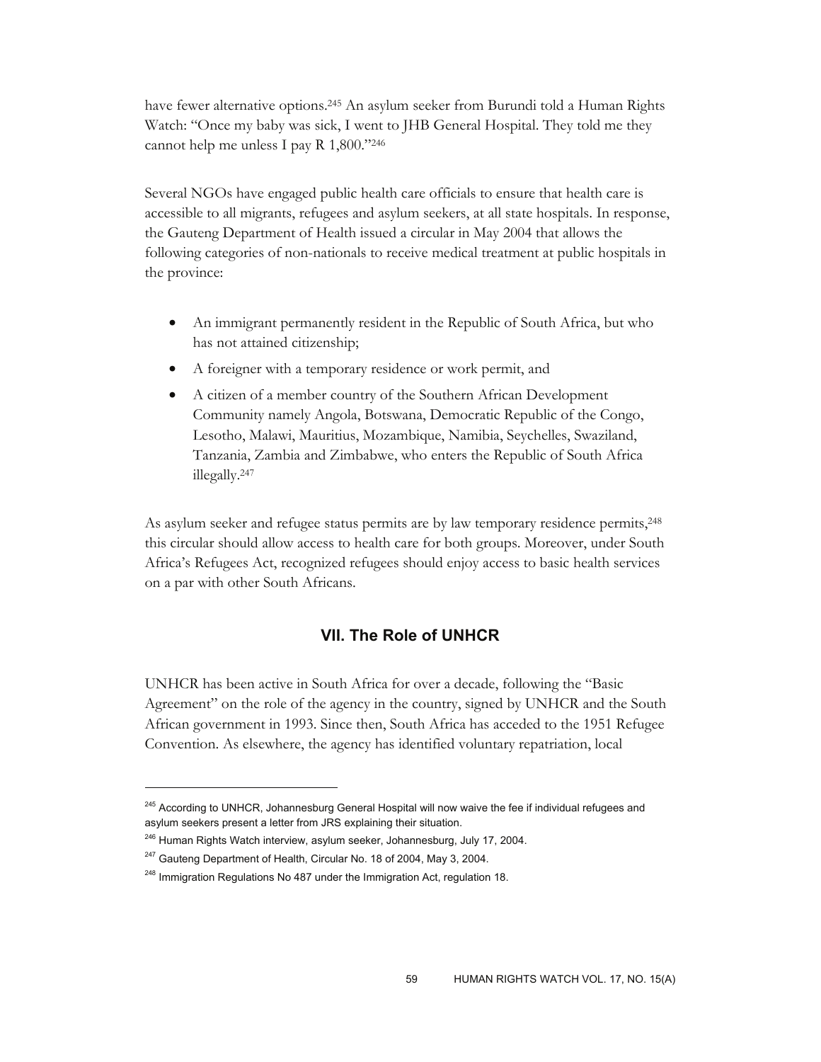have fewer alternative options.[245] An asylum seeker from Burundi told a Human Rights Watch: "Once my baby was sick, I went to JHB General Hospital. They told me they cannot help me unless I pay R 1,800."[246]

Several NGOs have engaged public health care officials to ensure that health care is accessible to all migrants, refugees and asylum seekers, at all state hospitals. In response, the Gauteng Department of Health issued a circular in May 2004 that allows the following categories of non-nationals to receive medical treatment at public hospitals in the province:

- An immigrant permanently resident in the Republic of South Africa, but who has not attained citizenship;
- A foreigner with a temporary residence or work permit, and
- A citizen of a member country of the Southern African Development Community namely Angola, Botswana, Democratic Republic of the Congo, Lesotho, Malawi, Mauritius, Mozambique, Namibia, Seychelles, Swaziland, Tanzania, Zambia and Zimbabwe, who enters the Republic of South Africa illegally.[247]

As asylum seeker and refugee status permits are by law temporary residence permits,[248] this circular should allow access to health care for both groups. Moreover, under South Africa's Refugees Act, recognized refugees should enjoy access to basic health services on a par with other South Africans.

## VII. The Role of UNHCR

UNHCR has been active in South Africa for over a decade, following the "Basic Agreement" on the role of the agency in the country, signed by UNHCR and the South African government in 1993. Since then, South Africa has acceded to the 1951 Refugee Convention. As elsewhere, the agency has identified voluntary repatriation, local

---

[245] According to UNHCR, Johannesburg General Hospital will now waive the fee if individual refugees and asylum seekers present a letter from JRS explaining their situation.

[246] Human Rights Watch interview, asylum seeker, Johannesburg, July 17, 2004.

[247] Gauteng Department of Health, Circular No. 18 of 2004, May 3, 2004.

[248] Immigration Regulations No 487 under the Immigration Act, regulation 18.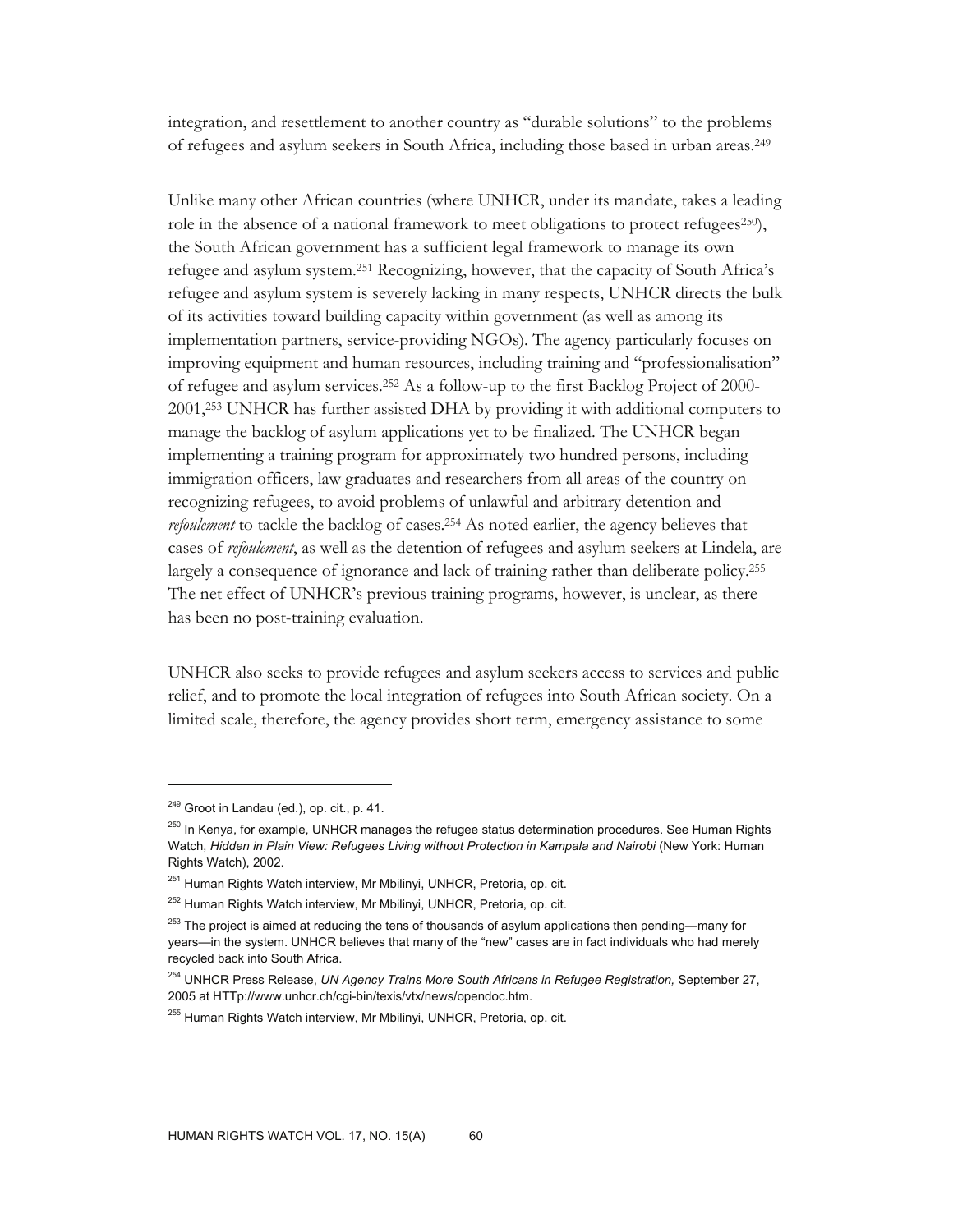integration, and resettlement to another country as "durable solutions" to the problems of refugees and asylum seekers in South Africa, including those based in urban areas.[249]

Unlike many other African countries (where UNHCR, under its mandate, takes a leading role in the absence of a national framework to meet obligations to protect refugees[250]), the South African government has a sufficient legal framework to manage its own refugee and asylum system.[251] Recognizing, however, that the capacity of South Africa's refugee and asylum system is severely lacking in many respects, UNHCR directs the bulk of its activities toward building capacity within government (as well as among its implementation partners, service-providing NGOs). The agency particularly focuses on improving equipment and human resources, including training and "professionalisation" of refugee and asylum services.[252] As a follow-up to the first Backlog Project of 2000-2001,[253] UNHCR has further assisted DHA by providing it with additional computers to manage the backlog of asylum applications yet to be finalized. The UNHCR began implementing a training program for approximately two hundred persons, including immigration officers, law graduates and researchers from all areas of the country on recognizing refugees, to avoid problems of unlawful and arbitrary detention and *refoulement* to tackle the backlog of cases.[254] As noted earlier, the agency believes that cases of *refoulement*, as well as the detention of refugees and asylum seekers at Lindela, are largely a consequence of ignorance and lack of training rather than deliberate policy.[255] The net effect of UNHCR's previous training programs, however, is unclear, as there has been no post-training evaluation.

UNHCR also seeks to provide refugees and asylum seekers access to services and public relief, and to promote the local integration of refugees into South African society. On a limited scale, therefore, the agency provides short term, emergency assistance to some

---

[249] Groot in Landau (ed.), op. cit., p. 41.

[250] In Kenya, for example, UNHCR manages the refugee status determination procedures. See Human Rights Watch, *Hidden in Plain View: Refugees Living without Protection in Kampala and Nairobi* (New York: Human Rights Watch), 2002.

[251] Human Rights Watch interview, Mr Mbilinyi, UNHCR, Pretoria, op. cit.

[252] Human Rights Watch interview, Mr Mbilinyi, UNHCR, Pretoria, op. cit.

[253] The project is aimed at reducing the tens of thousands of asylum applications then pending—many for years—in the system. UNHCR believes that many of the "new" cases are in fact individuals who had merely recycled back into South Africa.

[254] UNHCR Press Release, *UN Agency Trains More South Africans in Refugee Registration,* September 27, 2005 at HTTp://www.unhcr.ch/cgi-bin/texis/vtx/news/opendoc.htm.

[255] Human Rights Watch interview, Mr Mbilinyi, UNHCR, Pretoria, op. cit.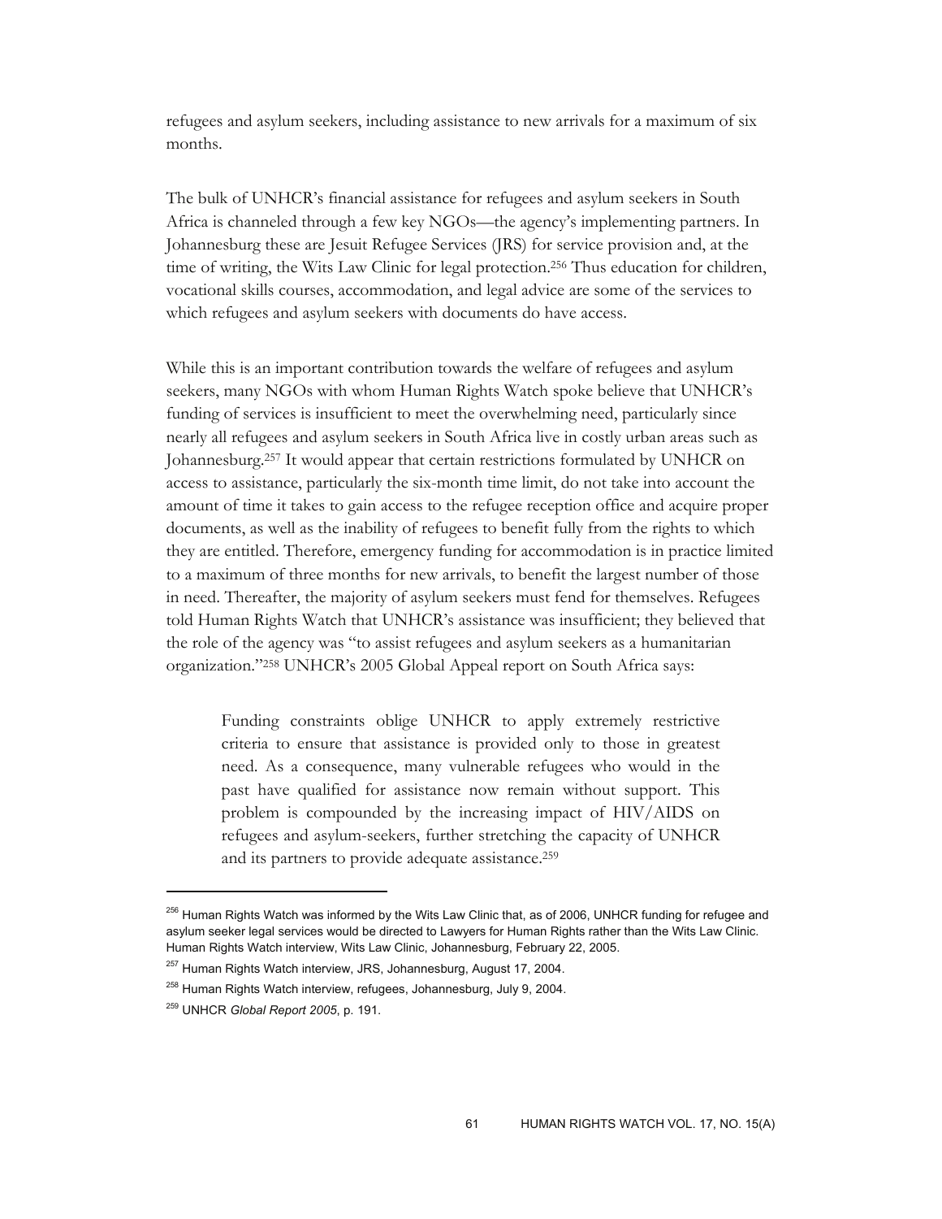refugees and asylum seekers, including assistance to new arrivals for a maximum of six months.

The bulk of UNHCR's financial assistance for refugees and asylum seekers in South Africa is channeled through a few key NGOs—the agency's implementing partners. In Johannesburg these are Jesuit Refugee Services (JRS) for service provision and, at the time of writing, the Wits Law Clinic for legal protection.[256] Thus education for children, vocational skills courses, accommodation, and legal advice are some of the services to which refugees and asylum seekers with documents do have access.

While this is an important contribution towards the welfare of refugees and asylum seekers, many NGOs with whom Human Rights Watch spoke believe that UNHCR's funding of services is insufficient to meet the overwhelming need, particularly since nearly all refugees and asylum seekers in South Africa live in costly urban areas such as Johannesburg.[257] It would appear that certain restrictions formulated by UNHCR on access to assistance, particularly the six-month time limit, do not take into account the amount of time it takes to gain access to the refugee reception office and acquire proper documents, as well as the inability of refugees to benefit fully from the rights to which they are entitled. Therefore, emergency funding for accommodation is in practice limited to a maximum of three months for new arrivals, to benefit the largest number of those in need. Thereafter, the majority of asylum seekers must fend for themselves. Refugees told Human Rights Watch that UNHCR's assistance was insufficient; they believed that the role of the agency was "to assist refugees and asylum seekers as a humanitarian organization."[258] UNHCR's 2005 Global Appeal report on South Africa says:

> Funding constraints oblige UNHCR to apply extremely restrictive criteria to ensure that assistance is provided only to those in greatest need. As a consequence, many vulnerable refugees who would in the past have qualified for assistance now remain without support. This problem is compounded by the increasing impact of HIV/AIDS on refugees and asylum-seekers, further stretching the capacity of UNHCR and its partners to provide adequate assistance.[259]

---

[256] Human Rights Watch was informed by the Wits Law Clinic that, as of 2006, UNHCR funding for refugee and asylum seeker legal services would be directed to Lawyers for Human Rights rather than the Wits Law Clinic. Human Rights Watch interview, Wits Law Clinic, Johannesburg, February 22, 2005.

[257] Human Rights Watch interview, JRS, Johannesburg, August 17, 2004.

[258] Human Rights Watch interview, refugees, Johannesburg, July 9, 2004.

[259] UNHCR *Global Report 2005*, p. 191.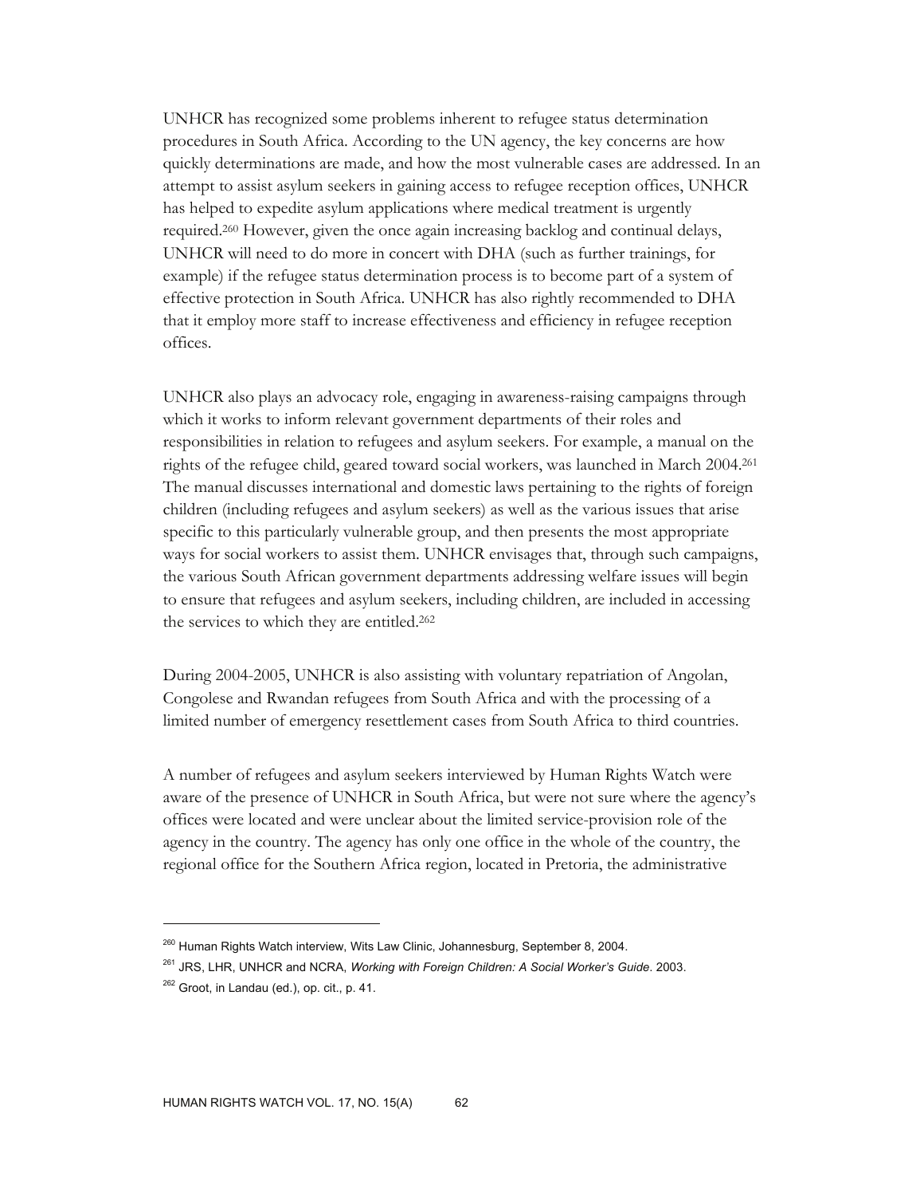UNHCR has recognized some problems inherent to refugee status determination procedures in South Africa. According to the UN agency, the key concerns are how quickly determinations are made, and how the most vulnerable cases are addressed. In an attempt to assist asylum seekers in gaining access to refugee reception offices, UNHCR has helped to expedite asylum applications where medical treatment is urgently required.[260] However, given the once again increasing backlog and continual delays, UNHCR will need to do more in concert with DHA (such as further trainings, for example) if the refugee status determination process is to become part of a system of effective protection in South Africa. UNHCR has also rightly recommended to DHA that it employ more staff to increase effectiveness and efficiency in refugee reception offices.

UNHCR also plays an advocacy role, engaging in awareness-raising campaigns through which it works to inform relevant government departments of their roles and responsibilities in relation to refugees and asylum seekers. For example, a manual on the rights of the refugee child, geared toward social workers, was launched in March 2004.[261] The manual discusses international and domestic laws pertaining to the rights of foreign children (including refugees and asylum seekers) as well as the various issues that arise specific to this particularly vulnerable group, and then presents the most appropriate ways for social workers to assist them. UNHCR envisages that, through such campaigns, the various South African government departments addressing welfare issues will begin to ensure that refugees and asylum seekers, including children, are included in accessing the services to which they are entitled.[262]

During 2004-2005, UNHCR is also assisting with voluntary repatriation of Angolan, Congolese and Rwandan refugees from South Africa and with the processing of a limited number of emergency resettlement cases from South Africa to third countries.

A number of refugees and asylum seekers interviewed by Human Rights Watch were aware of the presence of UNHCR in South Africa, but were not sure where the agency's offices were located and were unclear about the limited service-provision role of the agency in the country. The agency has only one office in the whole of the country, the regional office for the Southern Africa region, located in Pretoria, the administrative

---

[260] Human Rights Watch interview, Wits Law Clinic, Johannesburg, September 8, 2004.

[261] JRS, LHR, UNHCR and NCRA, *Working with Foreign Children: A Social Worker's Guide*. 2003.

[262] Groot, in Landau (ed.), op. cit., p. 41.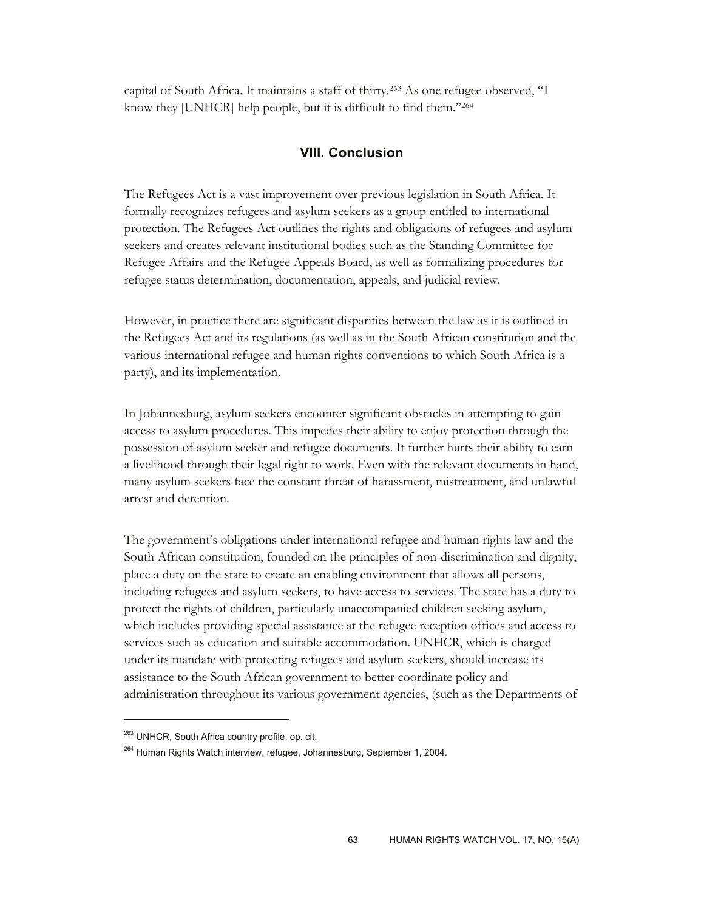capital of South Africa. It maintains a staff of thirty.[263] As one refugee observed, "I know they [UNHCR] help people, but it is difficult to find them."[264]

## VIII. Conclusion

The Refugees Act is a vast improvement over previous legislation in South Africa. It formally recognizes refugees and asylum seekers as a group entitled to international protection. The Refugees Act outlines the rights and obligations of refugees and asylum seekers and creates relevant institutional bodies such as the Standing Committee for Refugee Affairs and the Refugee Appeals Board, as well as formalizing procedures for refugee status determination, documentation, appeals, and judicial review.

However, in practice there are significant disparities between the law as it is outlined in the Refugees Act and its regulations (as well as in the South African constitution and the various international refugee and human rights conventions to which South Africa is a party), and its implementation.

In Johannesburg, asylum seekers encounter significant obstacles in attempting to gain access to asylum procedures. This impedes their ability to enjoy protection through the possession of asylum seeker and refugee documents. It further hurts their ability to earn a livelihood through their legal right to work. Even with the relevant documents in hand, many asylum seekers face the constant threat of harassment, mistreatment, and unlawful arrest and detention.

The government's obligations under international refugee and human rights law and the South African constitution, founded on the principles of non-discrimination and dignity, place a duty on the state to create an enabling environment that allows all persons, including refugees and asylum seekers, to have access to services. The state has a duty to protect the rights of children, particularly unaccompanied children seeking asylum, which includes providing special assistance at the refugee reception offices and access to services such as education and suitable accommodation. UNHCR, which is charged under its mandate with protecting refugees and asylum seekers, should increase its assistance to the South African government to better coordinate policy and administration throughout its various government agencies, (such as the Departments of

[263] UNHCR, South Africa country profile, op. cit.

[264] Human Rights Watch interview, refugee, Johannesburg, September 1, 2004.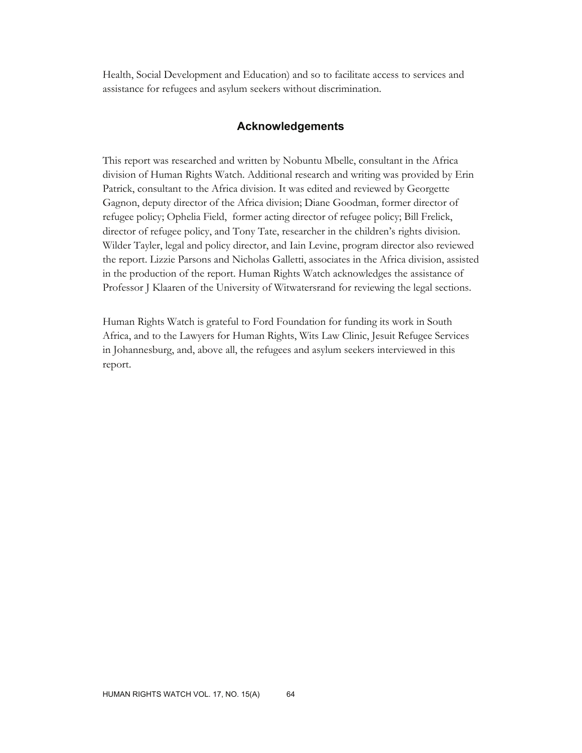Health, Social Development and Education) and so to facilitate access to services and assistance for refugees and asylum seekers without discrimination.

## Acknowledgements

This report was researched and written by Nobuntu Mbelle, consultant in the Africa division of Human Rights Watch. Additional research and writing was provided by Erin Patrick, consultant to the Africa division. It was edited and reviewed by Georgette Gagnon, deputy director of the Africa division; Diane Goodman, former director of refugee policy; Ophelia Field, former acting director of refugee policy; Bill Frelick, director of refugee policy, and Tony Tate, researcher in the children's rights division. Wilder Tayler, legal and policy director, and Iain Levine, program director also reviewed the report. Lizzie Parsons and Nicholas Galletti, associates in the Africa division, assisted in the production of the report. Human Rights Watch acknowledges the assistance of Professor J Klaaren of the University of Witwatersrand for reviewing the legal sections.

Human Rights Watch is grateful to Ford Foundation for funding its work in South Africa, and to the Lawyers for Human Rights, Wits Law Clinic, Jesuit Refugee Services in Johannesburg, and, above all, the refugees and asylum seekers interviewed in this report.